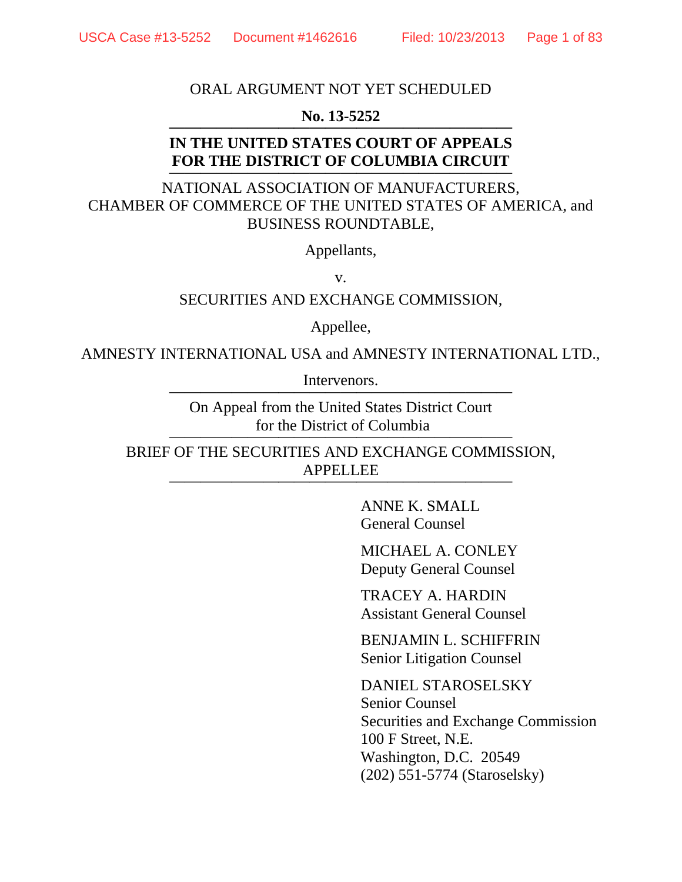ORAL ARGUMENT NOT YET SCHEDULED

**No. 13-5252**

**IN THE UNITED STATES COURT OF APPEALS FOR THE DISTRICT OF COLUMBIA CIRCUIT**

NATIONAL ASSOCIATION OF MANUFACTURERS, CHAMBER OF COMMERCE OF THE UNITED STATES OF AMERICA, and BUSINESS ROUNDTABLE,

Appellants,

v.

SECURITIES AND EXCHANGE COMMISSION,

Appellee,

AMNESTY INTERNATIONAL USA and AMNESTY INTERNATIONAL LTD.,

Intervenors.

On Appeal from the United States District Court for the District of Columbia

BRIEF OF THE SECURITIES AND EXCHANGE COMMISSION, APPELLEE

ANNE K. SMALL
General Counsel

MICHAEL A. CONLEY
Deputy General Counsel

TRACEY A. HARDIN
Assistant General Counsel

BENJAMIN L. SCHIFFRIN
Senior Litigation Counsel

DANIEL STAROSELSKY
Senior Counsel
Securities and Exchange Commission
100 F Street, N.E.
Washington, D.C. 20549
(202) 551-5774 (Staroselsky)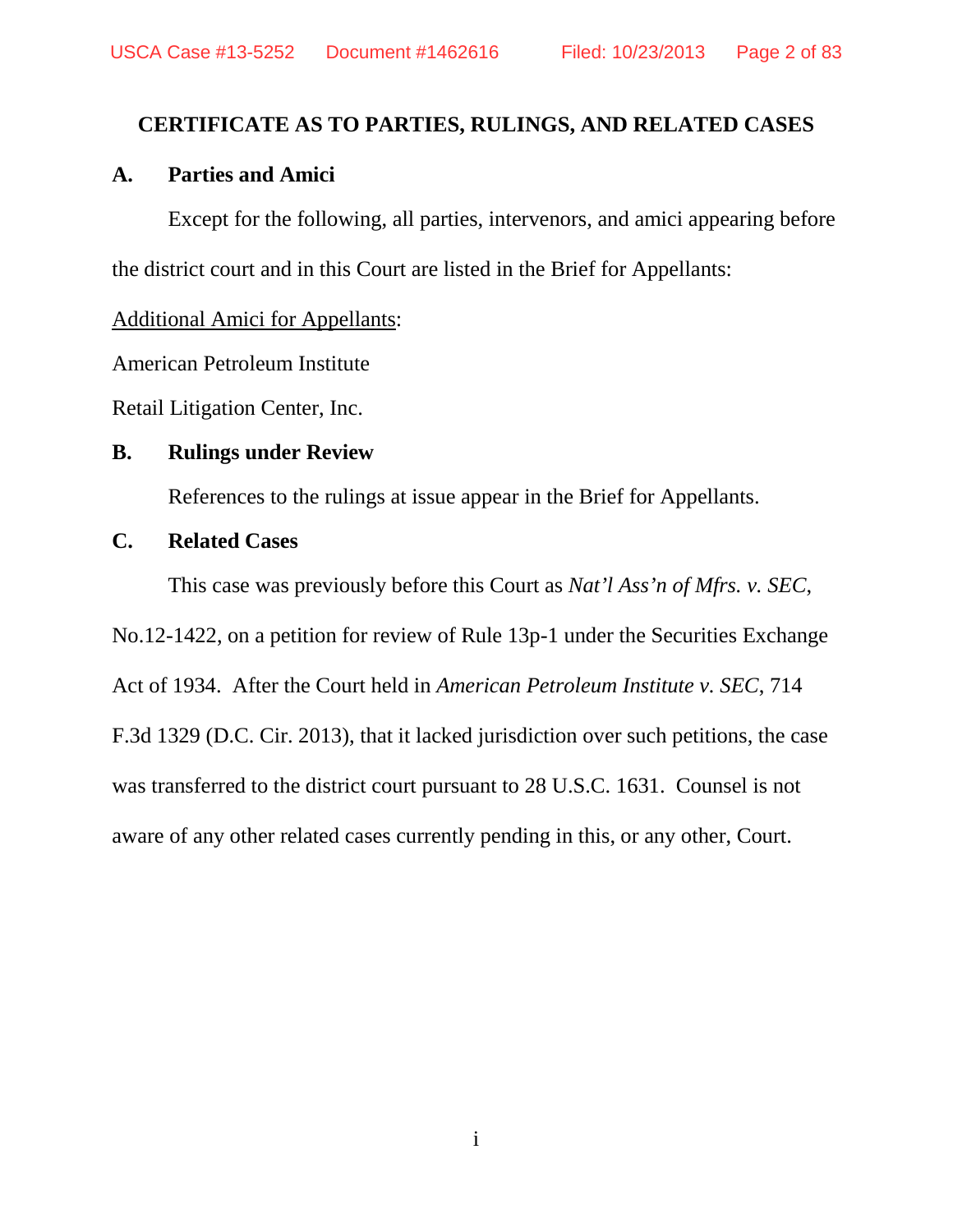## CERTIFICATE AS TO PARTIES, RULINGS, AND RELATED CASES

### A. Parties and Amici

Except for the following, all parties, intervenors, and amici appearing before the district court and in this Court are listed in the Brief for Appellants:

Additional Amici for Appellants:

American Petroleum Institute

Retail Litigation Center, Inc.

### B. Rulings under Review

References to the rulings at issue appear in the Brief for Appellants.

### C. Related Cases

This case was previously before this Court as *Nat'l Ass'n of Mfrs. v. SEC*, No.12-1422, on a petition for review of Rule 13p-1 under the Securities Exchange Act of 1934. After the Court held in *American Petroleum Institute v. SEC*, 714 F.3d 1329 (D.C. Cir. 2013), that it lacked jurisdiction over such petitions, the case was transferred to the district court pursuant to 28 U.S.C. 1631. Counsel is not aware of any other related cases currently pending in this, or any other, Court.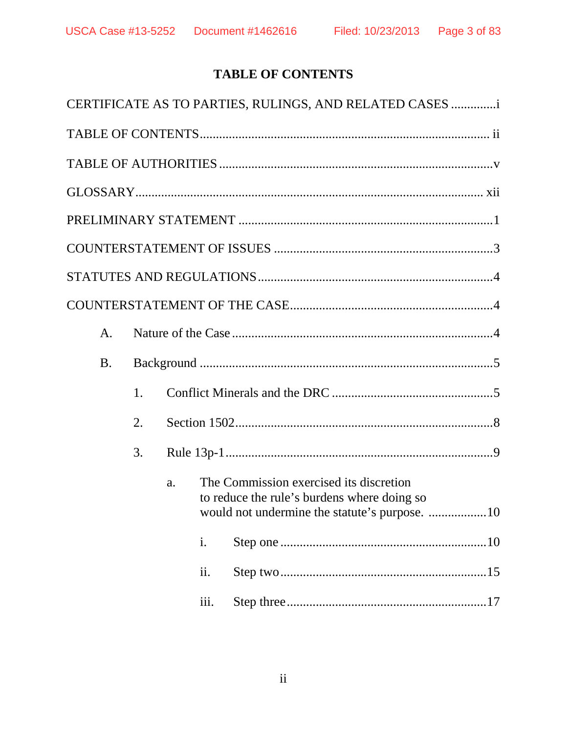# TABLE OF CONTENTS

CERTIFICATE AS TO PARTIES, RULINGS, AND RELATED CASES .............i

TABLE OF CONTENTS ........................................................................................ ii

TABLE OF AUTHORITIES ...................................................................................v

GLOSSARY ......................................................................................................... xii

PRELIMINARY STATEMENT .............................................................................1

COUNTERSTATEMENT OF ISSUES ...................................................................3

STATUTES AND REGULATIONS ........................................................................4

COUNTERSTATEMENT OF THE CASE ..............................................................4

- A. Nature of the Case ................................................................................4
- B. Background ..........................................................................................5
  - 1. Conflict Minerals and the DRC ..................................................5
  - 2. Section 1502 ...............................................................................8
  - 3. Rule 13p-1 ..................................................................................9
    - a. The Commission exercised its discretion to reduce the rule's burdens where doing so would not undermine the statute's purpose. ..................10
      - i. Step one ...............................................................10
      - ii. Step two ...............................................................15
      - iii. Step three .............................................................17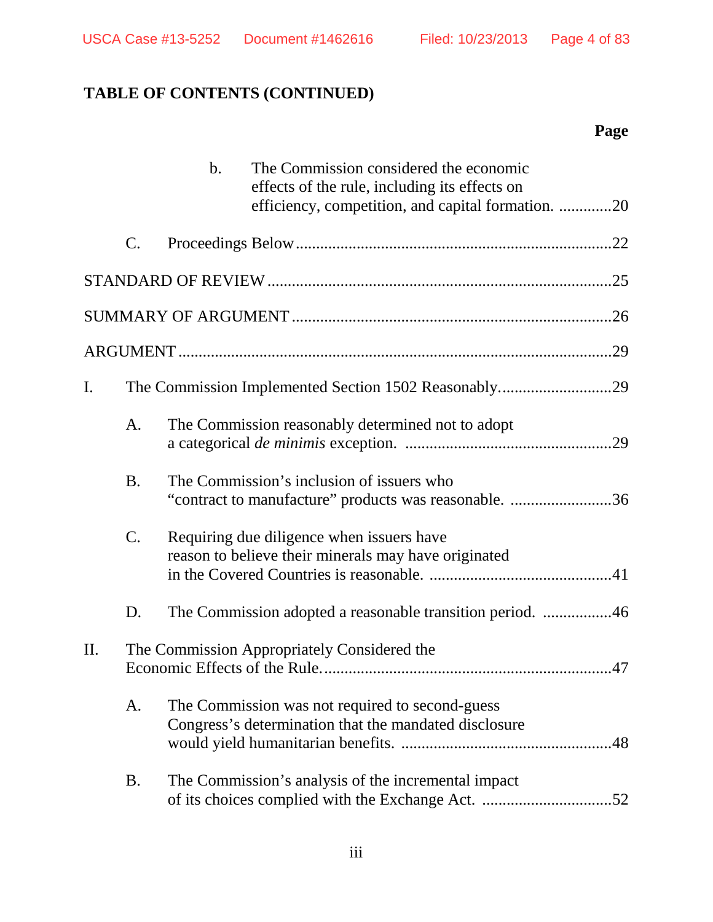## TABLE OF CONTENTS (CONTINUED)

| | Page |
|---|---|
| b. The Commission considered the economic effects of the rule, including its effects on efficiency, competition, and capital formation. | 20 |
| C. Proceedings Below | 22 |
| STANDARD OF REVIEW | 25 |
| SUMMARY OF ARGUMENT | 26 |
| ARGUMENT | 29 |
| I. The Commission Implemented Section 1502 Reasonably. | 29 |
| A. The Commission reasonably determined not to adopt a categorical *de minimis* exception. | 29 |
| B. The Commission's inclusion of issuers who "contract to manufacture" products was reasonable. | 36 |
| C. Requiring due diligence when issuers have reason to believe their minerals may have originated in the Covered Countries is reasonable. | 41 |
| D. The Commission adopted a reasonable transition period. | 46 |
| II. The Commission Appropriately Considered the Economic Effects of the Rule. | 47 |
| A. The Commission was not required to second-guess Congress's determination that the mandated disclosure would yield humanitarian benefits. | 48 |
| B. The Commission's analysis of the incremental impact of its choices complied with the Exchange Act. | 52 |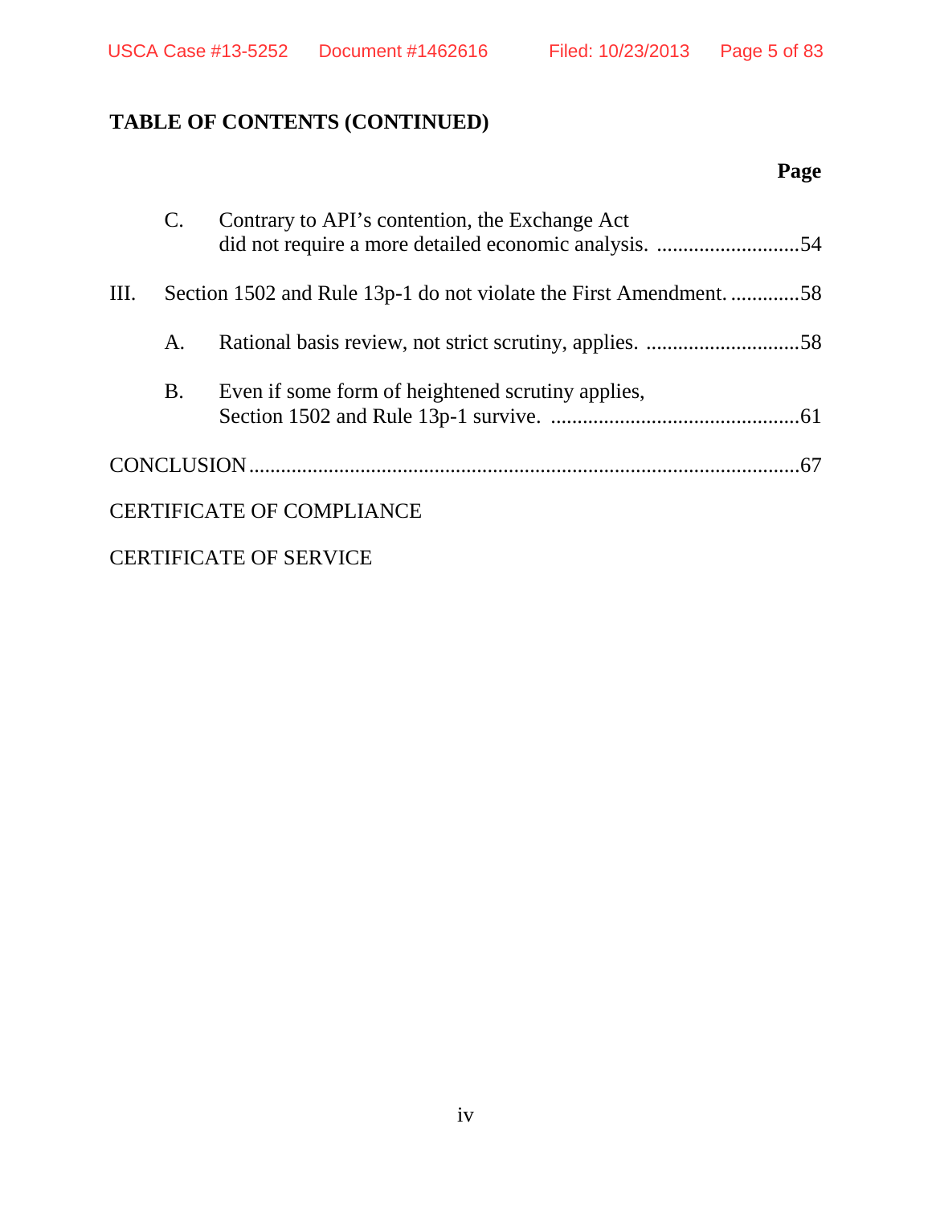## TABLE OF CONTENTS (CONTINUED)

| | Page |
|---|---|
| C. Contrary to API's contention, the Exchange Act did not require a more detailed economic analysis. | 54 |
| III. Section 1502 and Rule 13p-1 do not violate the First Amendment. | 58 |
| A. Rational basis review, not strict scrutiny, applies. | 58 |
| B. Even if some form of heightened scrutiny applies, Section 1502 and Rule 13p-1 survive. | 61 |
| CONCLUSION | 67 |
| CERTIFICATE OF COMPLIANCE | |
| CERTIFICATE OF SERVICE | |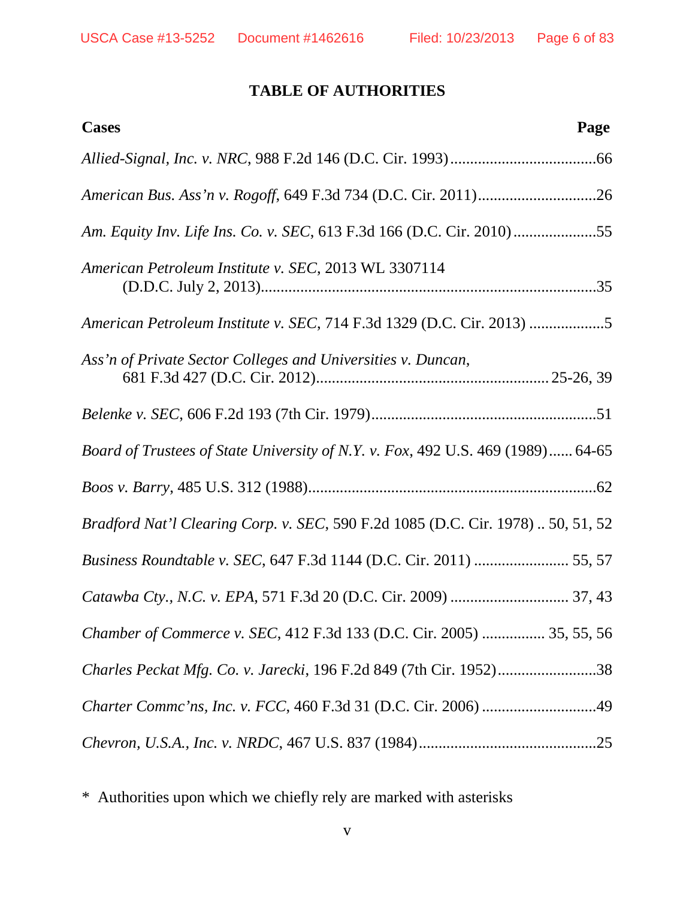# TABLE OF AUTHORITIES

**Cases** | **Page**

*Allied-Signal, Inc. v. NRC*, 988 F.2d 146 (D.C. Cir. 1993) .....................................66

*American Bus. Ass'n v. Rogoff*, 649 F.3d 734 (D.C. Cir. 2011)..............................26

*Am. Equity Inv. Life Ins. Co. v. SEC*, 613 F.3d 166 (D.C. Cir. 2010) .....................55

*American Petroleum Institute v. SEC*, 2013 WL 3307114 (D.D.C. July 2, 2013)....................................................................................35

*American Petroleum Institute v. SEC*, 714 F.3d 1329 (D.C. Cir. 2013) ...................5

*Ass'n of Private Sector Colleges and Universities v. Duncan*, 681 F.3d 427 (D.C. Cir. 2012).......................................................... 25-26, 39

*Belenke v. SEC*, 606 F.2d 193 (7th Cir. 1979).........................................................51

*Board of Trustees of State University of N.Y. v. Fox*, 492 U.S. 469 (1989)...... 64-65

*Boos v. Barry*, 485 U.S. 312 (1988)........................................................................62

*Bradford Nat'l Clearing Corp. v. SEC*, 590 F.2d 1085 (D.C. Cir. 1978) .. 50, 51, 52

*Business Roundtable v. SEC*, 647 F.3d 1144 (D.C. Cir. 2011) ........................ 55, 57

*Catawba Cty., N.C. v. EPA*, 571 F.3d 20 (D.C. Cir. 2009) ............................. 37, 43

*Chamber of Commerce v. SEC*, 412 F.3d 133 (D.C. Cir. 2005) ................ 35, 55, 56

*Charles Peckat Mfg. Co. v. Jarecki*, 196 F.2d 849 (7th Cir. 1952).........................38

*Charter Commc'ns, Inc. v. FCC*, 460 F.3d 31 (D.C. Cir. 2006) .............................49

*Chevron, U.S.A., Inc. v. NRDC*, 467 U.S. 837 (1984).............................................25

\* Authorities upon which we chiefly rely are marked with asterisks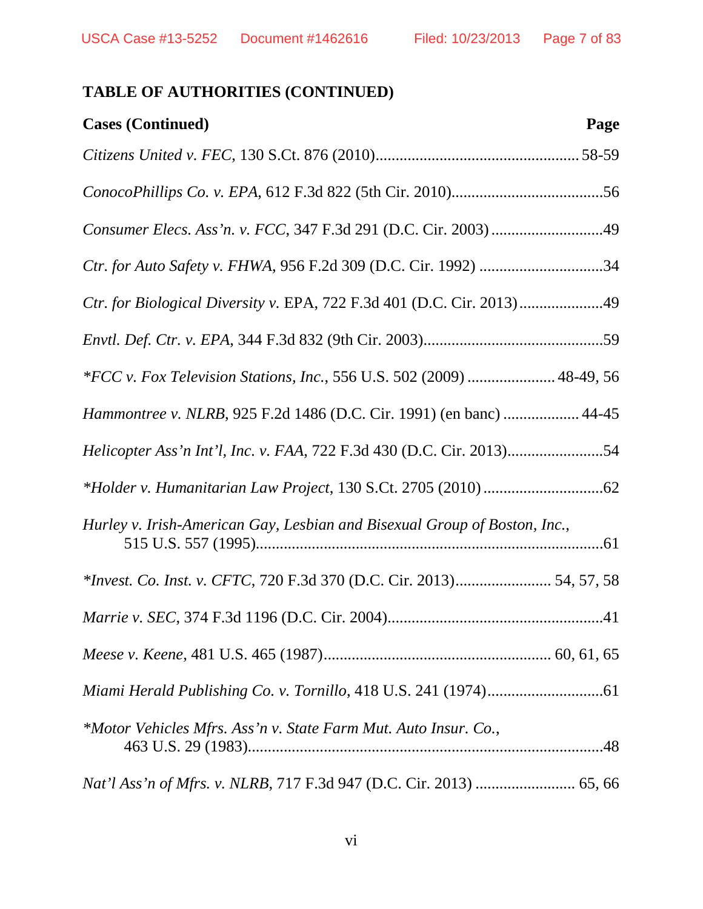## TABLE OF AUTHORITIES (CONTINUED)

**Cases (Continued)** **Page**

*Citizens United v. FEC*, 130 S.Ct. 876 (2010)................................................... 58-59

*ConocoPhillips Co. v. EPA*, 612 F.3d 822 (5th Cir. 2010)......................................56

*Consumer Elecs. Ass'n. v. FCC*, 347 F.3d 291 (D.C. Cir. 2003) ............................49

*Ctr. for Auto Safety v. FHWA*, 956 F.2d 309 (D.C. Cir. 1992) ...............................34

*Ctr. for Biological Diversity v.* EPA, 722 F.3d 401 (D.C. Cir. 2013).....................49

*Envtl. Def. Ctr. v. EPA*, 344 F.3d 832 (9th Cir. 2003).............................................59

**FCC v. Fox Television Stations, Inc.*, 556 U.S. 502 (2009) ...................... 48-49, 56

*Hammontree v. NLRB*, 925 F.2d 1486 (D.C. Cir. 1991) (en banc) ................... 44-45

*Helicopter Ass'n Int'l, Inc. v. FAA*, 722 F.3d 430 (D.C. Cir. 2013)........................54

**Holder v. Humanitarian Law Project*, 130 S.Ct. 2705 (2010) ..............................62

*Hurley v. Irish-American Gay, Lesbian and Bisexual Group of Boston, Inc.*, 515 U.S. 557 (1995)........................................................................................61

**Invest. Co. Inst. v. CFTC*, 720 F.3d 370 (D.C. Cir. 2013)........................ 54, 57, 58

*Marrie v. SEC*, 374 F.3d 1196 (D.C. Cir. 2004).......................................................41

*Meese v. Keene*, 481 U.S. 465 (1987)........................................................ 60, 61, 65

*Miami Herald Publishing Co. v. Tornillo*, 418 U.S. 241 (1974).............................61

**Motor Vehicles Mfrs. Ass'n v. State Farm Mut. Auto Insur. Co.*, 463 U.S. 29 (1983).........................................................................................48

*Nat'l Ass'n of Mfrs. v. NLRB*, 717 F.3d 947 (D.C. Cir. 2013) ......................... 65, 66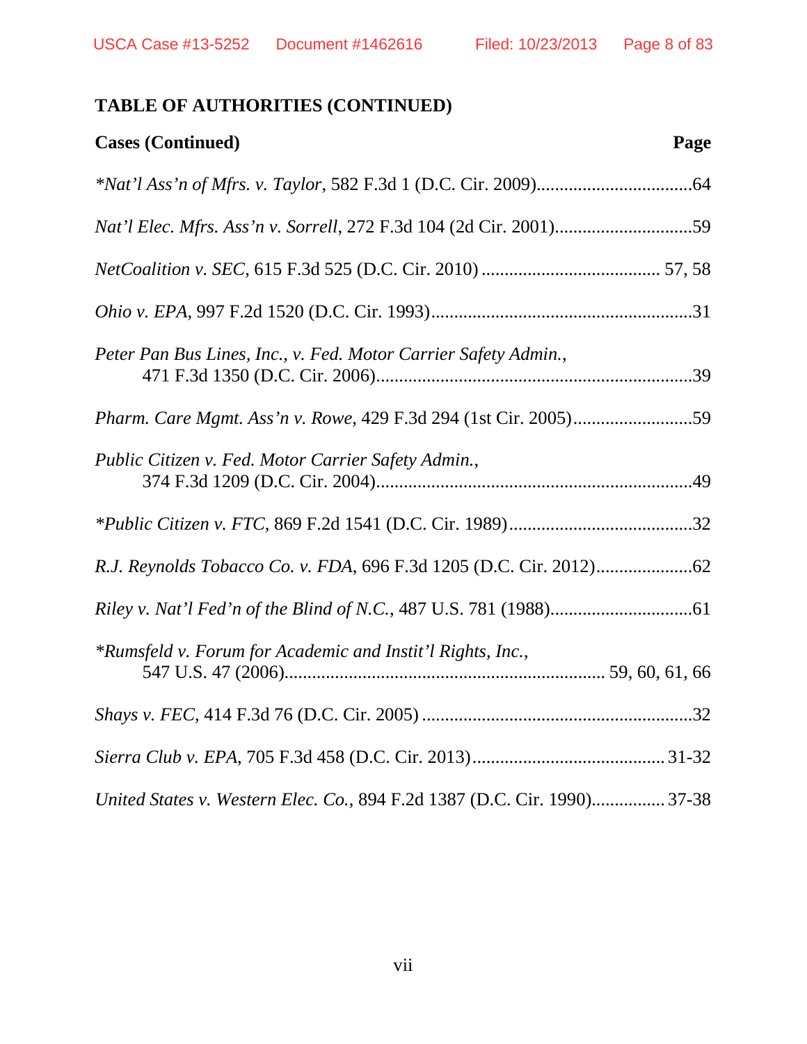## TABLE OF AUTHORITIES (CONTINUED)

**Cases (Continued)** **Page**

*\*Nat'l Ass'n of Mfrs. v. Taylor*, 582 F.3d 1 (D.C. Cir. 2009)..................................64

*Nat'l Elec. Mfrs. Ass'n v. Sorrell*, 272 F.3d 104 (2d Cir. 2001)..............................59

*NetCoalition v. SEC*, 615 F.3d 525 (D.C. Cir. 2010) ...................................... 57, 58

*Ohio v. EPA*, 997 F.2d 1520 (D.C. Cir. 1993).........................................................31

*Peter Pan Bus Lines, Inc., v. Fed. Motor Carrier Safety Admin.*, 471 F.3d 1350 (D.C. Cir. 2006).....................................................................39

*Pharm. Care Mgmt. Ass'n v. Rowe*, 429 F.3d 294 (1st Cir. 2005)..........................59

*Public Citizen v. Fed. Motor Carrier Safety Admin.*, 374 F.3d 1209 (D.C. Cir. 2004).....................................................................49

*\*Public Citizen v. FTC*, 869 F.2d 1541 (D.C. Cir. 1989)........................................32

*R.J. Reynolds Tobacco Co. v. FDA*, 696 F.3d 1205 (D.C. Cir. 2012)....................62

*Riley v. Nat'l Fed'n of the Blind of N.C.*, 487 U.S. 781 (1988)...............................61

*\*Rumsfeld v. Forum for Academic and Instit'l Rights, Inc.*, 547 U.S. 47 (2006)..................................................................... 59, 60, 61, 66

*Shays v. FEC*, 414 F.3d 76 (D.C. Cir. 2005) ...........................................................32

*Sierra Club v. EPA*, 705 F.3d 458 (D.C. Cir. 2013).......................................... 31-32

*United States v. Western Elec. Co.*, 894 F.2d 1387 (D.C. Cir. 1990)................ 37-38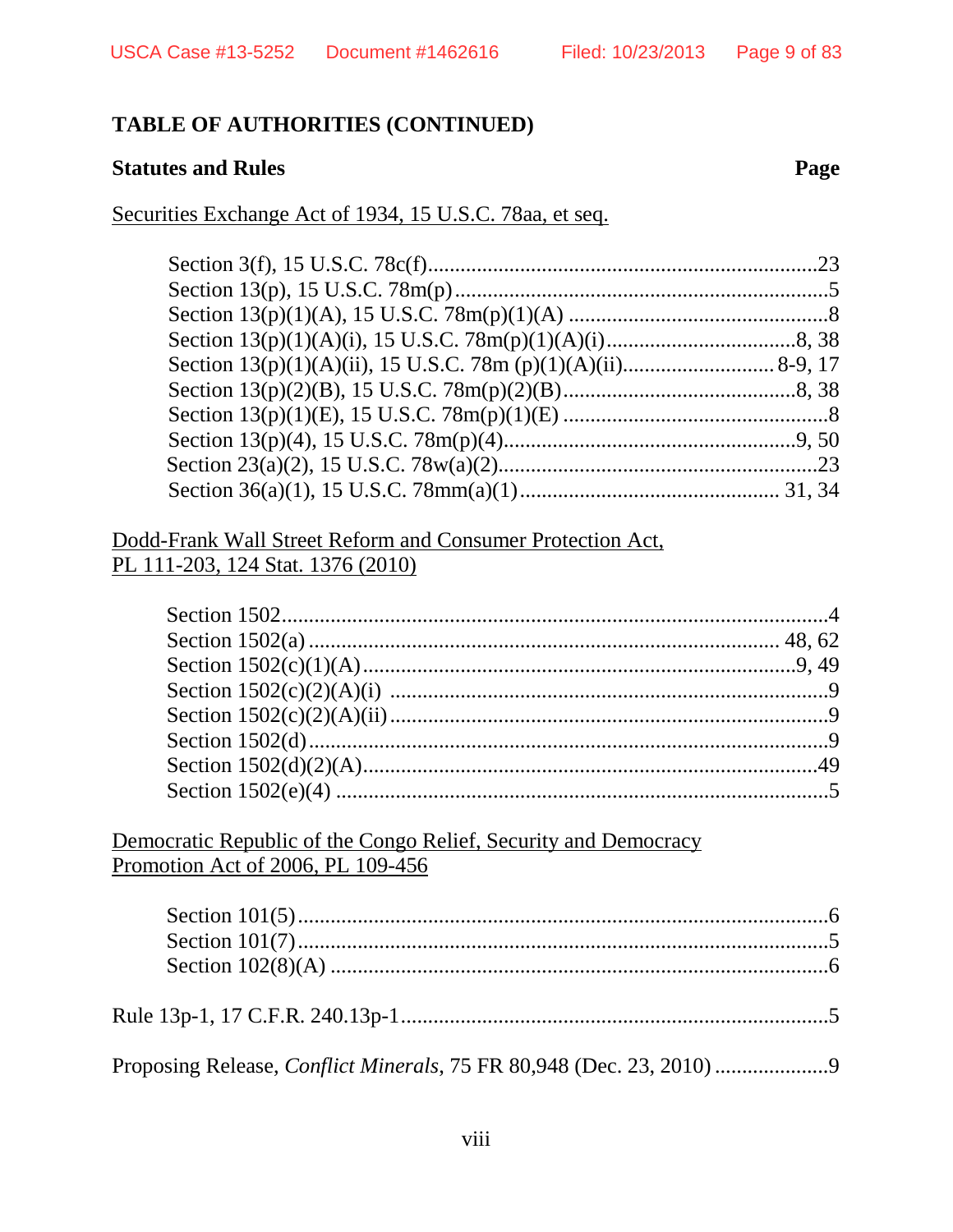## TABLE OF AUTHORITIES (CONTINUED)

| Statutes and Rules | Page |
|---|---|
| Securities Exchange Act of 1934, 15 U.S.C. 78aa, et seq. | |
| Section 3(f), 15 U.S.C. 78c(f) | 23 |
| Section 13(p), 15 U.S.C. 78m(p) | 5 |
| Section 13(p)(1)(A), 15 U.S.C. 78m(p)(1)(A) | 8 |
| Section 13(p)(1)(A)(i), 15 U.S.C. 78m(p)(1)(A)(i) | 8, 38 |
| Section 13(p)(1)(A)(ii), 15 U.S.C. 78m (p)(1)(A)(ii) | 8-9, 17 |
| Section 13(p)(2)(B), 15 U.S.C. 78m(p)(2)(B) | 8, 38 |
| Section 13(p)(1)(E), 15 U.S.C. 78m(p)(1)(E) | 8 |
| Section 13(p)(4), 15 U.S.C. 78m(p)(4) | 9, 50 |
| Section 23(a)(2), 15 U.S.C. 78w(a)(2) | 23 |
| Section 36(a)(1), 15 U.S.C. 78mm(a)(1) | 31, 34 |
| Dodd-Frank Wall Street Reform and Consumer Protection Act, PL 111-203, 124 Stat. 1376 (2010) | |
| Section 1502 | 4 |
| Section 1502(a) | 48, 62 |
| Section 1502(c)(1)(A) | 9, 49 |
| Section 1502(c)(2)(A)(i) | 9 |
| Section 1502(c)(2)(A)(ii) | 9 |
| Section 1502(d) | 9 |
| Section 1502(d)(2)(A) | 49 |
| Section 1502(e)(4) | 5 |
| Democratic Republic of the Congo Relief, Security and Democracy Promotion Act of 2006, PL 109-456 | |
| Section 101(5) | 6 |
| Section 101(7) | 5 |
| Section 102(8)(A) | 6 |
| Rule 13p-1, 17 C.F.R. 240.13p-1 | 5 |
| Proposing Release, *Conflict Minerals*, 75 FR 80,948 (Dec. 23, 2010) | 9 |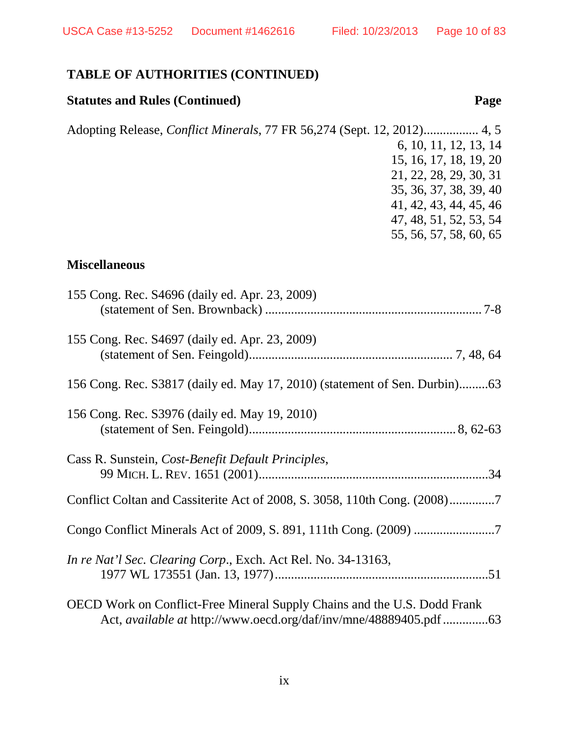## TABLE OF AUTHORITIES (CONTINUED)

**Statutes and Rules (Continued)** **Page**

Adopting Release, *Conflict Minerals*, 77 FR 56,274 (Sept. 12, 2012)................. 4, 5, 6, 10, 11, 12, 13, 14, 15, 16, 17, 18, 19, 20, 21, 22, 28, 29, 30, 31, 35, 36, 37, 38, 39, 40, 41, 42, 43, 44, 45, 46, 47, 48, 51, 52, 53, 54, 55, 56, 57, 58, 60, 65

**Miscellaneous**

155 Cong. Rec. S4696 (daily ed. Apr. 23, 2009) (statement of Sen. Brownback) ................................................................... 7-8

155 Cong. Rec. S4697 (daily ed. Apr. 23, 2009) (statement of Sen. Feingold)............................................................... 7, 48, 64

156 Cong. Rec. S3817 (daily ed. May 17, 2010) (statement of Sen. Durbin).........63

156 Cong. Rec. S3976 (daily ed. May 19, 2010) (statement of Sen. Feingold)................................................................ 8, 62-63

Cass R. Sunstein, *Cost-Benefit Default Principles*, 99 MICH. L. REV. 1651 (2001).......................................................................34

Conflict Coltan and Cassiterite Act of 2008, S. 3058, 110th Cong. (2008)..............7

Congo Conflict Minerals Act of 2009, S. 891, 111th Cong. (2009) .........................7

*In re Nat'l Sec. Clearing Corp*., Exch. Act Rel. No. 34-13163, 1977 WL 173551 (Jan. 13, 1977)...................................................................51

OECD Work on Conflict-Free Mineral Supply Chains and the U.S. Dodd Frank Act, *available at* http://www.oecd.org/daf/inv/mne/48889405.pdf..............63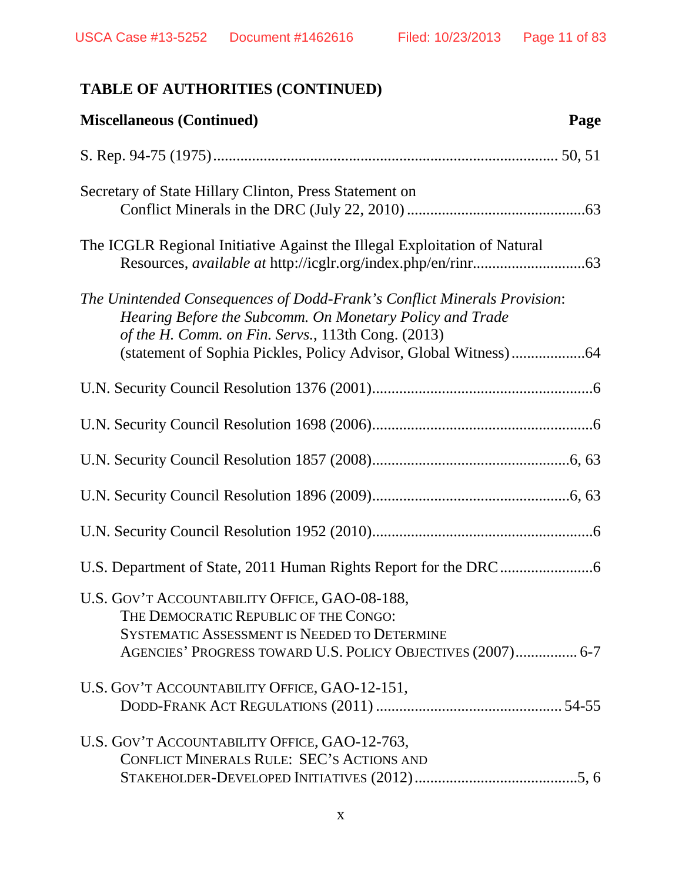## TABLE OF AUTHORITIES (CONTINUED)

**Miscellaneous (Continued)** **Page**

S. Rep. 94-75 (1975) ........................................................................................ 50, 51

Secretary of State Hillary Clinton, Press Statement on Conflict Minerals in the DRC (July 22, 2010) ..............................................63

The ICGLR Regional Initiative Against the Illegal Exploitation of Natural Resources, *available at* http://icglr.org/index.php/en/rinr.............................63

*The Unintended Consequences of Dodd-Frank's Conflict Minerals Provision: Hearing Before the Subcomm. On Monetary Policy and Trade of the H. Comm. on Fin. Servs.*, 113th Cong. (2013) (statement of Sophia Pickles, Policy Advisor, Global Witness)...................64

U.N. Security Council Resolution 1376 (2001).........................................................6

U.N. Security Council Resolution 1698 (2006).........................................................6

U.N. Security Council Resolution 1857 (2008)...................................................6, 63

U.N. Security Council Resolution 1896 (2009)...................................................6, 63

U.N. Security Council Resolution 1952 (2010).........................................................6

U.S. Department of State, 2011 Human Rights Report for the DRC........................6

U.S. GOV'T ACCOUNTABILITY OFFICE, GAO-08-188, THE DEMOCRATIC REPUBLIC OF THE CONGO: SYSTEMATIC ASSESSMENT IS NEEDED TO DETERMINE AGENCIES' PROGRESS TOWARD U.S. POLICY OBJECTIVES (2007)................ 6-7

U.S. GOV'T ACCOUNTABILITY OFFICE, GAO-12-151, DODD-FRANK ACT REGULATIONS (2011) ................................................ 54-55

U.S. GOV'T ACCOUNTABILITY OFFICE, GAO-12-763, CONFLICT MINERALS RULE: SEC'S ACTIONS AND STAKEHOLDER-DEVELOPED INITIATIVES (2012)..........................................5, 6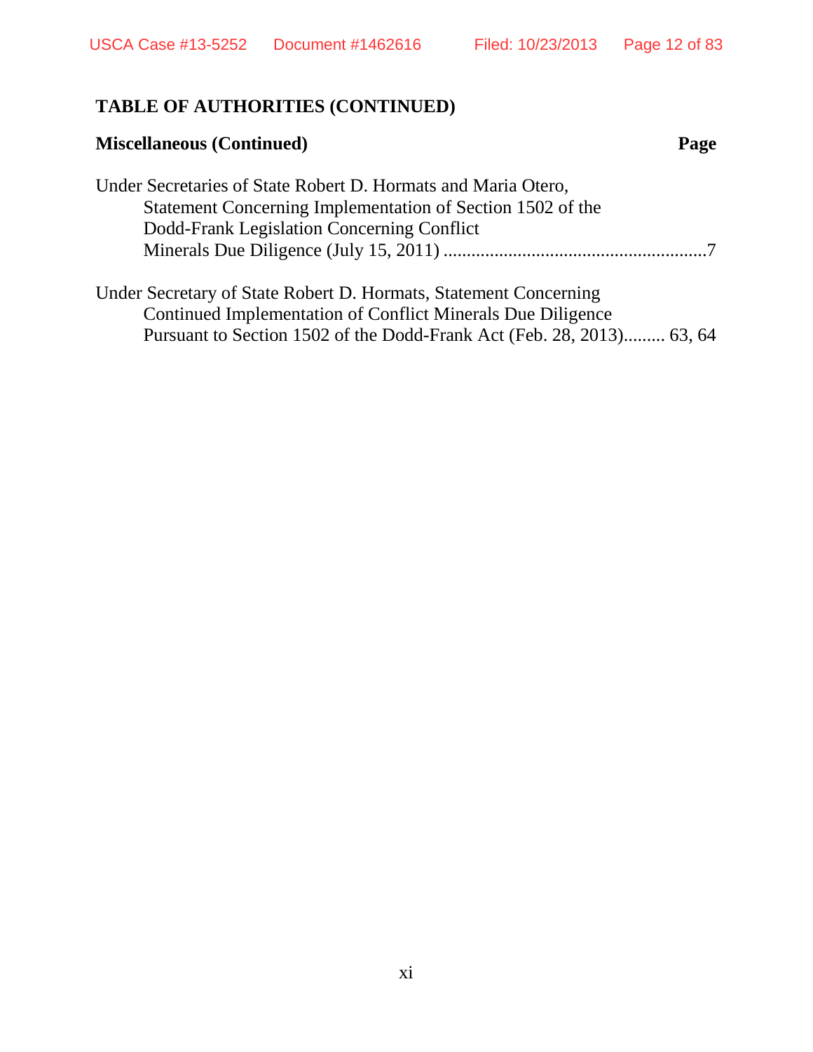## TABLE OF AUTHORITIES (CONTINUED)

**Miscellaneous (Continued)** **Page**

Under Secretaries of State Robert D. Hormats and Maria Otero, Statement Concerning Implementation of Section 1502 of the Dodd-Frank Legislation Concerning Conflict Minerals Due Diligence (July 15, 2011) ........................................................7

Under Secretary of State Robert D. Hormats, Statement Concerning Continued Implementation of Conflict Minerals Due Diligence Pursuant to Section 1502 of the Dodd-Frank Act (Feb. 28, 2013)......... 63, 64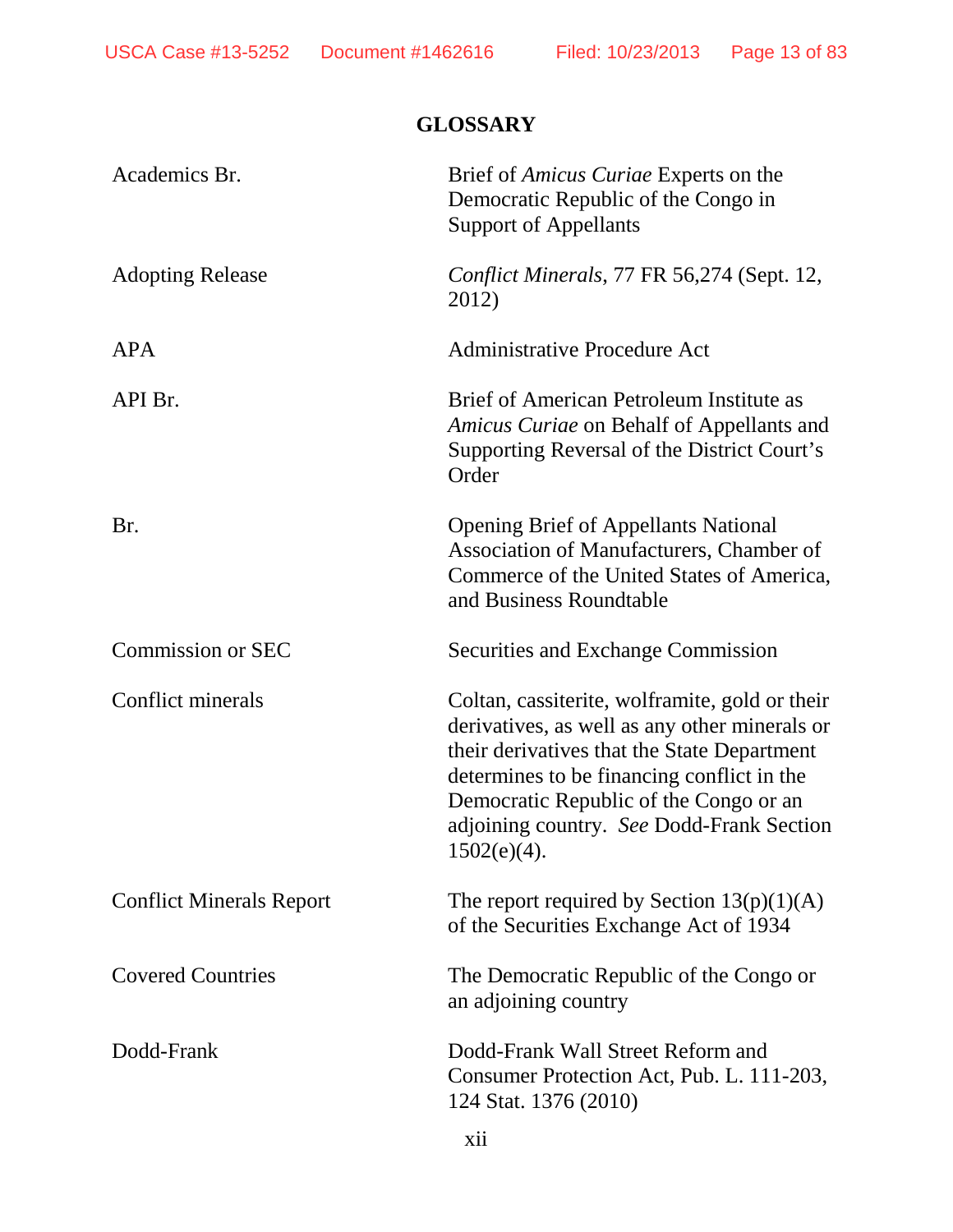## GLOSSARY

| | |
|---|---|
| Academics Br. | Brief of *Amicus Curiae* Experts on the Democratic Republic of the Congo in Support of Appellants |
| Adopting Release | *Conflict Minerals*, 77 FR 56,274 (Sept. 12, 2012) |
| APA | Administrative Procedure Act |
| API Br. | Brief of American Petroleum Institute as *Amicus Curiae* on Behalf of Appellants and Supporting Reversal of the District Court's Order |
| Br. | Opening Brief of Appellants National Association of Manufacturers, Chamber of Commerce of the United States of America, and Business Roundtable |
| Commission or SEC | Securities and Exchange Commission |
| Conflict minerals | Coltan, cassiterite, wolframite, gold or their derivatives, as well as any other minerals or their derivatives that the State Department determines to be financing conflict in the Democratic Republic of the Congo or an adjoining country. *See* Dodd-Frank Section 1502(e)(4). |
| Conflict Minerals Report | The report required by Section 13(p)(1)(A) of the Securities Exchange Act of 1934 |
| Covered Countries | The Democratic Republic of the Congo or an adjoining country |
| Dodd-Frank | Dodd-Frank Wall Street Reform and Consumer Protection Act, Pub. L. 111-203, 124 Stat. 1376 (2010) |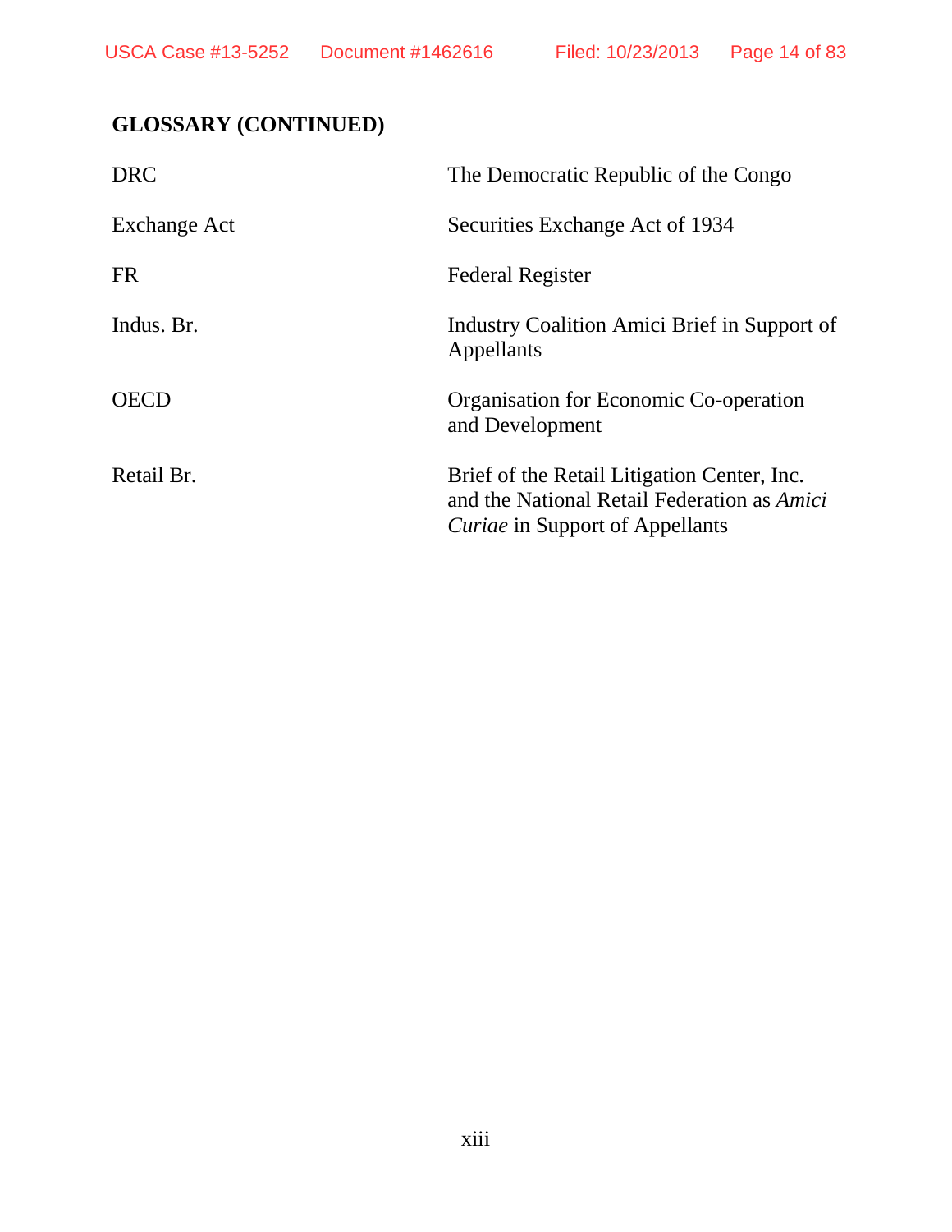## GLOSSARY (CONTINUED)

| | |
|---|---|
| DRC | The Democratic Republic of the Congo |
| Exchange Act | Securities Exchange Act of 1934 |
| FR | Federal Register |
| Indus. Br. | Industry Coalition Amici Brief in Support of Appellants |
| OECD | Organisation for Economic Co-operation and Development |
| Retail Br. | Brief of the Retail Litigation Center, Inc. and the National Retail Federation as *Amici Curiae* in Support of Appellants |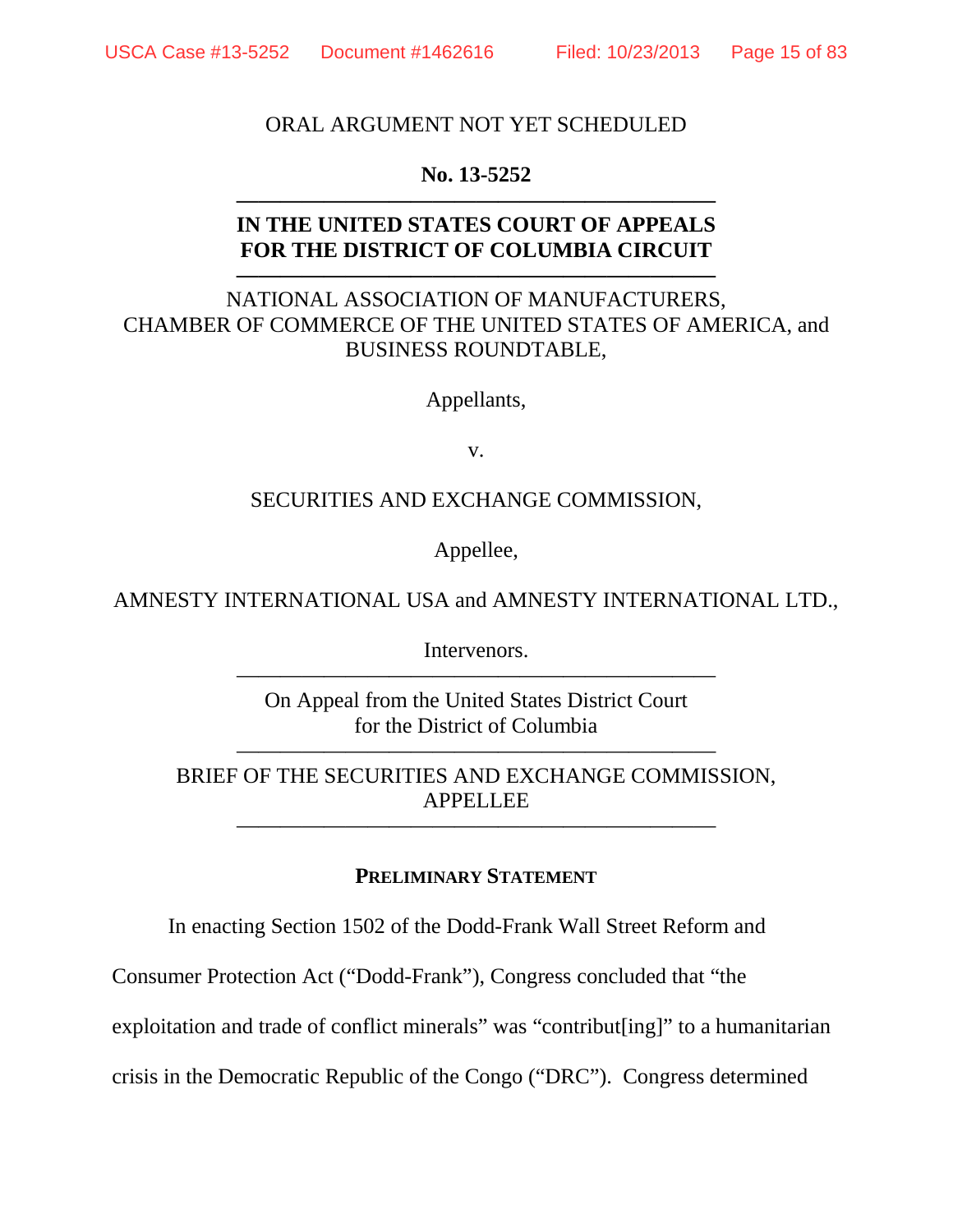ORAL ARGUMENT NOT YET SCHEDULED

**No. 13-5252**

---

**IN THE UNITED STATES COURT OF APPEALS**
**FOR THE DISTRICT OF COLUMBIA CIRCUIT**

---

NATIONAL ASSOCIATION OF MANUFACTURERS,
CHAMBER OF COMMERCE OF THE UNITED STATES OF AMERICA, and
BUSINESS ROUNDTABLE,

Appellants,

v.

SECURITIES AND EXCHANGE COMMISSION,

Appellee,

AMNESTY INTERNATIONAL USA and AMNESTY INTERNATIONAL LTD.,

Intervenors.

---

On Appeal from the United States District Court
for the District of Columbia

---

BRIEF OF THE SECURITIES AND EXCHANGE COMMISSION,
APPELLEE

---

## PRELIMINARY STATEMENT

In enacting Section 1502 of the Dodd-Frank Wall Street Reform and Consumer Protection Act ("Dodd-Frank"), Congress concluded that "the exploitation and trade of conflict minerals" was "contribut[ing]" to a humanitarian crisis in the Democratic Republic of the Congo ("DRC"). Congress determined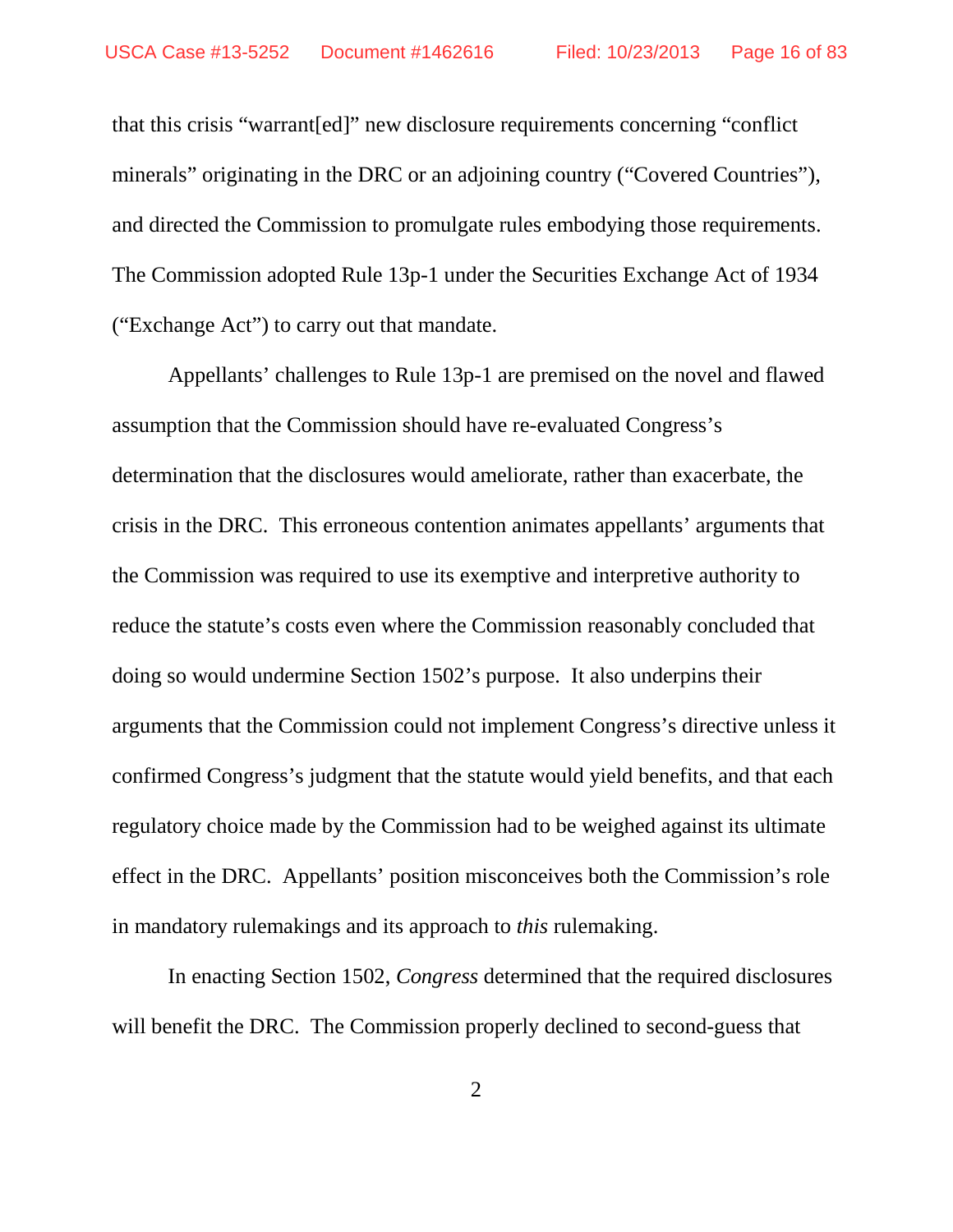that this crisis "warrant[ed]" new disclosure requirements concerning "conflict minerals" originating in the DRC or an adjoining country ("Covered Countries"), and directed the Commission to promulgate rules embodying those requirements. The Commission adopted Rule 13p-1 under the Securities Exchange Act of 1934 ("Exchange Act") to carry out that mandate.

Appellants' challenges to Rule 13p-1 are premised on the novel and flawed assumption that the Commission should have re-evaluated Congress's determination that the disclosures would ameliorate, rather than exacerbate, the crisis in the DRC. This erroneous contention animates appellants' arguments that the Commission was required to use its exemptive and interpretive authority to reduce the statute's costs even where the Commission reasonably concluded that doing so would undermine Section 1502's purpose. It also underpins their arguments that the Commission could not implement Congress's directive unless it confirmed Congress's judgment that the statute would yield benefits, and that each regulatory choice made by the Commission had to be weighed against its ultimate effect in the DRC. Appellants' position misconceives both the Commission's role in mandatory rulemakings and its approach to *this* rulemaking.

In enacting Section 1502, *Congress* determined that the required disclosures will benefit the DRC. The Commission properly declined to second-guess that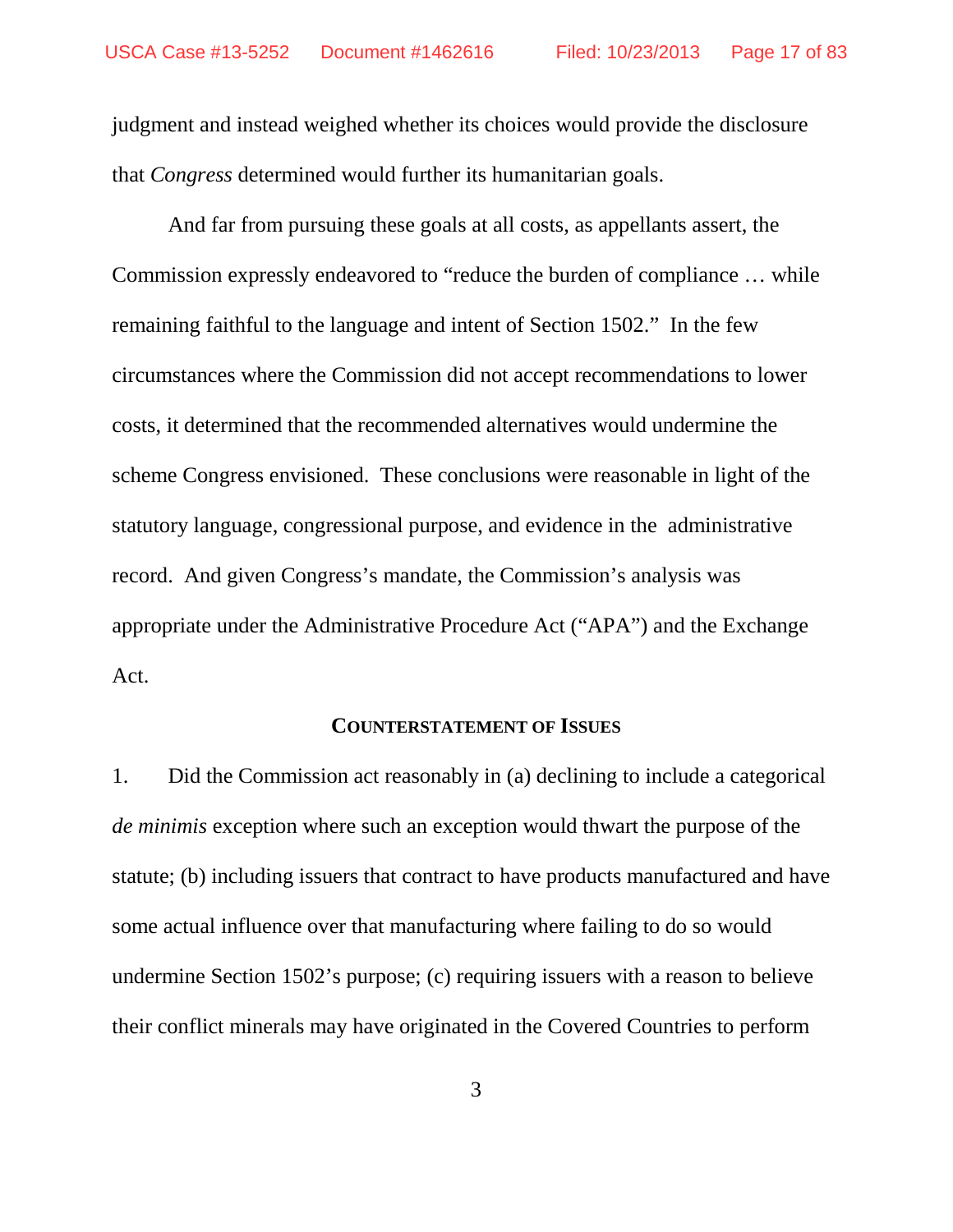judgment and instead weighed whether its choices would provide the disclosure that *Congress* determined would further its humanitarian goals.

And far from pursuing these goals at all costs, as appellants assert, the Commission expressly endeavored to "reduce the burden of compliance … while remaining faithful to the language and intent of Section 1502." In the few circumstances where the Commission did not accept recommendations to lower costs, it determined that the recommended alternatives would undermine the scheme Congress envisioned. These conclusions were reasonable in light of the statutory language, congressional purpose, and evidence in the administrative record. And given Congress's mandate, the Commission's analysis was appropriate under the Administrative Procedure Act ("APA") and the Exchange Act.

## COUNTERSTATEMENT OF ISSUES

1. Did the Commission act reasonably in (a) declining to include a categorical *de minimis* exception where such an exception would thwart the purpose of the statute; (b) including issuers that contract to have products manufactured and have some actual influence over that manufacturing where failing to do so would undermine Section 1502's purpose; (c) requiring issuers with a reason to believe their conflict minerals may have originated in the Covered Countries to perform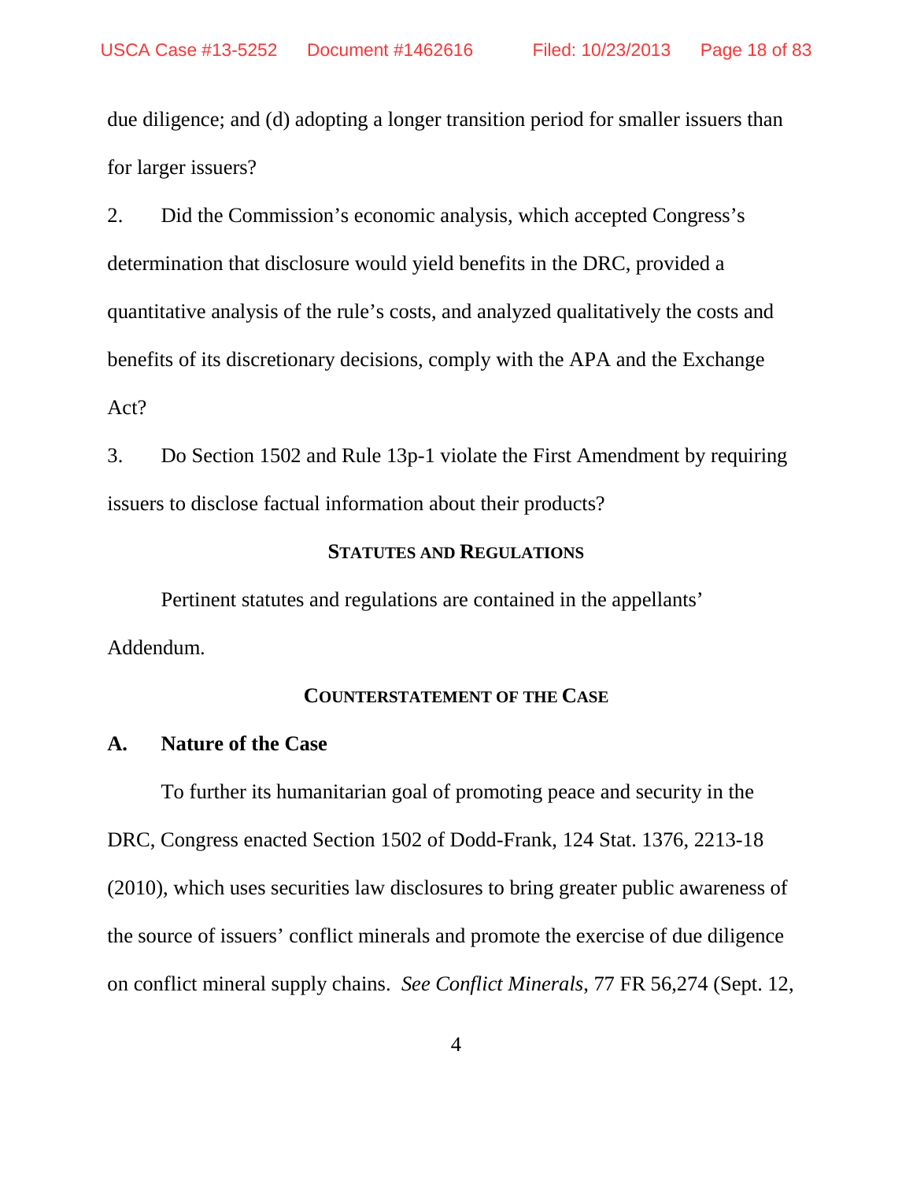due diligence; and (d) adopting a longer transition period for smaller issuers than for larger issuers?

2. Did the Commission's economic analysis, which accepted Congress's determination that disclosure would yield benefits in the DRC, provided a quantitative analysis of the rule's costs, and analyzed qualitatively the costs and benefits of its discretionary decisions, comply with the APA and the Exchange Act?

3. Do Section 1502 and Rule 13p-1 violate the First Amendment by requiring issuers to disclose factual information about their products?

## STATUTES AND REGULATIONS

Pertinent statutes and regulations are contained in the appellants' Addendum.

## COUNTERSTATEMENT OF THE CASE

### A. Nature of the Case

To further its humanitarian goal of promoting peace and security in the DRC, Congress enacted Section 1502 of Dodd-Frank, 124 Stat. 1376, 2213-18 (2010), which uses securities law disclosures to bring greater public awareness of the source of issuers' conflict minerals and promote the exercise of due diligence on conflict mineral supply chains. *See Conflict Minerals*, 77 FR 56,274 (Sept. 12,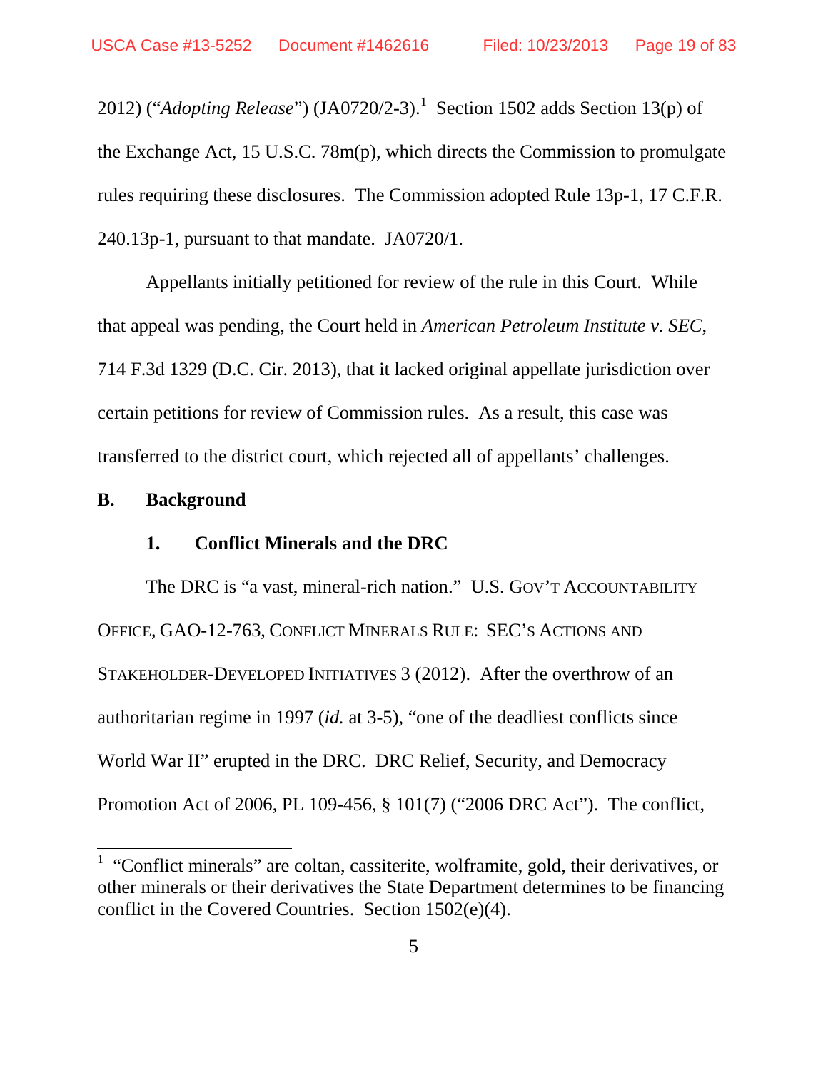2012) ("*Adopting Release*") (JA0720/2-3).[1] Section 1502 adds Section 13(p) of the Exchange Act, 15 U.S.C. 78m(p), which directs the Commission to promulgate rules requiring these disclosures. The Commission adopted Rule 13p-1, 17 C.F.R. 240.13p-1, pursuant to that mandate. JA0720/1.

Appellants initially petitioned for review of the rule in this Court. While that appeal was pending, the Court held in *American Petroleum Institute v. SEC*, 714 F.3d 1329 (D.C. Cir. 2013), that it lacked original appellate jurisdiction over certain petitions for review of Commission rules. As a result, this case was transferred to the district court, which rejected all of appellants' challenges.

## B. Background

### 1. Conflict Minerals and the DRC

The DRC is "a vast, mineral-rich nation." U.S. GOV'T ACCOUNTABILITY OFFICE, GAO-12-763, CONFLICT MINERALS RULE: SEC'S ACTIONS AND STAKEHOLDER-DEVELOPED INITIATIVES 3 (2012). After the overthrow of an authoritarian regime in 1997 (*id.* at 3-5), "one of the deadliest conflicts since World War II" erupted in the DRC. DRC Relief, Security, and Democracy Promotion Act of 2006, PL 109-456, § 101(7) ("2006 DRC Act"). The conflict,

---

[1] "Conflict minerals" are coltan, cassiterite, wolframite, gold, their derivatives, or other minerals or their derivatives the State Department determines to be financing conflict in the Covered Countries. Section 1502(e)(4).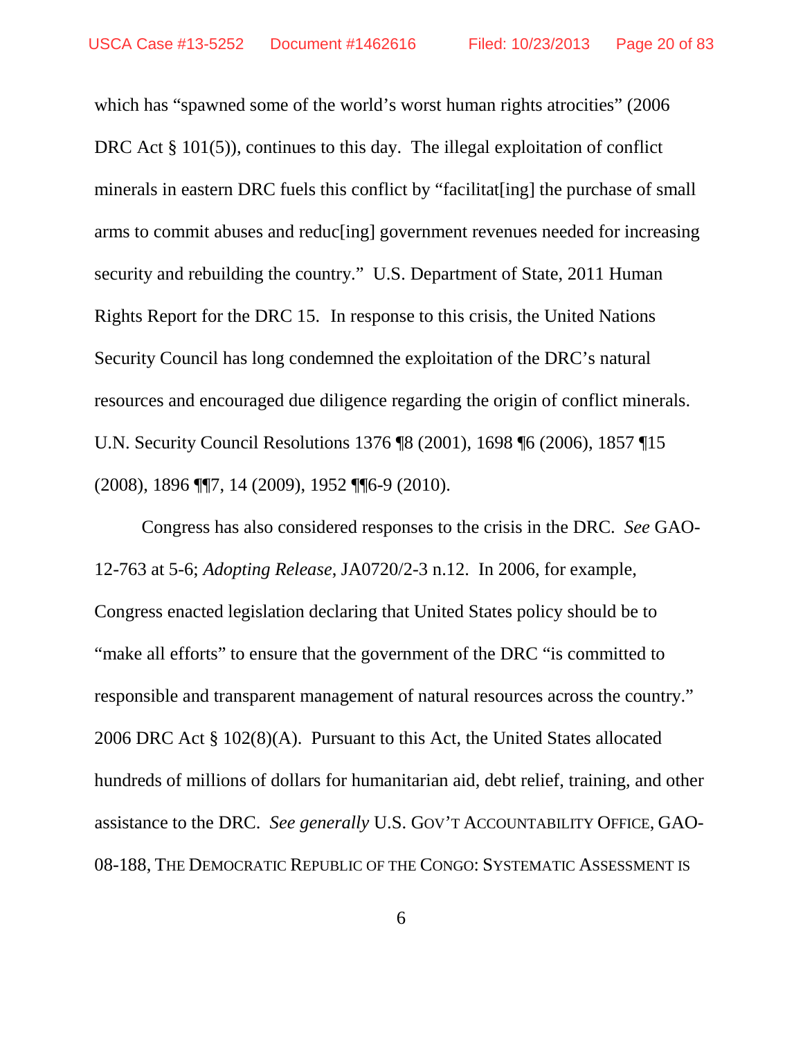which has "spawned some of the world's worst human rights atrocities" (2006 DRC Act § 101(5)), continues to this day. The illegal exploitation of conflict minerals in eastern DRC fuels this conflict by "facilitat[ing] the purchase of small arms to commit abuses and reduc[ing] government revenues needed for increasing security and rebuilding the country." U.S. Department of State, 2011 Human Rights Report for the DRC 15. In response to this crisis, the United Nations Security Council has long condemned the exploitation of the DRC's natural resources and encouraged due diligence regarding the origin of conflict minerals. U.N. Security Council Resolutions 1376 ¶8 (2001), 1698 ¶6 (2006), 1857 ¶15 (2008), 1896 ¶¶7, 14 (2009), 1952 ¶¶6-9 (2010).

Congress has also considered responses to the crisis in the DRC. *See* GAO-12-763 at 5-6; *Adopting Release*, JA0720/2-3 n.12. In 2006, for example, Congress enacted legislation declaring that United States policy should be to "make all efforts" to ensure that the government of the DRC "is committed to responsible and transparent management of natural resources across the country." 2006 DRC Act § 102(8)(A). Pursuant to this Act, the United States allocated hundreds of millions of dollars for humanitarian aid, debt relief, training, and other assistance to the DRC. *See generally* U.S. GOV'T ACCOUNTABILITY OFFICE, GAO-08-188, THE DEMOCRATIC REPUBLIC OF THE CONGO: SYSTEMATIC ASSESSMENT IS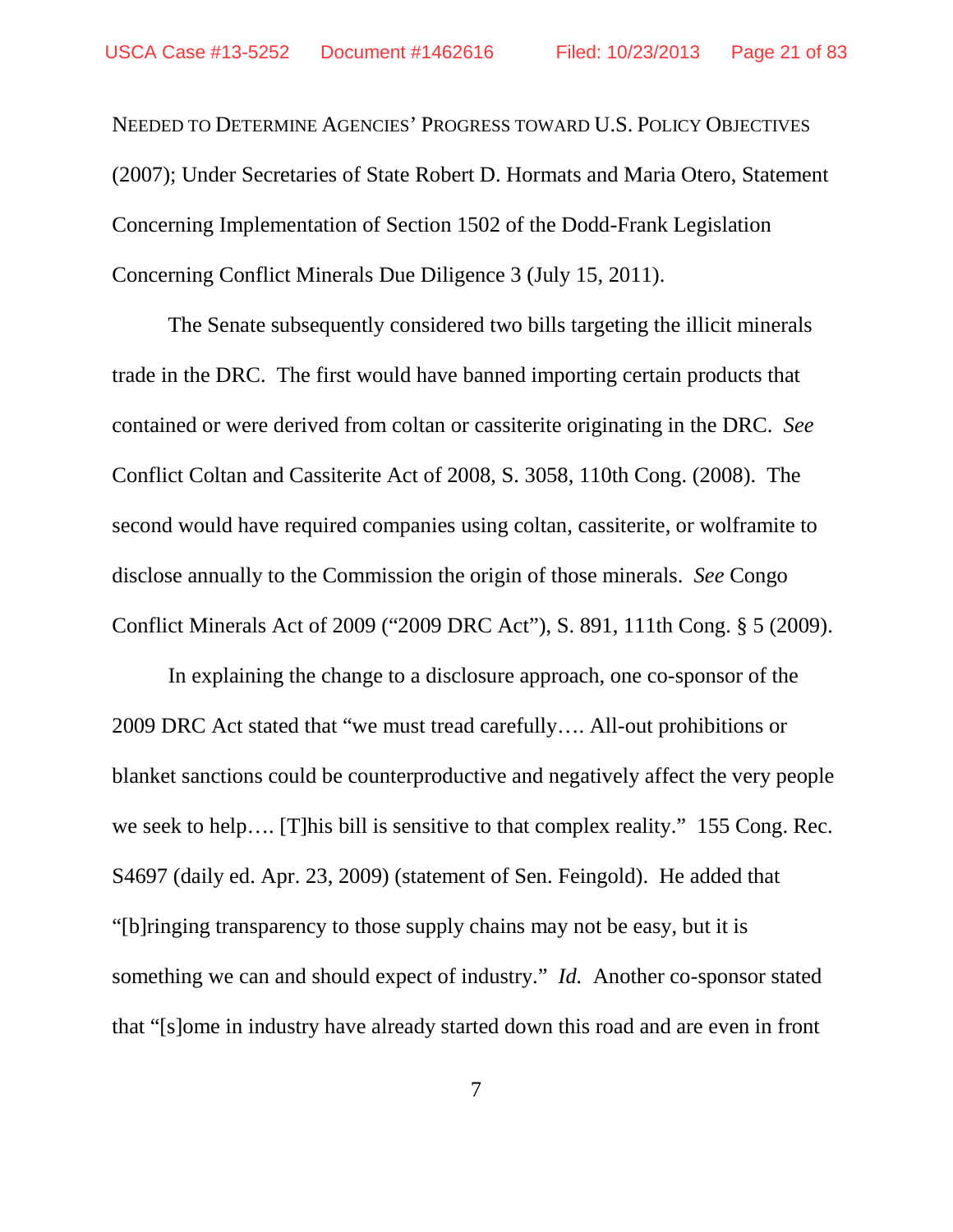NEEDED TO DETERMINE AGENCIES' PROGRESS TOWARD U.S. POLICY OBJECTIVES (2007); Under Secretaries of State Robert D. Hormats and Maria Otero, Statement Concerning Implementation of Section 1502 of the Dodd-Frank Legislation Concerning Conflict Minerals Due Diligence 3 (July 15, 2011).

The Senate subsequently considered two bills targeting the illicit minerals trade in the DRC. The first would have banned importing certain products that contained or were derived from coltan or cassiterite originating in the DRC. *See* Conflict Coltan and Cassiterite Act of 2008, S. 3058, 110th Cong. (2008). The second would have required companies using coltan, cassiterite, or wolframite to disclose annually to the Commission the origin of those minerals. *See* Congo Conflict Minerals Act of 2009 ("2009 DRC Act"), S. 891, 111th Cong. § 5 (2009).

In explaining the change to a disclosure approach, one co-sponsor of the 2009 DRC Act stated that "we must tread carefully…. All-out prohibitions or blanket sanctions could be counterproductive and negatively affect the very people we seek to help…. [T]his bill is sensitive to that complex reality." 155 Cong. Rec. S4697 (daily ed. Apr. 23, 2009) (statement of Sen. Feingold). He added that "[b]ringing transparency to those supply chains may not be easy, but it is something we can and should expect of industry." *Id.* Another co-sponsor stated that "[s]ome in industry have already started down this road and are even in front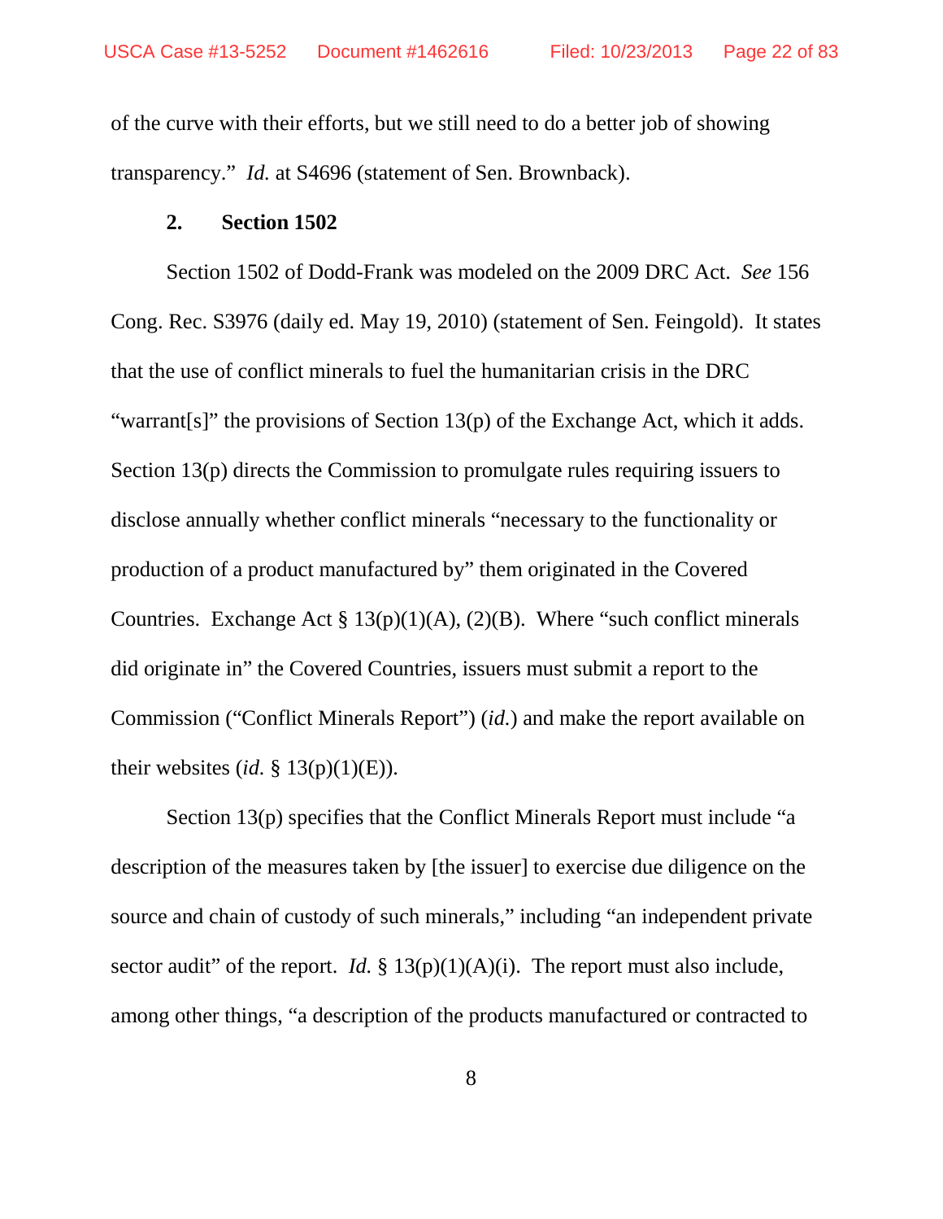of the curve with their efforts, but we still need to do a better job of showing transparency." *Id.* at S4696 (statement of Sen. Brownback).

### 2. Section 1502

Section 1502 of Dodd-Frank was modeled on the 2009 DRC Act. *See* 156 Cong. Rec. S3976 (daily ed. May 19, 2010) (statement of Sen. Feingold). It states that the use of conflict minerals to fuel the humanitarian crisis in the DRC "warrant[s]" the provisions of Section 13(p) of the Exchange Act, which it adds. Section 13(p) directs the Commission to promulgate rules requiring issuers to disclose annually whether conflict minerals "necessary to the functionality or production of a product manufactured by" them originated in the Covered Countries. Exchange Act § 13(p)(1)(A), (2)(B). Where "such conflict minerals did originate in" the Covered Countries, issuers must submit a report to the Commission ("Conflict Minerals Report") (*id.*) and make the report available on their websites (*id.* § 13(p)(1)(E)).

Section 13(p) specifies that the Conflict Minerals Report must include "a description of the measures taken by [the issuer] to exercise due diligence on the source and chain of custody of such minerals," including "an independent private sector audit" of the report. *Id.* § 13(p)(1)(A)(i). The report must also include, among other things, "a description of the products manufactured or contracted to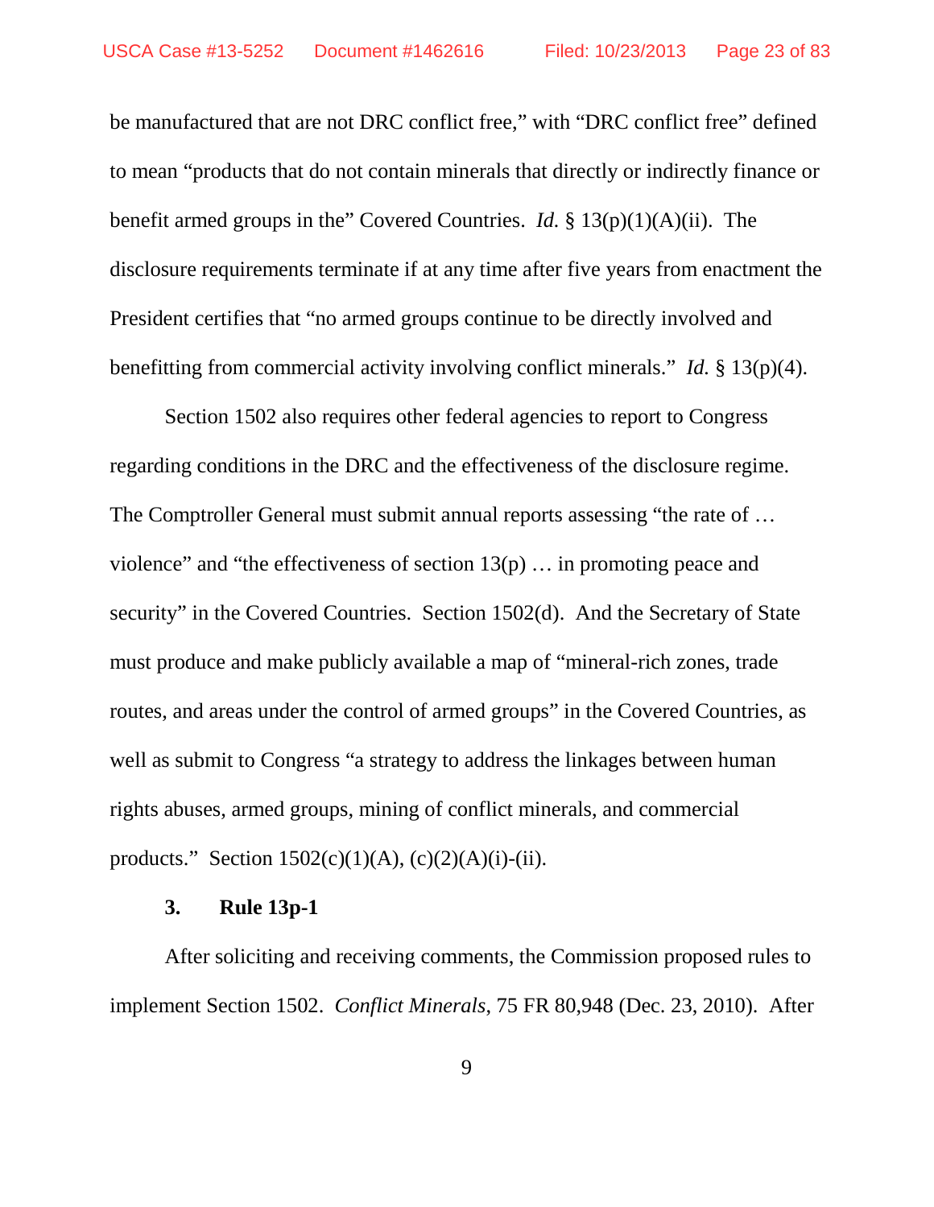be manufactured that are not DRC conflict free," with "DRC conflict free" defined to mean "products that do not contain minerals that directly or indirectly finance or benefit armed groups in the" Covered Countries. *Id.* § 13(p)(1)(A)(ii). The disclosure requirements terminate if at any time after five years from enactment the President certifies that "no armed groups continue to be directly involved and benefitting from commercial activity involving conflict minerals." *Id.* § 13(p)(4).

Section 1502 also requires other federal agencies to report to Congress regarding conditions in the DRC and the effectiveness of the disclosure regime. The Comptroller General must submit annual reports assessing "the rate of … violence" and "the effectiveness of section 13(p) … in promoting peace and security" in the Covered Countries. Section 1502(d). And the Secretary of State must produce and make publicly available a map of "mineral-rich zones, trade routes, and areas under the control of armed groups" in the Covered Countries, as well as submit to Congress "a strategy to address the linkages between human rights abuses, armed groups, mining of conflict minerals, and commercial products." Section 1502(c)(1)(A), (c)(2)(A)(i)-(ii).

### 3. Rule 13p-1

After soliciting and receiving comments, the Commission proposed rules to implement Section 1502. *Conflict Minerals*, 75 FR 80,948 (Dec. 23, 2010). After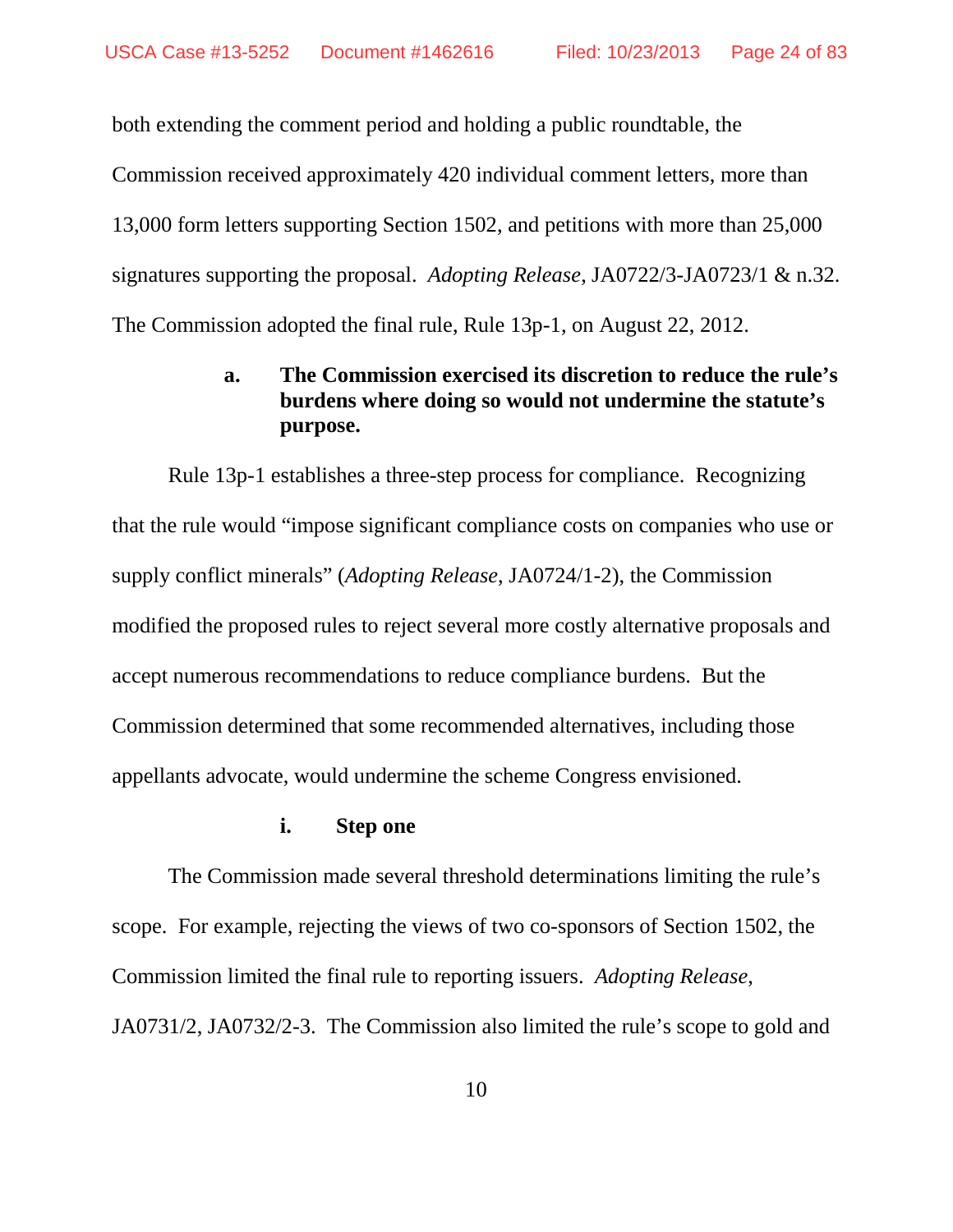both extending the comment period and holding a public roundtable, the Commission received approximately 420 individual comment letters, more than 13,000 form letters supporting Section 1502, and petitions with more than 25,000 signatures supporting the proposal. *Adopting Release*, JA0722/3-JA0723/1 & n.32. The Commission adopted the final rule, Rule 13p-1, on August 22, 2012.

#### a. The Commission exercised its discretion to reduce the rule's burdens where doing so would not undermine the statute's purpose.

Rule 13p-1 establishes a three-step process for compliance. Recognizing that the rule would "impose significant compliance costs on companies who use or supply conflict minerals" (*Adopting Release*, JA0724/1-2), the Commission modified the proposed rules to reject several more costly alternative proposals and accept numerous recommendations to reduce compliance burdens. But the Commission determined that some recommended alternatives, including those appellants advocate, would undermine the scheme Congress envisioned.

##### i. Step one

The Commission made several threshold determinations limiting the rule's scope. For example, rejecting the views of two co-sponsors of Section 1502, the Commission limited the final rule to reporting issuers. *Adopting Release*, JA0731/2, JA0732/2-3. The Commission also limited the rule's scope to gold and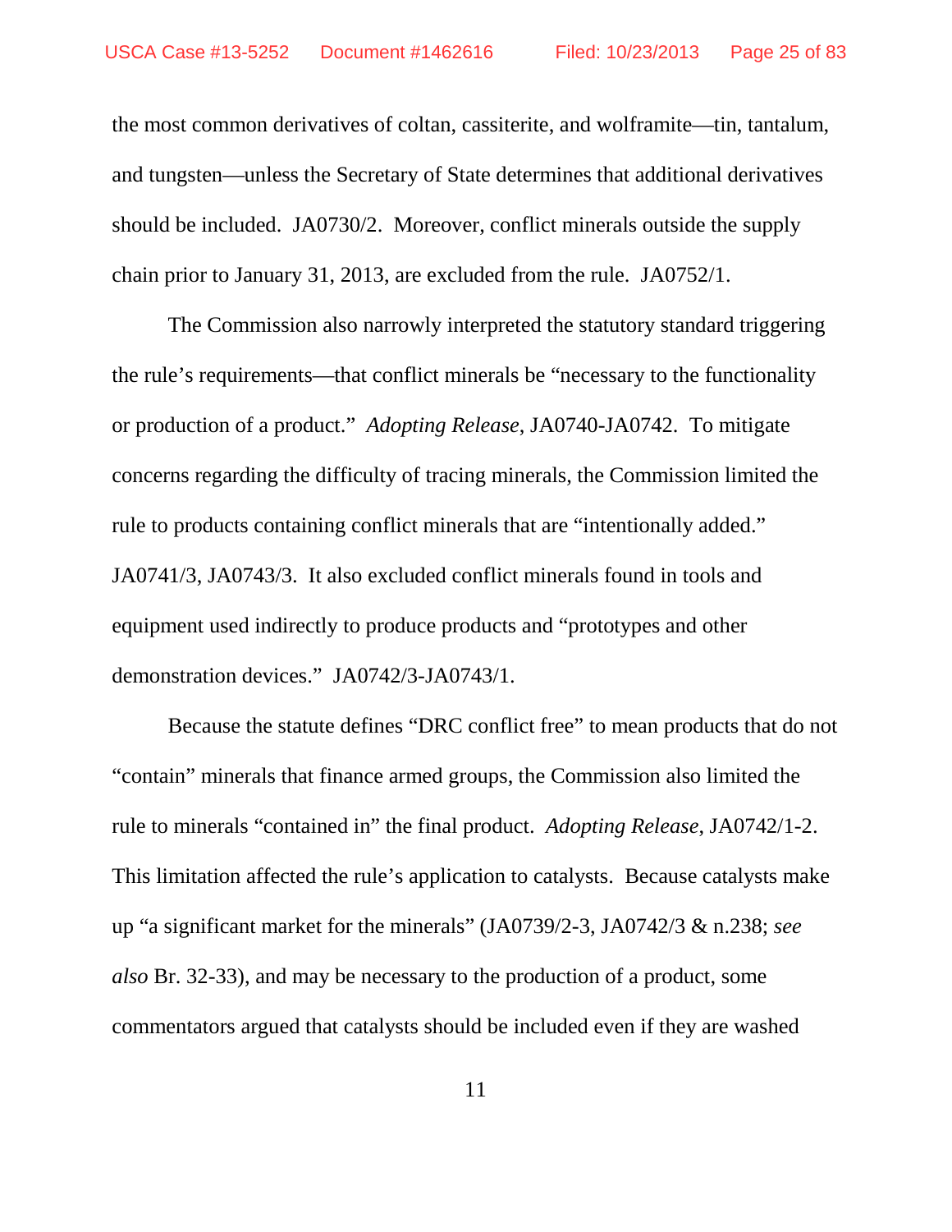the most common derivatives of coltan, cassiterite, and wolframite—tin, tantalum, and tungsten—unless the Secretary of State determines that additional derivatives should be included. JA0730/2. Moreover, conflict minerals outside the supply chain prior to January 31, 2013, are excluded from the rule. JA0752/1.

The Commission also narrowly interpreted the statutory standard triggering the rule's requirements—that conflict minerals be "necessary to the functionality or production of a product." *Adopting Release*, JA0740-JA0742. To mitigate concerns regarding the difficulty of tracing minerals, the Commission limited the rule to products containing conflict minerals that are "intentionally added." JA0741/3, JA0743/3. It also excluded conflict minerals found in tools and equipment used indirectly to produce products and "prototypes and other demonstration devices." JA0742/3-JA0743/1.

Because the statute defines "DRC conflict free" to mean products that do not "contain" minerals that finance armed groups, the Commission also limited the rule to minerals "contained in" the final product. *Adopting Release*, JA0742/1-2. This limitation affected the rule's application to catalysts. Because catalysts make up "a significant market for the minerals" (JA0739/2-3, JA0742/3 & n.238; *see also* Br. 32-33), and may be necessary to the production of a product, some commentators argued that catalysts should be included even if they are washed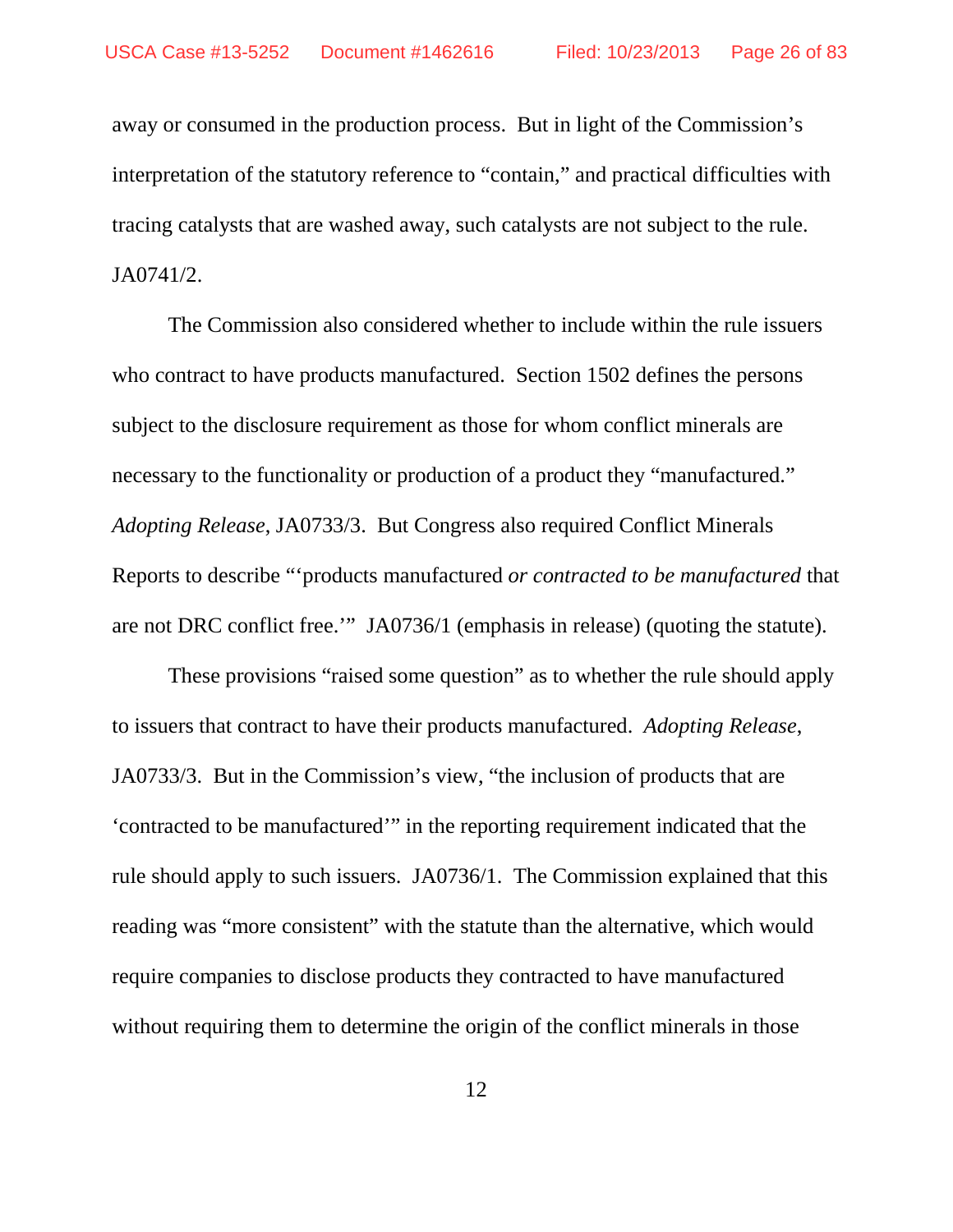away or consumed in the production process. But in light of the Commission's interpretation of the statutory reference to "contain," and practical difficulties with tracing catalysts that are washed away, such catalysts are not subject to the rule. JA0741/2.

The Commission also considered whether to include within the rule issuers who contract to have products manufactured. Section 1502 defines the persons subject to the disclosure requirement as those for whom conflict minerals are necessary to the functionality or production of a product they "manufactured." *Adopting Release*, JA0733/3. But Congress also required Conflict Minerals Reports to describe "'products manufactured *or contracted to be manufactured* that are not DRC conflict free.'" JA0736/1 (emphasis in release) (quoting the statute).

These provisions "raised some question" as to whether the rule should apply to issuers that contract to have their products manufactured. *Adopting Release*, JA0733/3. But in the Commission's view, "the inclusion of products that are 'contracted to be manufactured'" in the reporting requirement indicated that the rule should apply to such issuers. JA0736/1. The Commission explained that this reading was "more consistent" with the statute than the alternative, which would require companies to disclose products they contracted to have manufactured without requiring them to determine the origin of the conflict minerals in those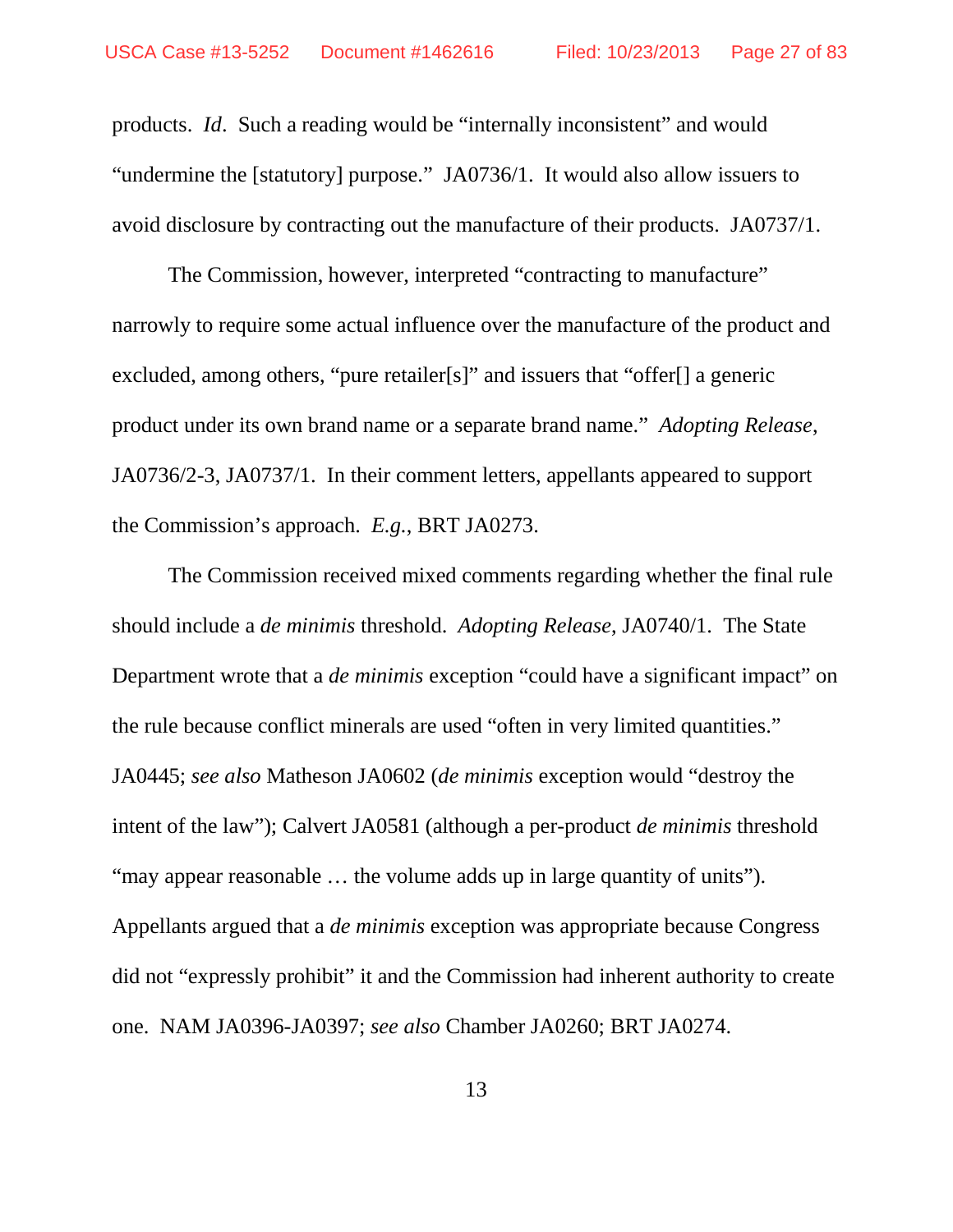products. *Id*. Such a reading would be "internally inconsistent" and would "undermine the [statutory] purpose." JA0736/1. It would also allow issuers to avoid disclosure by contracting out the manufacture of their products. JA0737/1.

The Commission, however, interpreted "contracting to manufacture" narrowly to require some actual influence over the manufacture of the product and excluded, among others, "pure retailer[s]" and issuers that "offer[] a generic product under its own brand name or a separate brand name." *Adopting Release*, JA0736/2-3, JA0737/1. In their comment letters, appellants appeared to support the Commission's approach. *E.g.*, BRT JA0273.

The Commission received mixed comments regarding whether the final rule should include a *de minimis* threshold. *Adopting Release*, JA0740/1. The State Department wrote that a *de minimis* exception "could have a significant impact" on the rule because conflict minerals are used "often in very limited quantities." JA0445; *see also* Matheson JA0602 (*de minimis* exception would "destroy the intent of the law"); Calvert JA0581 (although a per-product *de minimis* threshold "may appear reasonable … the volume adds up in large quantity of units"). Appellants argued that a *de minimis* exception was appropriate because Congress did not "expressly prohibit" it and the Commission had inherent authority to create one. NAM JA0396-JA0397; *see also* Chamber JA0260; BRT JA0274.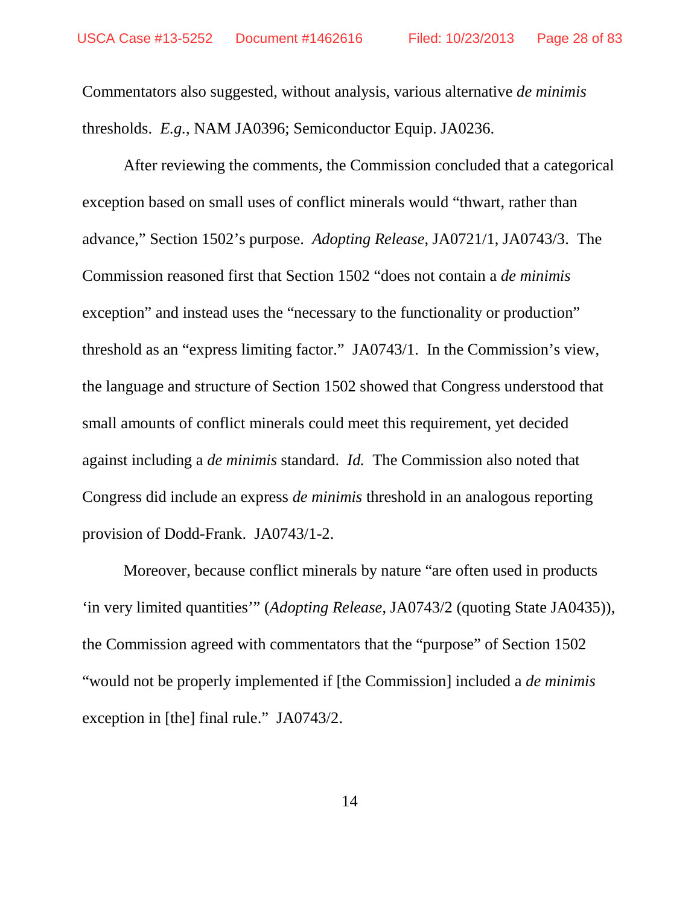Commentators also suggested, without analysis, various alternative *de minimis* thresholds. *E.g.*, NAM JA0396; Semiconductor Equip. JA0236.

After reviewing the comments, the Commission concluded that a categorical exception based on small uses of conflict minerals would "thwart, rather than advance," Section 1502's purpose. *Adopting Release*, JA0721/1, JA0743/3. The Commission reasoned first that Section 1502 "does not contain a *de minimis* exception" and instead uses the "necessary to the functionality or production" threshold as an "express limiting factor." JA0743/1. In the Commission's view, the language and structure of Section 1502 showed that Congress understood that small amounts of conflict minerals could meet this requirement, yet decided against including a *de minimis* standard. *Id.* The Commission also noted that Congress did include an express *de minimis* threshold in an analogous reporting provision of Dodd-Frank. JA0743/1-2.

Moreover, because conflict minerals by nature "are often used in products 'in very limited quantities'" (*Adopting Release*, JA0743/2 (quoting State JA0435)), the Commission agreed with commentators that the "purpose" of Section 1502 "would not be properly implemented if [the Commission] included a *de minimis* exception in [the] final rule." JA0743/2.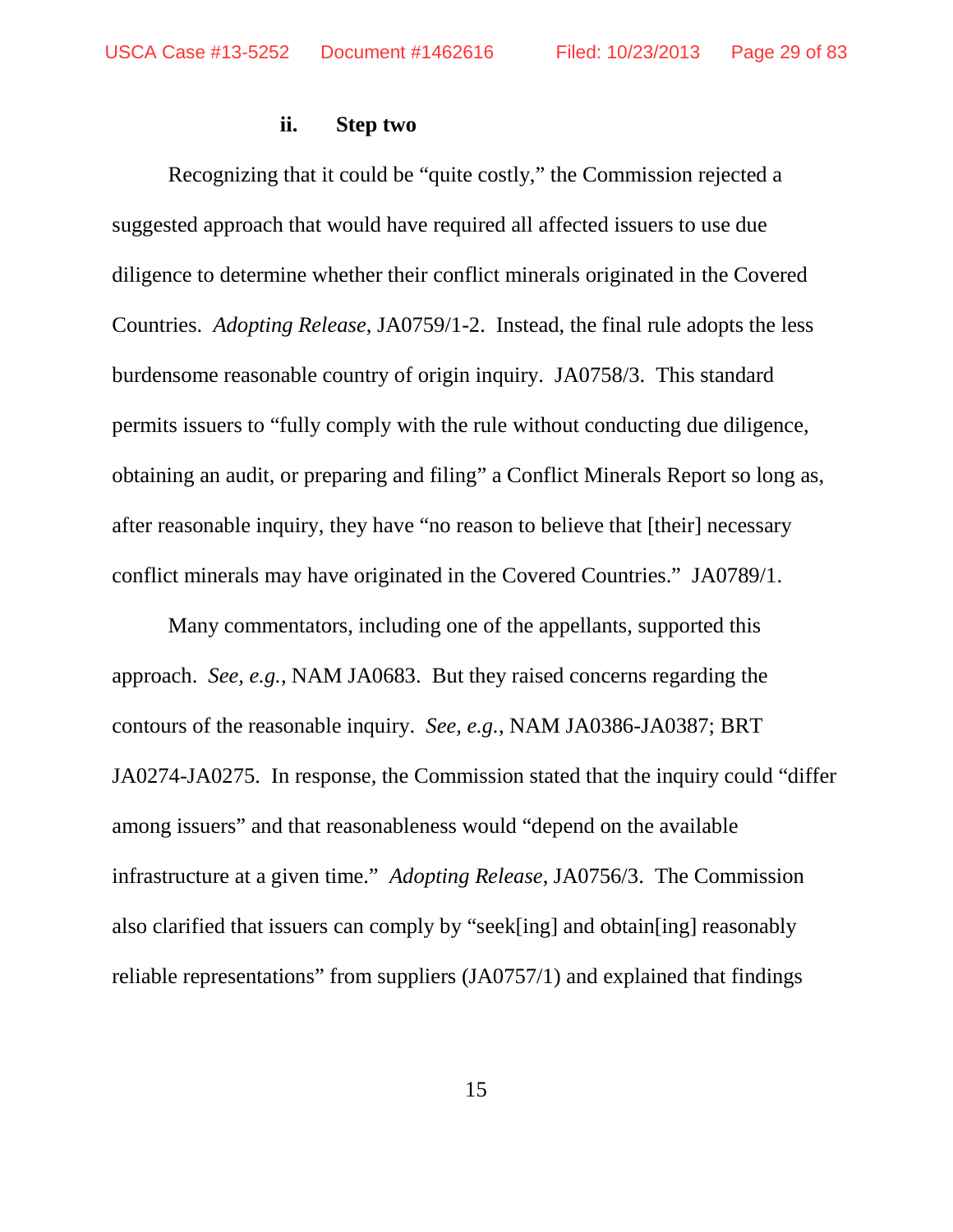#### ii. Step two

Recognizing that it could be "quite costly," the Commission rejected a suggested approach that would have required all affected issuers to use due diligence to determine whether their conflict minerals originated in the Covered Countries. *Adopting Release*, JA0759/1-2. Instead, the final rule adopts the less burdensome reasonable country of origin inquiry. JA0758/3. This standard permits issuers to "fully comply with the rule without conducting due diligence, obtaining an audit, or preparing and filing" a Conflict Minerals Report so long as, after reasonable inquiry, they have "no reason to believe that [their] necessary conflict minerals may have originated in the Covered Countries." JA0789/1.

Many commentators, including one of the appellants, supported this approach. *See, e.g.*, NAM JA0683. But they raised concerns regarding the contours of the reasonable inquiry. *See, e.g.*, NAM JA0386-JA0387; BRT JA0274-JA0275. In response, the Commission stated that the inquiry could "differ among issuers" and that reasonableness would "depend on the available infrastructure at a given time." *Adopting Release*, JA0756/3. The Commission also clarified that issuers can comply by "seek[ing] and obtain[ing] reasonably reliable representations" from suppliers (JA0757/1) and explained that findings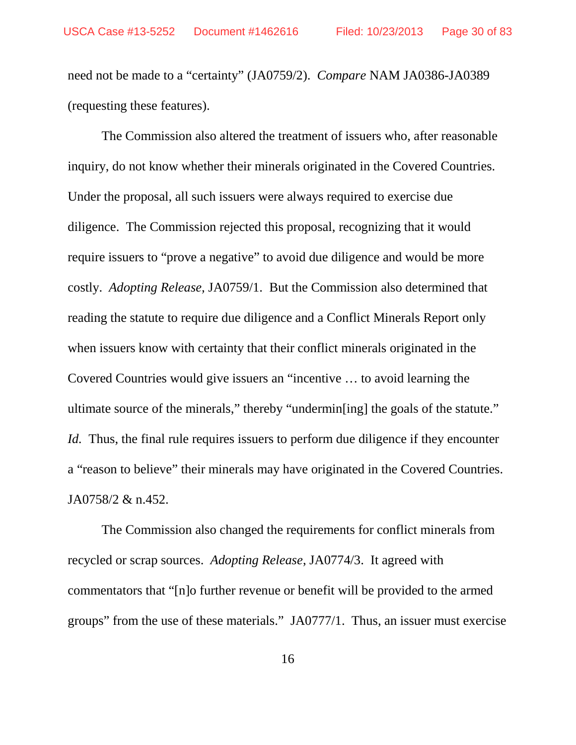need not be made to a "certainty" (JA0759/2). *Compare* NAM JA0386-JA0389 (requesting these features).

The Commission also altered the treatment of issuers who, after reasonable inquiry, do not know whether their minerals originated in the Covered Countries. Under the proposal, all such issuers were always required to exercise due diligence. The Commission rejected this proposal, recognizing that it would require issuers to "prove a negative" to avoid due diligence and would be more costly. *Adopting Release*, JA0759/1. But the Commission also determined that reading the statute to require due diligence and a Conflict Minerals Report only when issuers know with certainty that their conflict minerals originated in the Covered Countries would give issuers an "incentive … to avoid learning the ultimate source of the minerals," thereby "undermin[ing] the goals of the statute." *Id.* Thus, the final rule requires issuers to perform due diligence if they encounter a "reason to believe" their minerals may have originated in the Covered Countries. JA0758/2 & n.452.

The Commission also changed the requirements for conflict minerals from recycled or scrap sources. *Adopting Release*, JA0774/3. It agreed with commentators that "[n]o further revenue or benefit will be provided to the armed groups" from the use of these materials." JA0777/1. Thus, an issuer must exercise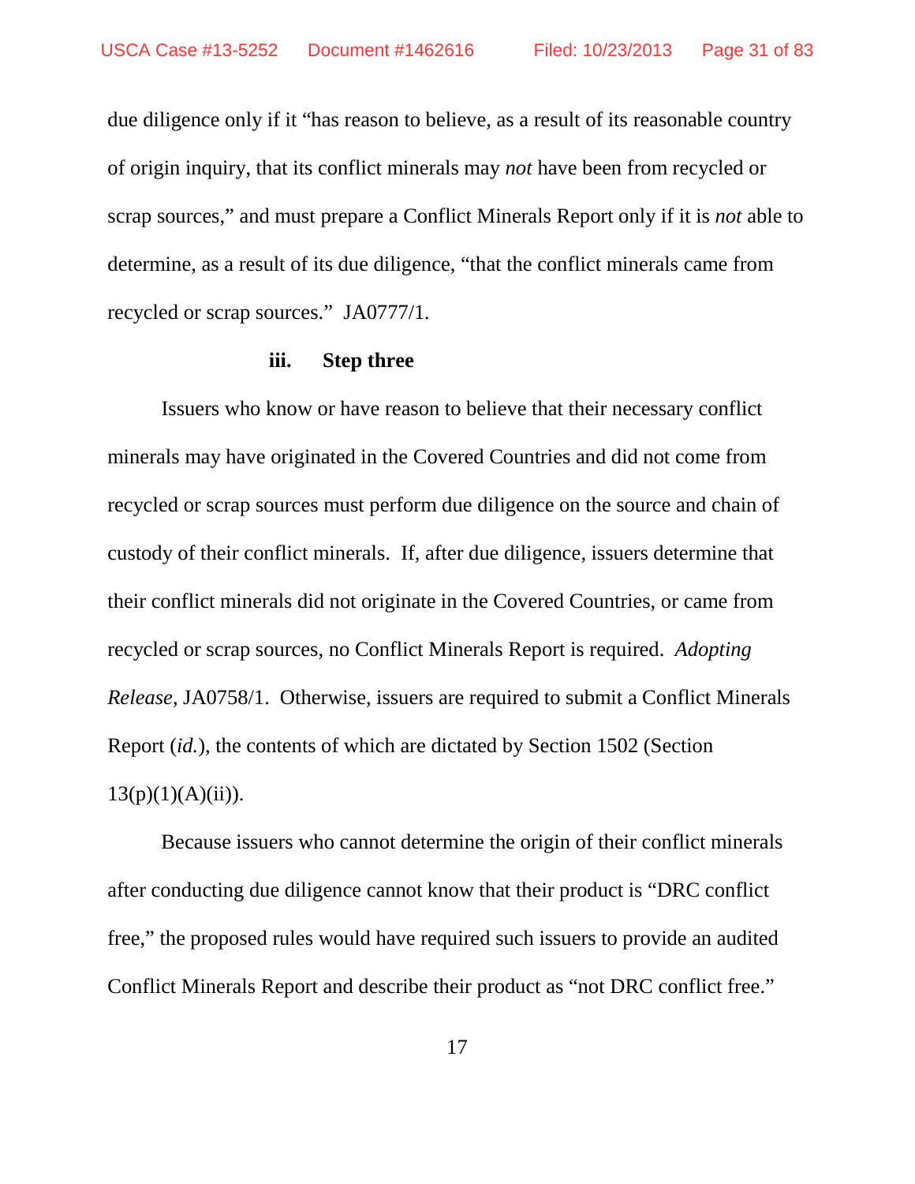due diligence only if it "has reason to believe, as a result of its reasonable country of origin inquiry, that its conflict minerals may *not* have been from recycled or scrap sources," and must prepare a Conflict Minerals Report only if it is *not* able to determine, as a result of its due diligence, "that the conflict minerals came from recycled or scrap sources." JA0777/1.

### iii. Step three

Issuers who know or have reason to believe that their necessary conflict minerals may have originated in the Covered Countries and did not come from recycled or scrap sources must perform due diligence on the source and chain of custody of their conflict minerals. If, after due diligence, issuers determine that their conflict minerals did not originate in the Covered Countries, or came from recycled or scrap sources, no Conflict Minerals Report is required. *Adopting Release*, JA0758/1. Otherwise, issuers are required to submit a Conflict Minerals Report (*id.*), the contents of which are dictated by Section 1502 (Section 13(p)(1)(A)(ii)).

Because issuers who cannot determine the origin of their conflict minerals after conducting due diligence cannot know that their product is "DRC conflict free," the proposed rules would have required such issuers to provide an audited Conflict Minerals Report and describe their product as "not DRC conflict free."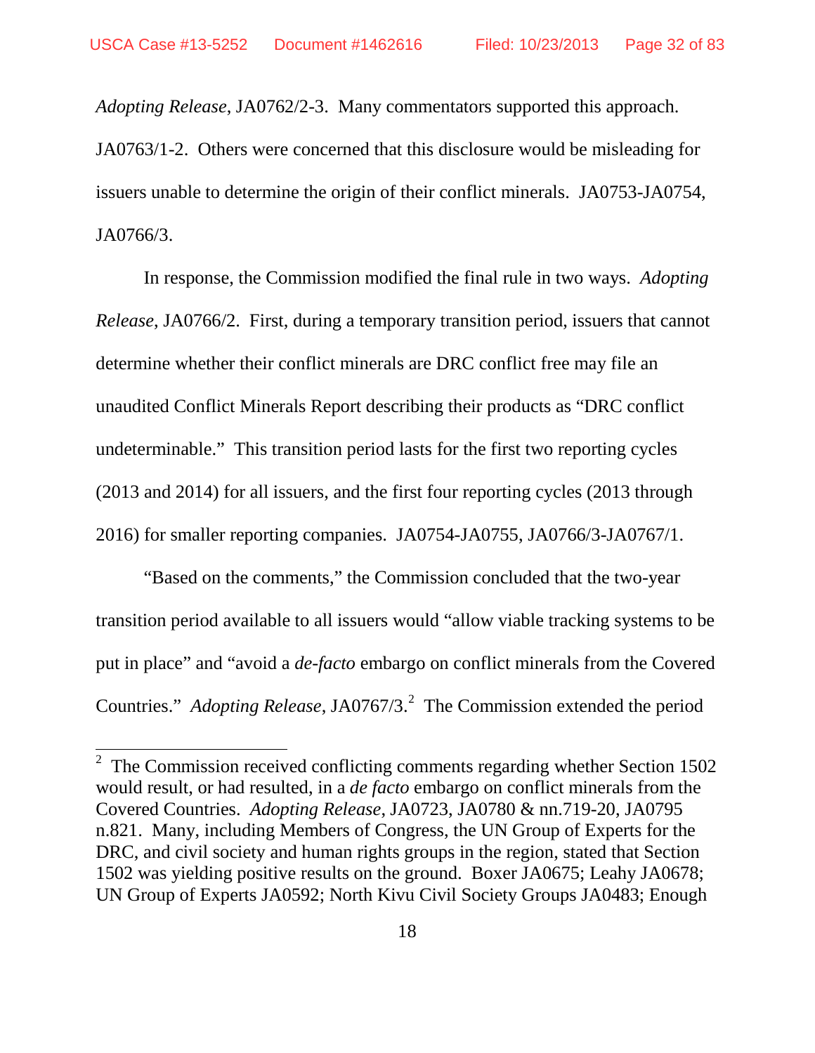*Adopting Release*, JA0762/2-3. Many commentators supported this approach. JA0763/1-2. Others were concerned that this disclosure would be misleading for issuers unable to determine the origin of their conflict minerals. JA0753-JA0754, JA0766/3.

In response, the Commission modified the final rule in two ways. *Adopting Release*, JA0766/2. First, during a temporary transition period, issuers that cannot determine whether their conflict minerals are DRC conflict free may file an unaudited Conflict Minerals Report describing their products as "DRC conflict undeterminable." This transition period lasts for the first two reporting cycles (2013 and 2014) for all issuers, and the first four reporting cycles (2013 through 2016) for smaller reporting companies. JA0754-JA0755, JA0766/3-JA0767/1.

"Based on the comments," the Commission concluded that the two-year transition period available to all issuers would "allow viable tracking systems to be put in place" and "avoid a *de-facto* embargo on conflict minerals from the Covered Countries." *Adopting Release*, JA0767/3.[2] The Commission extended the period

---

[2] The Commission received conflicting comments regarding whether Section 1502 would result, or had resulted, in a *de facto* embargo on conflict minerals from the Covered Countries. *Adopting Release*, JA0723, JA0780 & nn.719-20, JA0795 n.821. Many, including Members of Congress, the UN Group of Experts for the DRC, and civil society and human rights groups in the region, stated that Section 1502 was yielding positive results on the ground. Boxer JA0675; Leahy JA0678; UN Group of Experts JA0592; North Kivu Civil Society Groups JA0483; Enough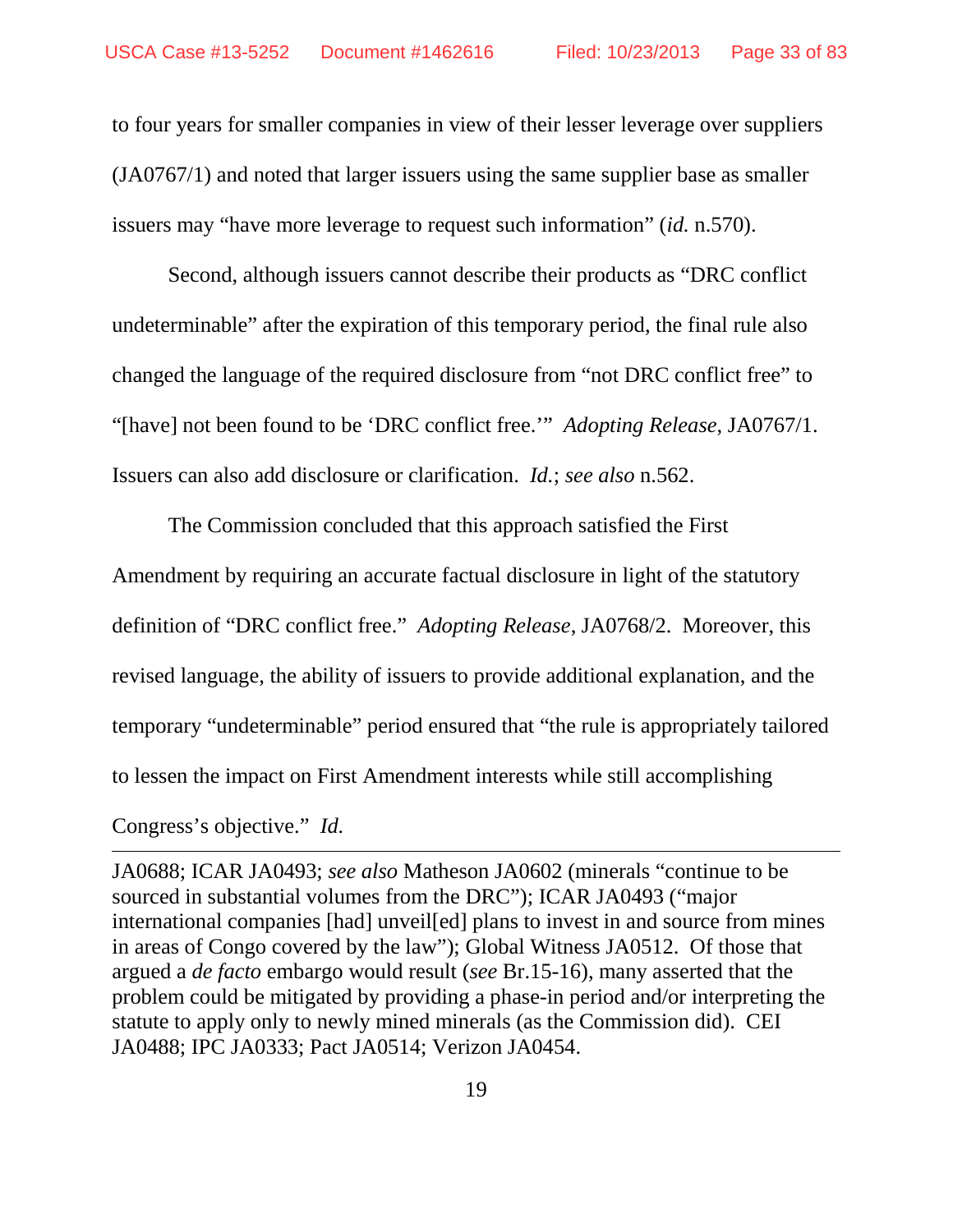to four years for smaller companies in view of their lesser leverage over suppliers (JA0767/1) and noted that larger issuers using the same supplier base as smaller issuers may "have more leverage to request such information" (*id.* n.570).

Second, although issuers cannot describe their products as "DRC conflict undeterminable" after the expiration of this temporary period, the final rule also changed the language of the required disclosure from "not DRC conflict free" to "[have] not been found to be 'DRC conflict free.'" *Adopting Release*, JA0767/1. Issuers can also add disclosure or clarification. *Id.*; *see also* n.562.

The Commission concluded that this approach satisfied the First Amendment by requiring an accurate factual disclosure in light of the statutory definition of "DRC conflict free." *Adopting Release*, JA0768/2. Moreover, this revised language, the ability of issuers to provide additional explanation, and the temporary "undeterminable" period ensured that "the rule is appropriately tailored to lessen the impact on First Amendment interests while still accomplishing Congress's objective." *Id.*

---

JA0688; ICAR JA0493; *see also* Matheson JA0602 (minerals "continue to be sourced in substantial volumes from the DRC"); ICAR JA0493 ("major international companies [had] unveil[ed] plans to invest in and source from mines in areas of Congo covered by the law"); Global Witness JA0512. Of those that argued a *de facto* embargo would result (*see* Br.15-16), many asserted that the problem could be mitigated by providing a phase-in period and/or interpreting the statute to apply only to newly mined minerals (as the Commission did). CEI JA0488; IPC JA0333; Pact JA0514; Verizon JA0454.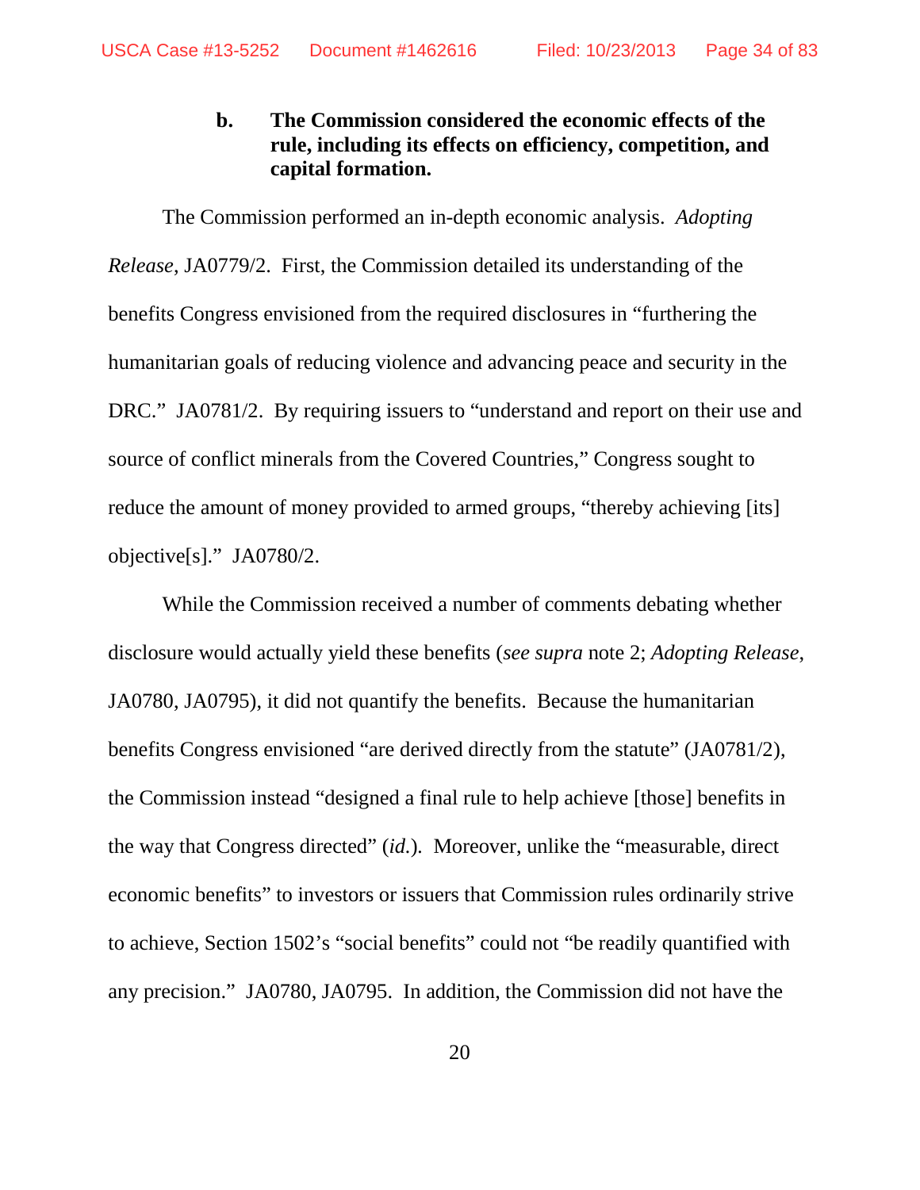### b. The Commission considered the economic effects of the rule, including its effects on efficiency, competition, and capital formation.

The Commission performed an in-depth economic analysis. *Adopting Release*, JA0779/2. First, the Commission detailed its understanding of the benefits Congress envisioned from the required disclosures in "furthering the humanitarian goals of reducing violence and advancing peace and security in the DRC." JA0781/2. By requiring issuers to "understand and report on their use and source of conflict minerals from the Covered Countries," Congress sought to reduce the amount of money provided to armed groups, "thereby achieving [its] objective[s]." JA0780/2.

While the Commission received a number of comments debating whether disclosure would actually yield these benefits (*see supra* note 2; *Adopting Release*, JA0780, JA0795), it did not quantify the benefits. Because the humanitarian benefits Congress envisioned "are derived directly from the statute" (JA0781/2), the Commission instead "designed a final rule to help achieve [those] benefits in the way that Congress directed" (*id.*). Moreover, unlike the "measurable, direct economic benefits" to investors or issuers that Commission rules ordinarily strive to achieve, Section 1502's "social benefits" could not "be readily quantified with any precision." JA0780, JA0795. In addition, the Commission did not have the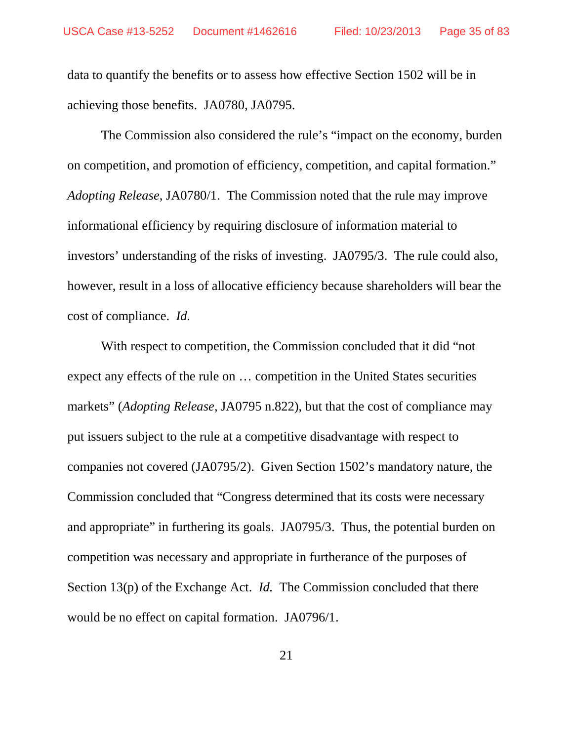data to quantify the benefits or to assess how effective Section 1502 will be in achieving those benefits. JA0780, JA0795.

The Commission also considered the rule's "impact on the economy, burden on competition, and promotion of efficiency, competition, and capital formation." *Adopting Release*, JA0780/1. The Commission noted that the rule may improve informational efficiency by requiring disclosure of information material to investors' understanding of the risks of investing. JA0795/3. The rule could also, however, result in a loss of allocative efficiency because shareholders will bear the cost of compliance. *Id.*

With respect to competition, the Commission concluded that it did "not expect any effects of the rule on … competition in the United States securities markets" (*Adopting Release*, JA0795 n.822), but that the cost of compliance may put issuers subject to the rule at a competitive disadvantage with respect to companies not covered (JA0795/2). Given Section 1502's mandatory nature, the Commission concluded that "Congress determined that its costs were necessary and appropriate" in furthering its goals. JA0795/3. Thus, the potential burden on competition was necessary and appropriate in furtherance of the purposes of Section 13(p) of the Exchange Act. *Id.* The Commission concluded that there would be no effect on capital formation. JA0796/1.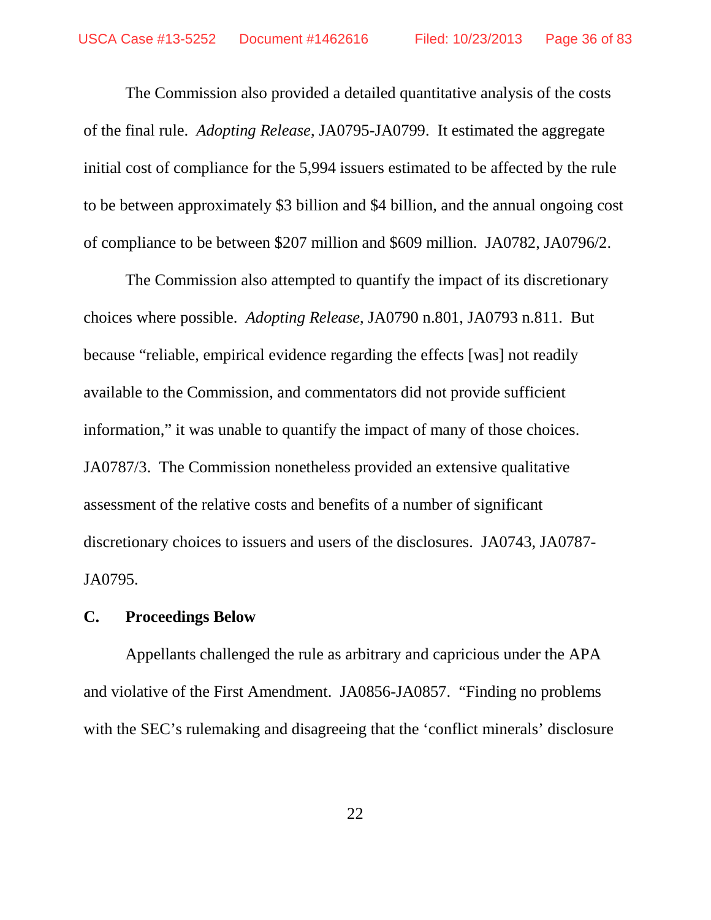The Commission also provided a detailed quantitative analysis of the costs of the final rule. *Adopting Release*, JA0795-JA0799. It estimated the aggregate initial cost of compliance for the 5,994 issuers estimated to be affected by the rule to be between approximately $3 billion and $4 billion, and the annual ongoing cost of compliance to be between $207 million and $609 million. JA0782, JA0796/2.

The Commission also attempted to quantify the impact of its discretionary choices where possible. *Adopting Release*, JA0790 n.801, JA0793 n.811. But because "reliable, empirical evidence regarding the effects [was] not readily available to the Commission, and commentators did not provide sufficient information," it was unable to quantify the impact of many of those choices. JA0787/3. The Commission nonetheless provided an extensive qualitative assessment of the relative costs and benefits of a number of significant discretionary choices to issuers and users of the disclosures. JA0743, JA0787-JA0795.

### C. Proceedings Below

Appellants challenged the rule as arbitrary and capricious under the APA and violative of the First Amendment. JA0856-JA0857. "Finding no problems with the SEC's rulemaking and disagreeing that the 'conflict minerals' disclosure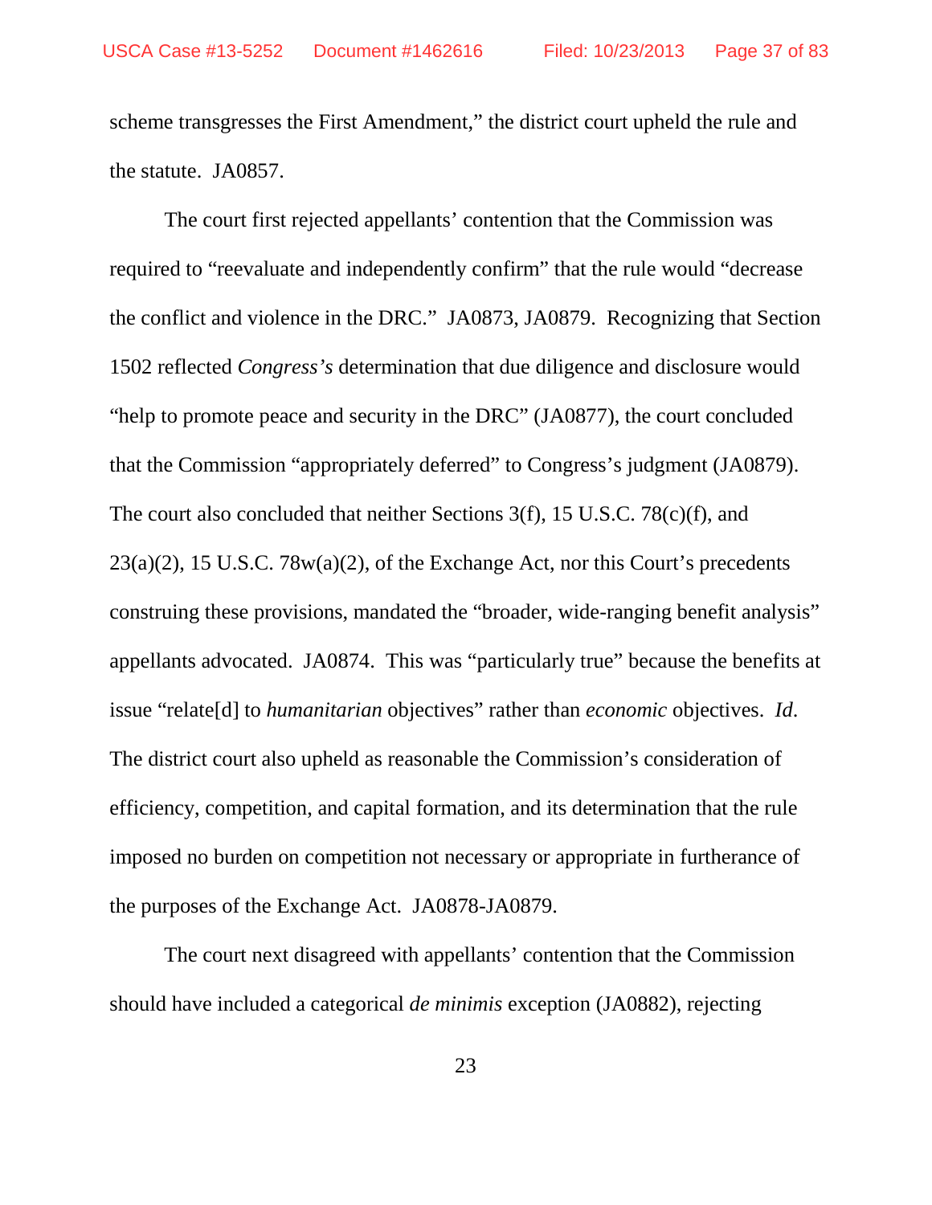scheme transgresses the First Amendment," the district court upheld the rule and the statute. JA0857.

The court first rejected appellants' contention that the Commission was required to "reevaluate and independently confirm" that the rule would "decrease the conflict and violence in the DRC." JA0873, JA0879. Recognizing that Section 1502 reflected *Congress's* determination that due diligence and disclosure would "help to promote peace and security in the DRC" (JA0877), the court concluded that the Commission "appropriately deferred" to Congress's judgment (JA0879). The court also concluded that neither Sections 3(f), 15 U.S.C. 78(c)(f), and 23(a)(2), 15 U.S.C. 78w(a)(2), of the Exchange Act, nor this Court's precedents construing these provisions, mandated the "broader, wide-ranging benefit analysis" appellants advocated. JA0874. This was "particularly true" because the benefits at issue "relate[d] to *humanitarian* objectives" rather than *economic* objectives. *Id*. The district court also upheld as reasonable the Commission's consideration of efficiency, competition, and capital formation, and its determination that the rule imposed no burden on competition not necessary or appropriate in furtherance of the purposes of the Exchange Act. JA0878-JA0879.

The court next disagreed with appellants' contention that the Commission should have included a categorical *de minimis* exception (JA0882), rejecting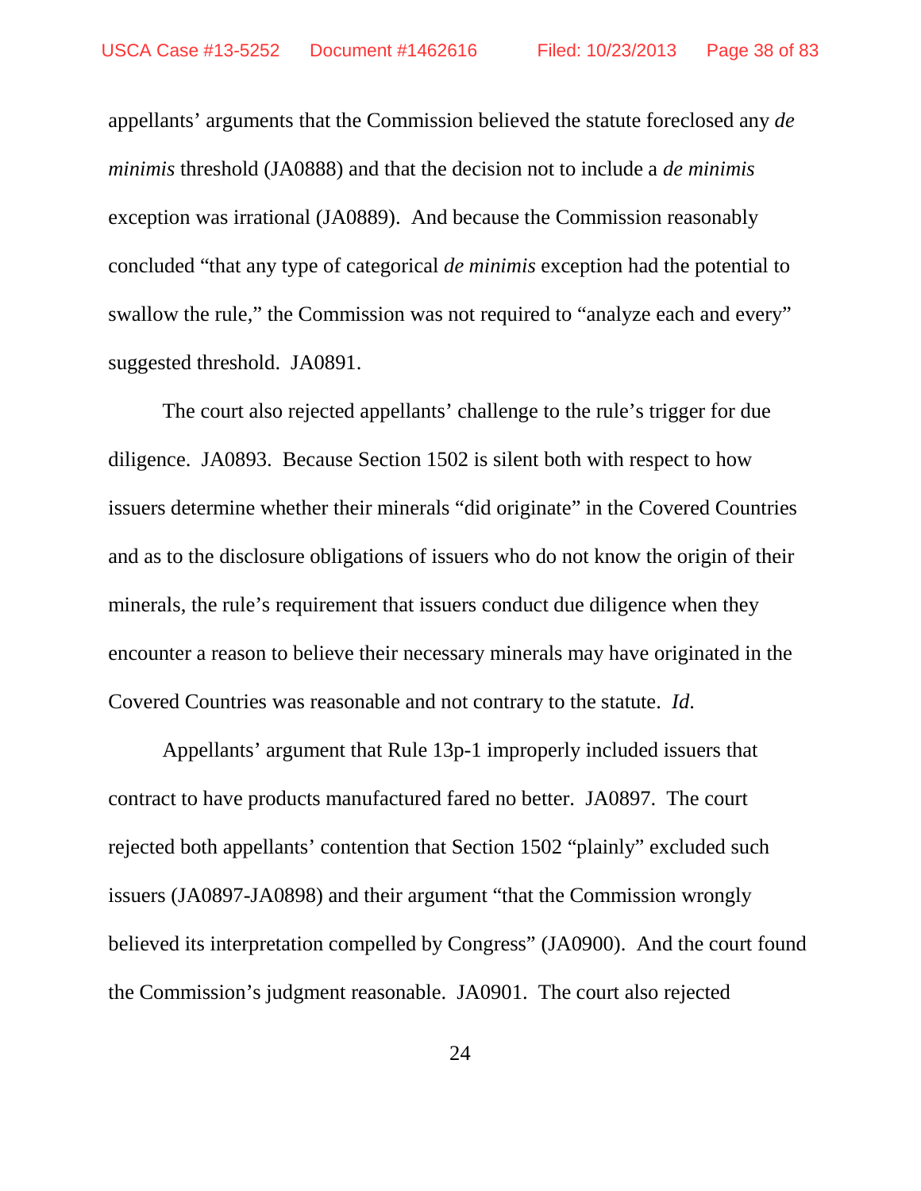appellants' arguments that the Commission believed the statute foreclosed any *de minimis* threshold (JA0888) and that the decision not to include a *de minimis* exception was irrational (JA0889). And because the Commission reasonably concluded "that any type of categorical *de minimis* exception had the potential to swallow the rule," the Commission was not required to "analyze each and every" suggested threshold. JA0891.

The court also rejected appellants' challenge to the rule's trigger for due diligence. JA0893. Because Section 1502 is silent both with respect to how issuers determine whether their minerals "did originate" in the Covered Countries and as to the disclosure obligations of issuers who do not know the origin of their minerals, the rule's requirement that issuers conduct due diligence when they encounter a reason to believe their necessary minerals may have originated in the Covered Countries was reasonable and not contrary to the statute. *Id.*

Appellants' argument that Rule 13p-1 improperly included issuers that contract to have products manufactured fared no better. JA0897. The court rejected both appellants' contention that Section 1502 "plainly" excluded such issuers (JA0897-JA0898) and their argument "that the Commission wrongly believed its interpretation compelled by Congress" (JA0900). And the court found the Commission's judgment reasonable. JA0901. The court also rejected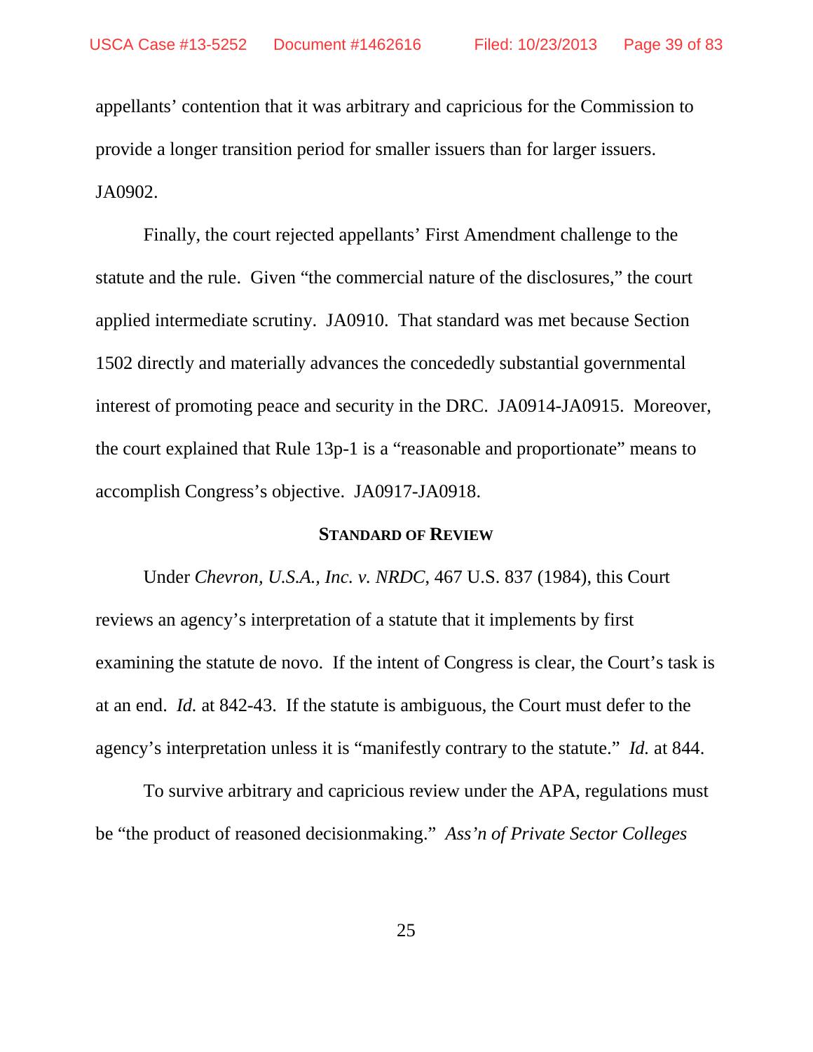appellants' contention that it was arbitrary and capricious for the Commission to provide a longer transition period for smaller issuers than for larger issuers. JA0902.

Finally, the court rejected appellants' First Amendment challenge to the statute and the rule. Given "the commercial nature of the disclosures," the court applied intermediate scrutiny. JA0910. That standard was met because Section 1502 directly and materially advances the concededly substantial governmental interest of promoting peace and security in the DRC. JA0914-JA0915. Moreover, the court explained that Rule 13p-1 is a "reasonable and proportionate" means to accomplish Congress's objective. JA0917-JA0918.

## STANDARD OF REVIEW

Under *Chevron, U.S.A., Inc. v. NRDC*, 467 U.S. 837 (1984), this Court reviews an agency's interpretation of a statute that it implements by first examining the statute de novo. If the intent of Congress is clear, the Court's task is at an end. *Id.* at 842-43. If the statute is ambiguous, the Court must defer to the agency's interpretation unless it is "manifestly contrary to the statute." *Id.* at 844.

To survive arbitrary and capricious review under the APA, regulations must be "the product of reasoned decisionmaking." *Ass'n of Private Sector Colleges*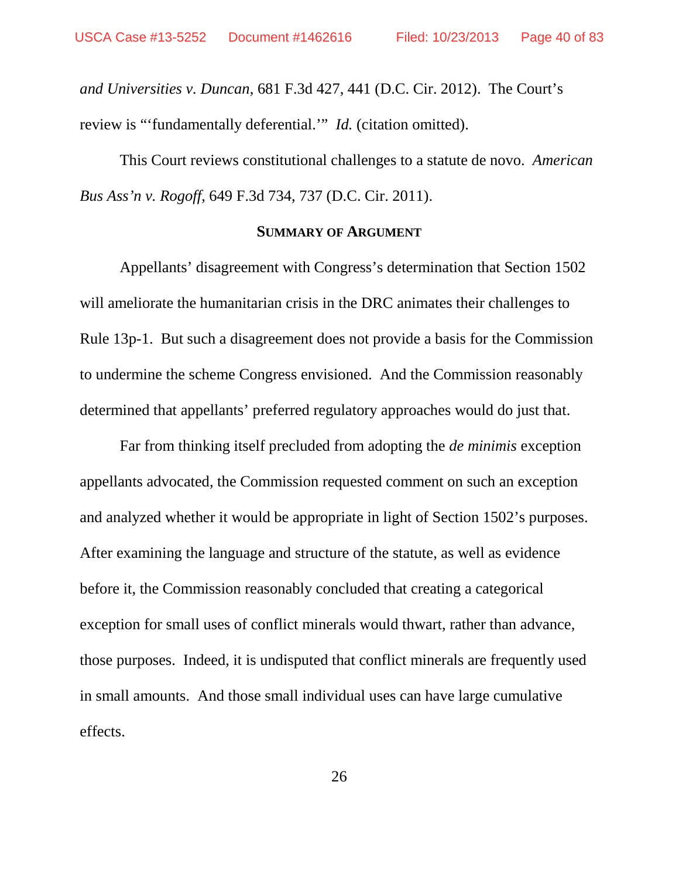*and Universities v. Duncan*, 681 F.3d 427, 441 (D.C. Cir. 2012). The Court's review is "'fundamentally deferential.'" *Id.* (citation omitted).

This Court reviews constitutional challenges to a statute de novo. *American Bus Ass'n v. Rogoff*, 649 F.3d 734, 737 (D.C. Cir. 2011).

## SUMMARY OF ARGUMENT

Appellants' disagreement with Congress's determination that Section 1502 will ameliorate the humanitarian crisis in the DRC animates their challenges to Rule 13p-1. But such a disagreement does not provide a basis for the Commission to undermine the scheme Congress envisioned. And the Commission reasonably determined that appellants' preferred regulatory approaches would do just that.

Far from thinking itself precluded from adopting the *de minimis* exception appellants advocated, the Commission requested comment on such an exception and analyzed whether it would be appropriate in light of Section 1502's purposes. After examining the language and structure of the statute, as well as evidence before it, the Commission reasonably concluded that creating a categorical exception for small uses of conflict minerals would thwart, rather than advance, those purposes. Indeed, it is undisputed that conflict minerals are frequently used in small amounts. And those small individual uses can have large cumulative effects.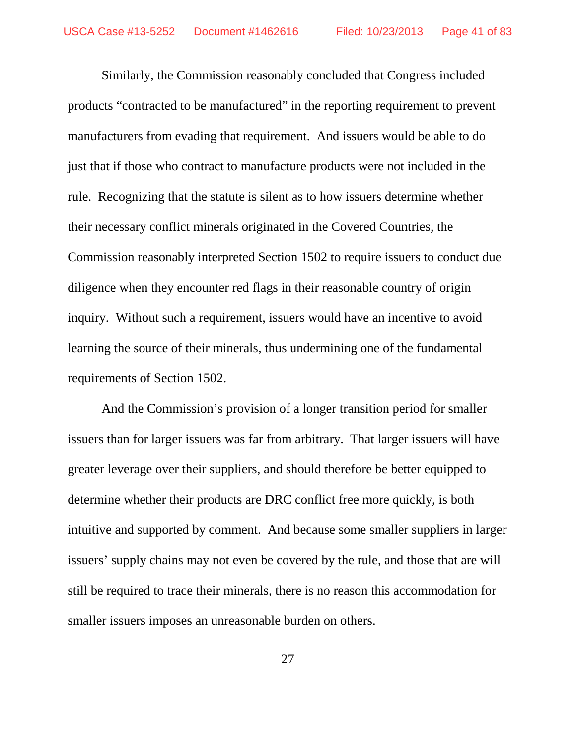Similarly, the Commission reasonably concluded that Congress included products "contracted to be manufactured" in the reporting requirement to prevent manufacturers from evading that requirement. And issuers would be able to do just that if those who contract to manufacture products were not included in the rule. Recognizing that the statute is silent as to how issuers determine whether their necessary conflict minerals originated in the Covered Countries, the Commission reasonably interpreted Section 1502 to require issuers to conduct due diligence when they encounter red flags in their reasonable country of origin inquiry. Without such a requirement, issuers would have an incentive to avoid learning the source of their minerals, thus undermining one of the fundamental requirements of Section 1502.

And the Commission's provision of a longer transition period for smaller issuers than for larger issuers was far from arbitrary. That larger issuers will have greater leverage over their suppliers, and should therefore be better equipped to determine whether their products are DRC conflict free more quickly, is both intuitive and supported by comment. And because some smaller suppliers in larger issuers' supply chains may not even be covered by the rule, and those that are will still be required to trace their minerals, there is no reason this accommodation for smaller issuers imposes an unreasonable burden on others.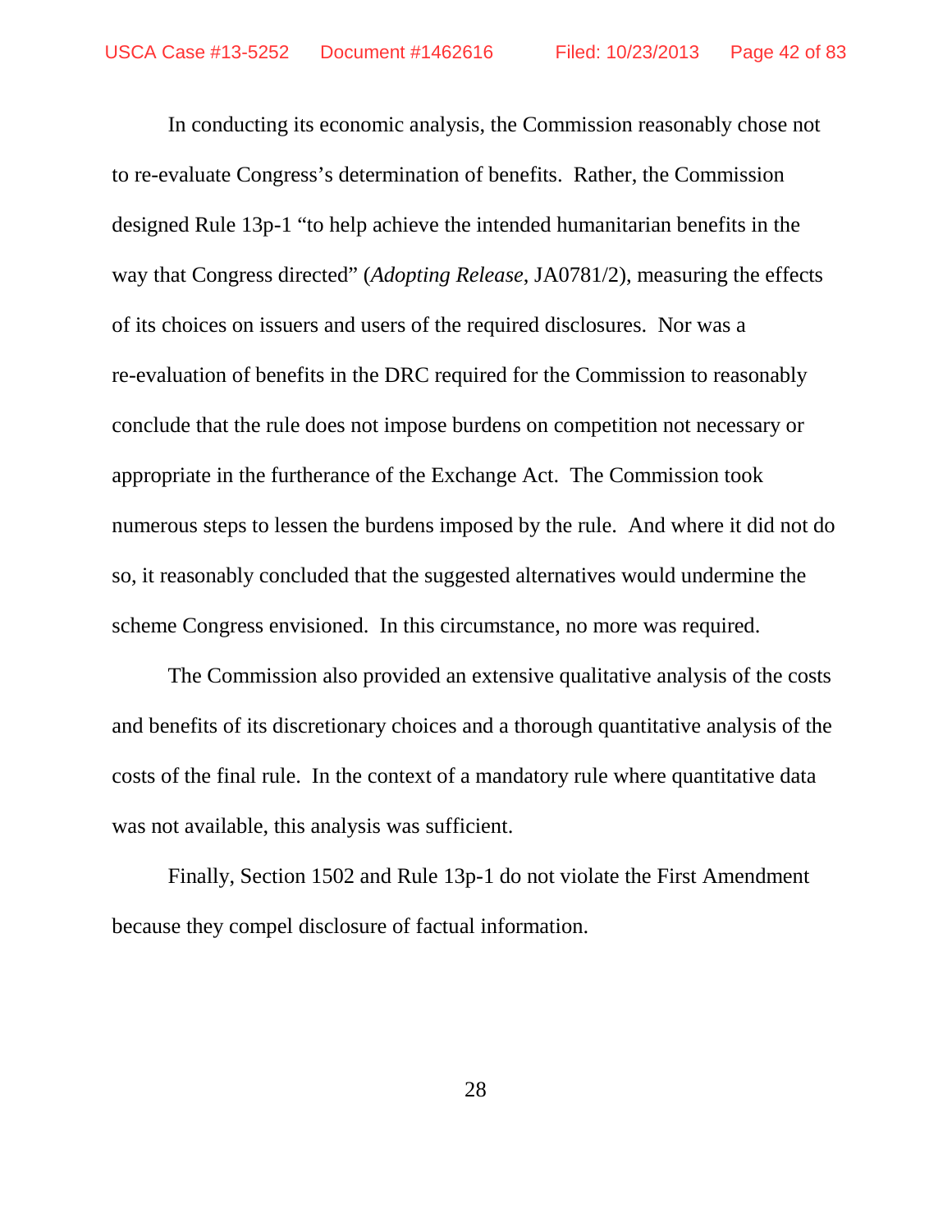In conducting its economic analysis, the Commission reasonably chose not to re-evaluate Congress's determination of benefits. Rather, the Commission designed Rule 13p-1 "to help achieve the intended humanitarian benefits in the way that Congress directed" (*Adopting Release*, JA0781/2), measuring the effects of its choices on issuers and users of the required disclosures. Nor was a re-evaluation of benefits in the DRC required for the Commission to reasonably conclude that the rule does not impose burdens on competition not necessary or appropriate in the furtherance of the Exchange Act. The Commission took numerous steps to lessen the burdens imposed by the rule. And where it did not do so, it reasonably concluded that the suggested alternatives would undermine the scheme Congress envisioned. In this circumstance, no more was required.

The Commission also provided an extensive qualitative analysis of the costs and benefits of its discretionary choices and a thorough quantitative analysis of the costs of the final rule. In the context of a mandatory rule where quantitative data was not available, this analysis was sufficient.

Finally, Section 1502 and Rule 13p-1 do not violate the First Amendment because they compel disclosure of factual information.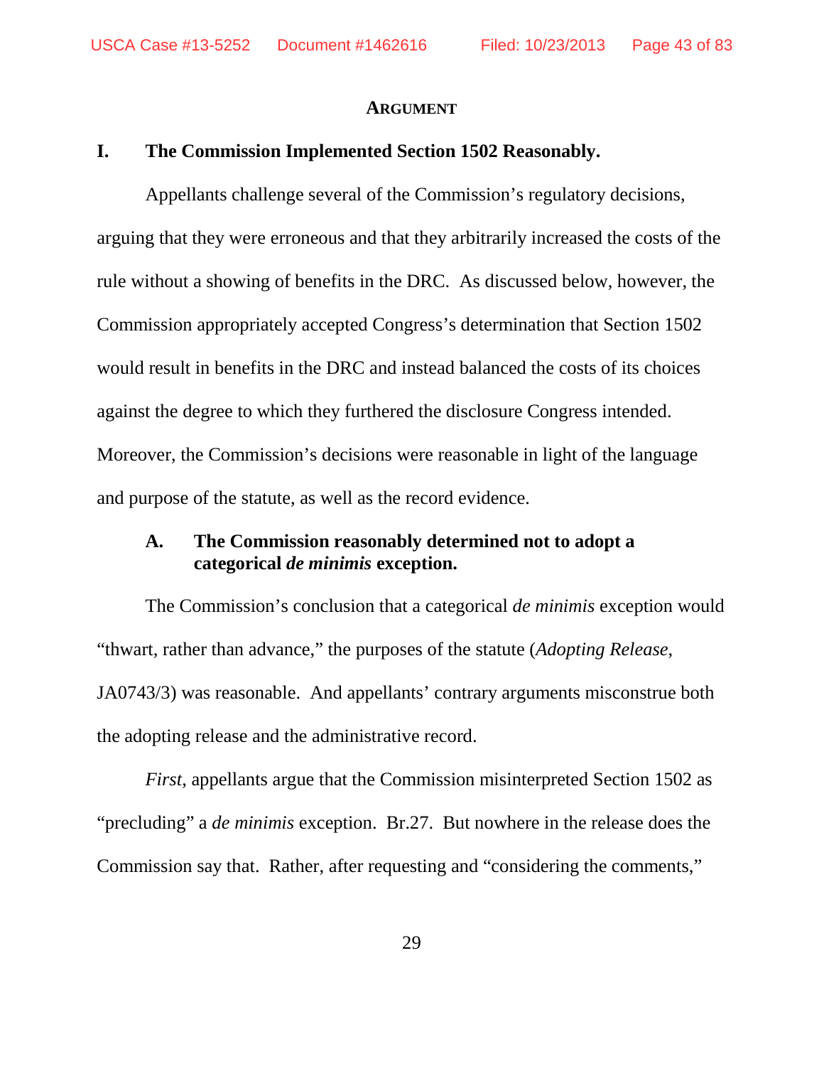## ARGUMENT

### I. The Commission Implemented Section 1502 Reasonably.

Appellants challenge several of the Commission's regulatory decisions, arguing that they were erroneous and that they arbitrarily increased the costs of the rule without a showing of benefits in the DRC. As discussed below, however, the Commission appropriately accepted Congress's determination that Section 1502 would result in benefits in the DRC and instead balanced the costs of its choices against the degree to which they furthered the disclosure Congress intended. Moreover, the Commission's decisions were reasonable in light of the language and purpose of the statute, as well as the record evidence.

#### A. The Commission reasonably determined not to adopt a categorical *de minimis* exception.

The Commission's conclusion that a categorical *de minimis* exception would "thwart, rather than advance," the purposes of the statute (*Adopting Release*, JA0743/3) was reasonable. And appellants' contrary arguments misconstrue both the adopting release and the administrative record.

*First*, appellants argue that the Commission misinterpreted Section 1502 as "precluding" a *de minimis* exception. Br.27. But nowhere in the release does the Commission say that. Rather, after requesting and "considering the comments,"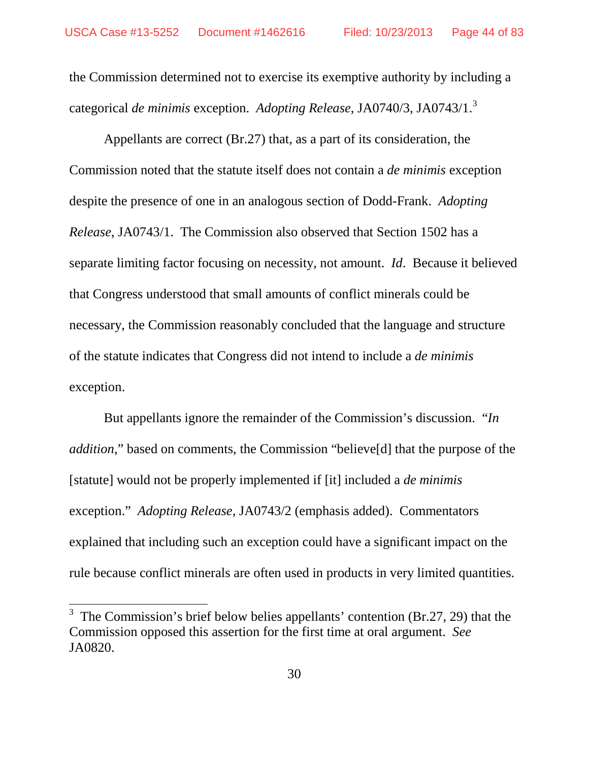the Commission determined not to exercise its exemptive authority by including a categorical *de minimis* exception. *Adopting Release*, JA0740/3, JA0743/1.[3]

Appellants are correct (Br.27) that, as a part of its consideration, the Commission noted that the statute itself does not contain a *de minimis* exception despite the presence of one in an analogous section of Dodd-Frank. *Adopting Release*, JA0743/1. The Commission also observed that Section 1502 has a separate limiting factor focusing on necessity, not amount. *Id*. Because it believed that Congress understood that small amounts of conflict minerals could be necessary, the Commission reasonably concluded that the language and structure of the statute indicates that Congress did not intend to include a *de minimis* exception.

But appellants ignore the remainder of the Commission's discussion. "*In addition*," based on comments, the Commission "believe[d] that the purpose of the [statute] would not be properly implemented if [it] included a *de minimis* exception." *Adopting Release*, JA0743/2 (emphasis added). Commentators explained that including such an exception could have a significant impact on the rule because conflict minerals are often used in products in very limited quantities.

---

[3] The Commission's brief below belies appellants' contention (Br.27, 29) that the Commission opposed this assertion for the first time at oral argument. *See* JA0820.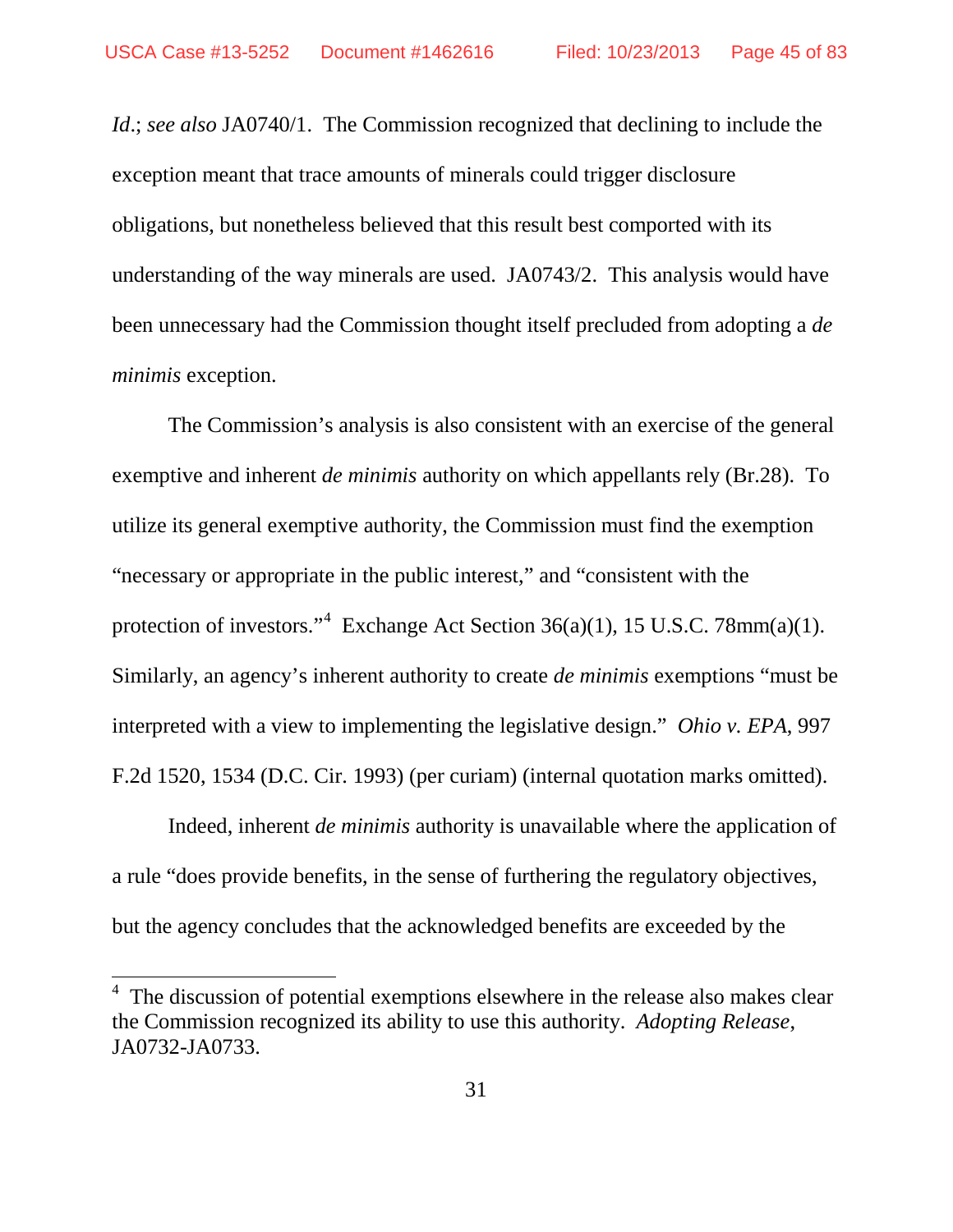*Id*.; *see also* JA0740/1. The Commission recognized that declining to include the exception meant that trace amounts of minerals could trigger disclosure obligations, but nonetheless believed that this result best comported with its understanding of the way minerals are used. JA0743/2. This analysis would have been unnecessary had the Commission thought itself precluded from adopting a *de minimis* exception.

The Commission's analysis is also consistent with an exercise of the general exemptive and inherent *de minimis* authority on which appellants rely (Br.28). To utilize its general exemptive authority, the Commission must find the exemption "necessary or appropriate in the public interest," and "consistent with the protection of investors."[4] Exchange Act Section 36(a)(1), 15 U.S.C. 78mm(a)(1). Similarly, an agency's inherent authority to create *de minimis* exemptions "must be interpreted with a view to implementing the legislative design." *Ohio v. EPA*, 997 F.2d 1520, 1534 (D.C. Cir. 1993) (per curiam) (internal quotation marks omitted).

Indeed, inherent *de minimis* authority is unavailable where the application of a rule "does provide benefits, in the sense of furthering the regulatory objectives, but the agency concludes that the acknowledged benefits are exceeded by the

---

[4] The discussion of potential exemptions elsewhere in the release also makes clear the Commission recognized its ability to use this authority. *Adopting Release*, JA0732-JA0733.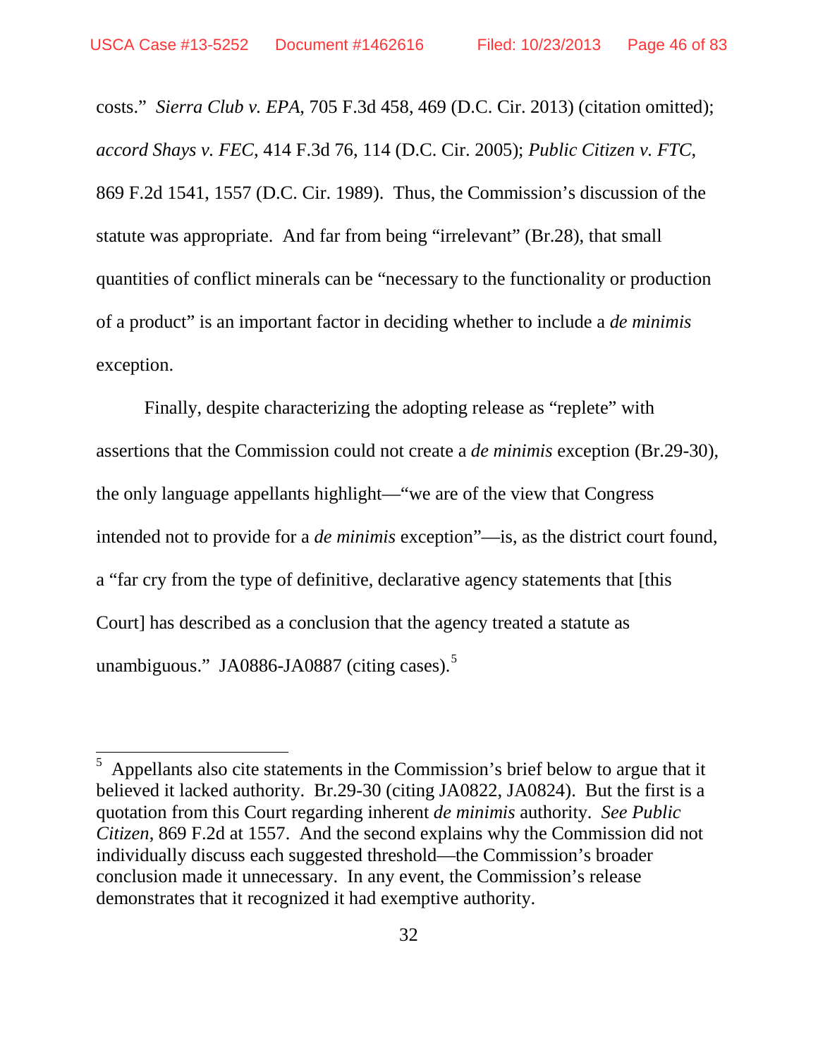costs." *Sierra Club v. EPA*, 705 F.3d 458, 469 (D.C. Cir. 2013) (citation omitted); *accord Shays v. FEC*, 414 F.3d 76, 114 (D.C. Cir. 2005); *Public Citizen v. FTC*, 869 F.2d 1541, 1557 (D.C. Cir. 1989). Thus, the Commission's discussion of the statute was appropriate. And far from being "irrelevant" (Br.28), that small quantities of conflict minerals can be "necessary to the functionality or production of a product" is an important factor in deciding whether to include a *de minimis* exception.

Finally, despite characterizing the adopting release as "replete" with assertions that the Commission could not create a *de minimis* exception (Br.29-30), the only language appellants highlight—"we are of the view that Congress intended not to provide for a *de minimis* exception"—is, as the district court found, a "far cry from the type of definitive, declarative agency statements that [this Court] has described as a conclusion that the agency treated a statute as unambiguous." JA0886-JA0887 (citing cases).[5]

---

[5] Appellants also cite statements in the Commission's brief below to argue that it believed it lacked authority. Br.29-30 (citing JA0822, JA0824). But the first is a quotation from this Court regarding inherent *de minimis* authority. *See Public Citizen*, 869 F.2d at 1557. And the second explains why the Commission did not individually discuss each suggested threshold—the Commission's broader conclusion made it unnecessary. In any event, the Commission's release demonstrates that it recognized it had exemptive authority.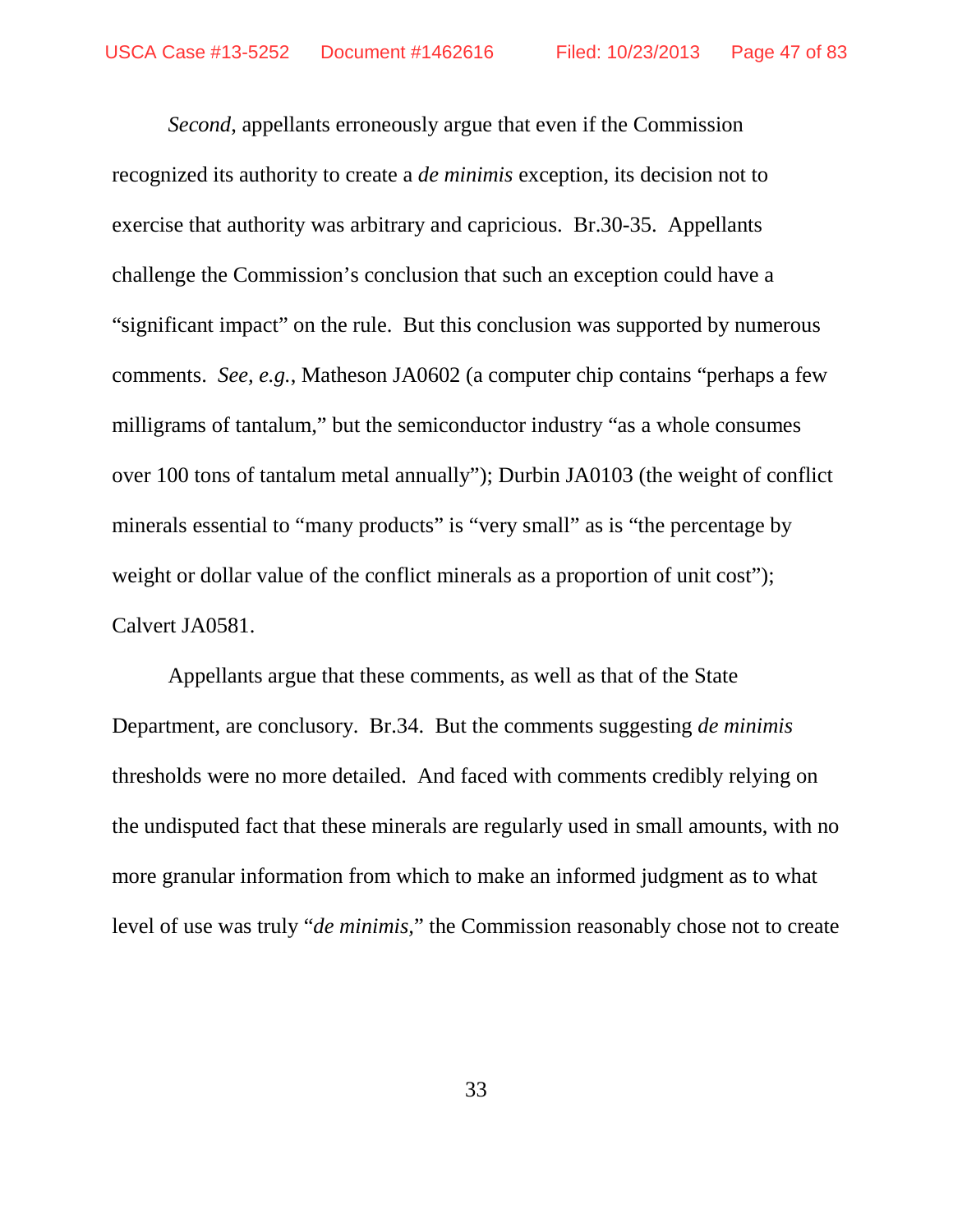*Second*, appellants erroneously argue that even if the Commission recognized its authority to create a *de minimis* exception, its decision not to exercise that authority was arbitrary and capricious. Br.30-35. Appellants challenge the Commission's conclusion that such an exception could have a "significant impact" on the rule. But this conclusion was supported by numerous comments. *See, e.g.*, Matheson JA0602 (a computer chip contains "perhaps a few milligrams of tantalum," but the semiconductor industry "as a whole consumes over 100 tons of tantalum metal annually"); Durbin JA0103 (the weight of conflict minerals essential to "many products" is "very small" as is "the percentage by weight or dollar value of the conflict minerals as a proportion of unit cost"); Calvert JA0581.

Appellants argue that these comments, as well as that of the State Department, are conclusory. Br.34. But the comments suggesting *de minimis* thresholds were no more detailed. And faced with comments credibly relying on the undisputed fact that these minerals are regularly used in small amounts, with no more granular information from which to make an informed judgment as to what level of use was truly "*de minimis*," the Commission reasonably chose not to create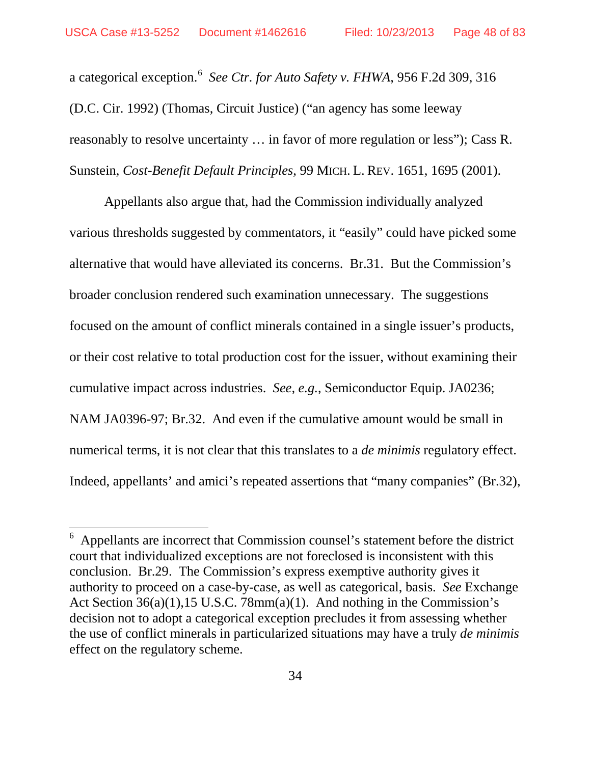a categorical exception.[6] *See Ctr. for Auto Safety v. FHWA*, 956 F.2d 309, 316 (D.C. Cir. 1992) (Thomas, Circuit Justice) ("an agency has some leeway reasonably to resolve uncertainty … in favor of more regulation or less"); Cass R. Sunstein, *Cost-Benefit Default Principles*, 99 MICH. L. REV. 1651, 1695 (2001).

Appellants also argue that, had the Commission individually analyzed various thresholds suggested by commentators, it "easily" could have picked some alternative that would have alleviated its concerns. Br.31. But the Commission's broader conclusion rendered such examination unnecessary. The suggestions focused on the amount of conflict minerals contained in a single issuer's products, or their cost relative to total production cost for the issuer, without examining their cumulative impact across industries. *See, e.g.*, Semiconductor Equip. JA0236; NAM JA0396-97; Br.32. And even if the cumulative amount would be small in numerical terms, it is not clear that this translates to a *de minimis* regulatory effect. Indeed, appellants' and amici's repeated assertions that "many companies" (Br.32),

---

[6] Appellants are incorrect that Commission counsel's statement before the district court that individualized exceptions are not foreclosed is inconsistent with this conclusion. Br.29. The Commission's express exemptive authority gives it authority to proceed on a case-by-case, as well as categorical, basis. *See* Exchange Act Section 36(a)(1),15 U.S.C. 78mm(a)(1). And nothing in the Commission's decision not to adopt a categorical exception precludes it from assessing whether the use of conflict minerals in particularized situations may have a truly *de minimis* effect on the regulatory scheme.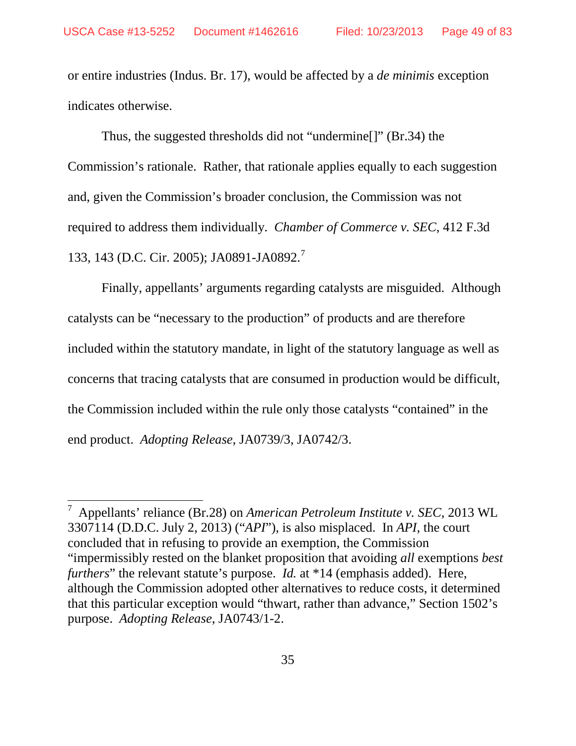or entire industries (Indus. Br. 17), would be affected by a *de minimis* exception indicates otherwise.

Thus, the suggested thresholds did not "undermine[]" (Br.34) the Commission's rationale. Rather, that rationale applies equally to each suggestion and, given the Commission's broader conclusion, the Commission was not required to address them individually. *Chamber of Commerce v. SEC*, 412 F.3d 133, 143 (D.C. Cir. 2005); JA0891-JA0892.[7]

Finally, appellants' arguments regarding catalysts are misguided. Although catalysts can be "necessary to the production" of products and are therefore included within the statutory mandate, in light of the statutory language as well as concerns that tracing catalysts that are consumed in production would be difficult, the Commission included within the rule only those catalysts "contained" in the end product. *Adopting Release*, JA0739/3, JA0742/3.

---

[7] Appellants' reliance (Br.28) on *American Petroleum Institute v. SEC*, 2013 WL 3307114 (D.D.C. July 2, 2013) ("*API*"), is also misplaced. In *API*, the court concluded that in refusing to provide an exemption, the Commission "impermissibly rested on the blanket proposition that avoiding *all* exemptions *best furthers*" the relevant statute's purpose. *Id.* at *14 (emphasis added). Here, although the Commission adopted other alternatives to reduce costs, it determined that this particular exception would "thwart, rather than advance," Section 1502's purpose. *Adopting Release*, JA0743/1-2.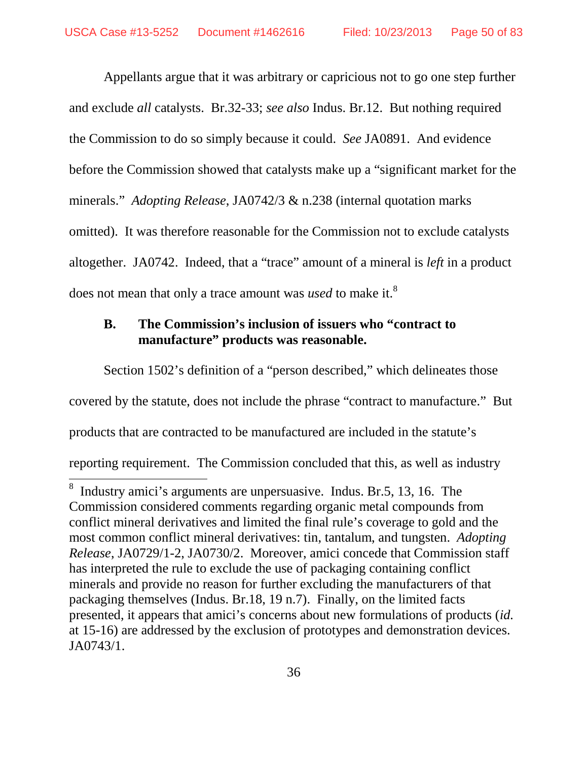Appellants argue that it was arbitrary or capricious not to go one step further and exclude *all* catalysts. Br.32-33; *see also* Indus. Br.12. But nothing required the Commission to do so simply because it could. *See* JA0891. And evidence before the Commission showed that catalysts make up a "significant market for the minerals." *Adopting Release*, JA0742/3 & n.238 (internal quotation marks omitted). It was therefore reasonable for the Commission not to exclude catalysts altogether. JA0742. Indeed, that a "trace" amount of a mineral is *left* in a product does not mean that only a trace amount was *used* to make it.[8]

### B. The Commission's inclusion of issuers who "contract to manufacture" products was reasonable.

Section 1502's definition of a "person described," which delineates those covered by the statute, does not include the phrase "contract to manufacture." But products that are contracted to be manufactured are included in the statute's reporting requirement. The Commission concluded that this, as well as industry

---

[8] Industry amici's arguments are unpersuasive. Indus. Br.5, 13, 16. The Commission considered comments regarding organic metal compounds from conflict mineral derivatives and limited the final rule's coverage to gold and the most common conflict mineral derivatives: tin, tantalum, and tungsten. *Adopting Release*, JA0729/1-2, JA0730/2. Moreover, amici concede that Commission staff has interpreted the rule to exclude the use of packaging containing conflict minerals and provide no reason for further excluding the manufacturers of that packaging themselves (Indus. Br.18, 19 n.7). Finally, on the limited facts presented, it appears that amici's concerns about new formulations of products (*id.* at 15-16) are addressed by the exclusion of prototypes and demonstration devices. JA0743/1.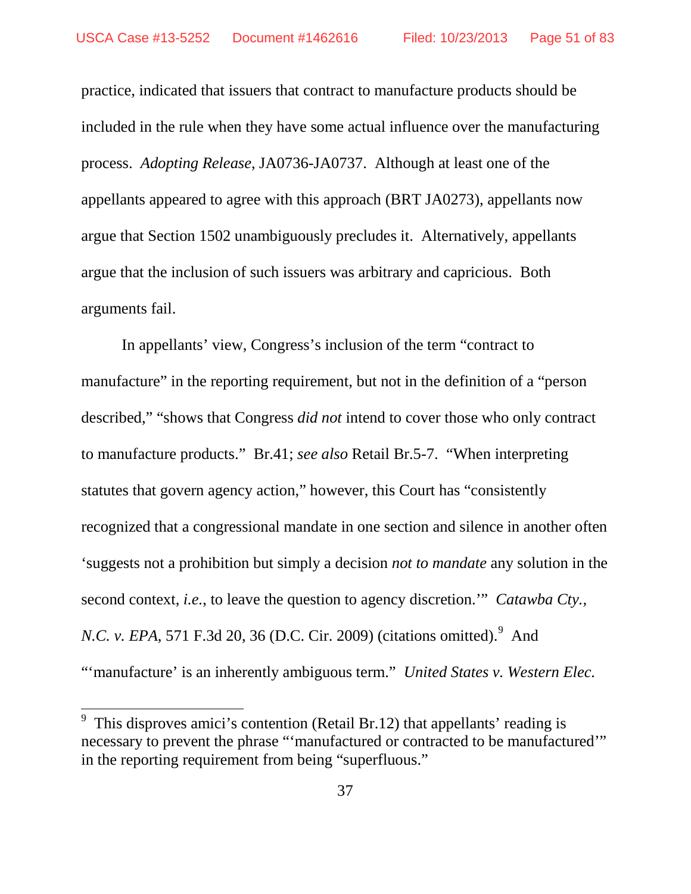practice, indicated that issuers that contract to manufacture products should be included in the rule when they have some actual influence over the manufacturing process. *Adopting Release*, JA0736-JA0737. Although at least one of the appellants appeared to agree with this approach (BRT JA0273), appellants now argue that Section 1502 unambiguously precludes it. Alternatively, appellants argue that the inclusion of such issuers was arbitrary and capricious. Both arguments fail.

In appellants' view, Congress's inclusion of the term "contract to manufacture" in the reporting requirement, but not in the definition of a "person described," "shows that Congress *did not* intend to cover those who only contract to manufacture products." Br.41; *see also* Retail Br.5-7. "When interpreting statutes that govern agency action," however, this Court has "consistently recognized that a congressional mandate in one section and silence in another often 'suggests not a prohibition but simply a decision *not to mandate* any solution in the second context, *i.e.*, to leave the question to agency discretion.'" *Catawba Cty., N.C. v. EPA*, 571 F.3d 20, 36 (D.C. Cir. 2009) (citations omitted).[9] And "'manufacture' is an inherently ambiguous term." *United States v. Western Elec.*

---

[9] This disproves amici's contention (Retail Br.12) that appellants' reading is necessary to prevent the phrase "'manufactured or contracted to be manufactured'" in the reporting requirement from being "superfluous."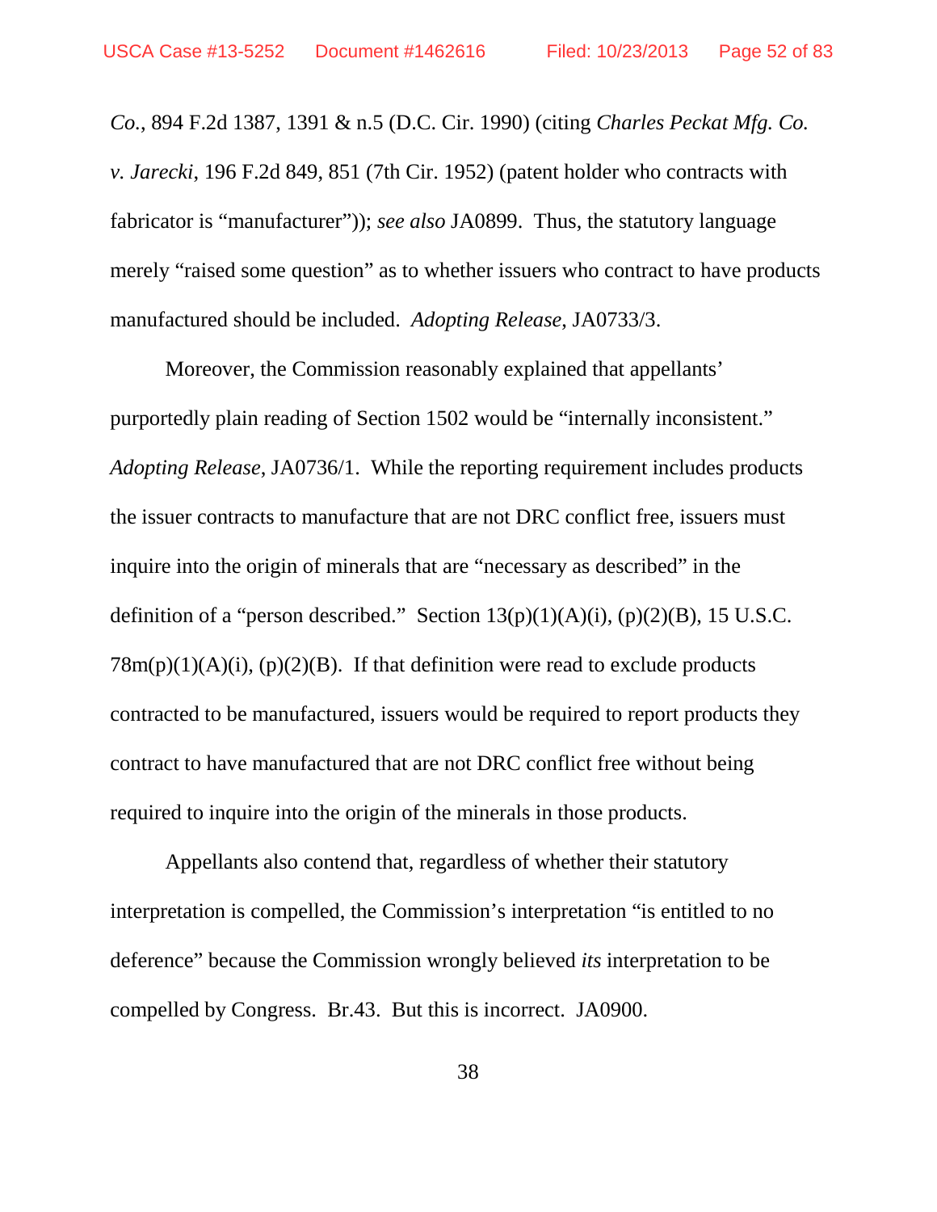*Co.*, 894 F.2d 1387, 1391 & n.5 (D.C. Cir. 1990) (citing *Charles Peckat Mfg. Co. v. Jarecki*, 196 F.2d 849, 851 (7th Cir. 1952) (patent holder who contracts with fabricator is "manufacturer")); *see also* JA0899. Thus, the statutory language merely "raised some question" as to whether issuers who contract to have products manufactured should be included. *Adopting Release*, JA0733/3.

Moreover, the Commission reasonably explained that appellants' purportedly plain reading of Section 1502 would be "internally inconsistent." *Adopting Release*, JA0736/1. While the reporting requirement includes products the issuer contracts to manufacture that are not DRC conflict free, issuers must inquire into the origin of minerals that are "necessary as described" in the definition of a "person described." Section 13(p)(1)(A)(i), (p)(2)(B), 15 U.S.C. 78m(p)(1)(A)(i), (p)(2)(B). If that definition were read to exclude products contracted to be manufactured, issuers would be required to report products they contract to have manufactured that are not DRC conflict free without being required to inquire into the origin of the minerals in those products.

Appellants also contend that, regardless of whether their statutory interpretation is compelled, the Commission's interpretation "is entitled to no deference" because the Commission wrongly believed *its* interpretation to be compelled by Congress. Br.43. But this is incorrect. JA0900.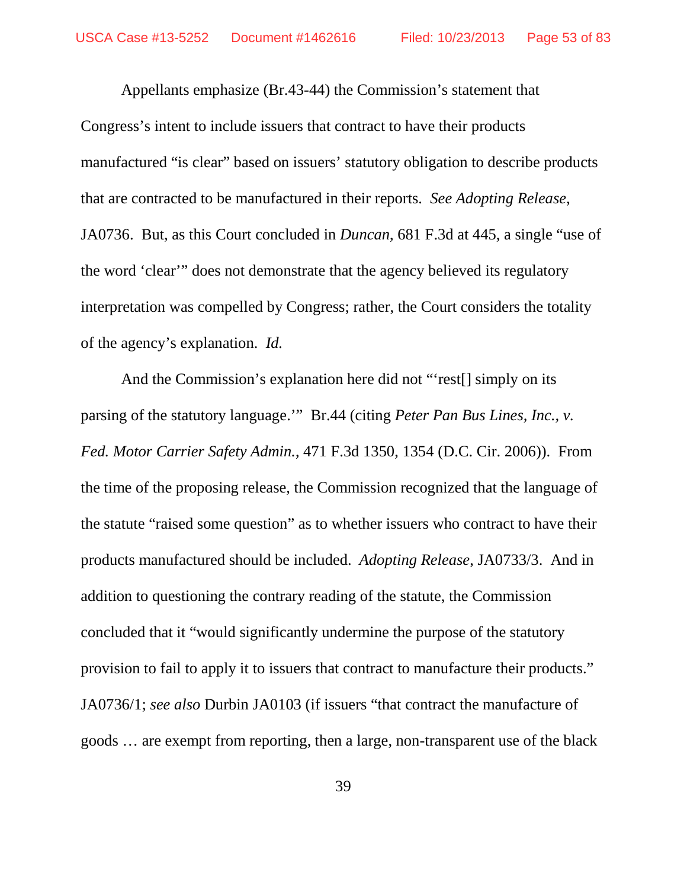Appellants emphasize (Br.43-44) the Commission's statement that Congress's intent to include issuers that contract to have their products manufactured "is clear" based on issuers' statutory obligation to describe products that are contracted to be manufactured in their reports. *See Adopting Release*, JA0736. But, as this Court concluded in *Duncan*, 681 F.3d at 445, a single "use of the word 'clear'" does not demonstrate that the agency believed its regulatory interpretation was compelled by Congress; rather, the Court considers the totality of the agency's explanation. *Id.*

And the Commission's explanation here did not "'rest[] simply on its parsing of the statutory language.'" Br.44 (citing *Peter Pan Bus Lines, Inc., v. Fed. Motor Carrier Safety Admin.*, 471 F.3d 1350, 1354 (D.C. Cir. 2006)). From the time of the proposing release, the Commission recognized that the language of the statute "raised some question" as to whether issuers who contract to have their products manufactured should be included. *Adopting Release*, JA0733/3. And in addition to questioning the contrary reading of the statute, the Commission concluded that it "would significantly undermine the purpose of the statutory provision to fail to apply it to issuers that contract to manufacture their products." JA0736/1; *see also* Durbin JA0103 (if issuers "that contract the manufacture of goods … are exempt from reporting, then a large, non-transparent use of the black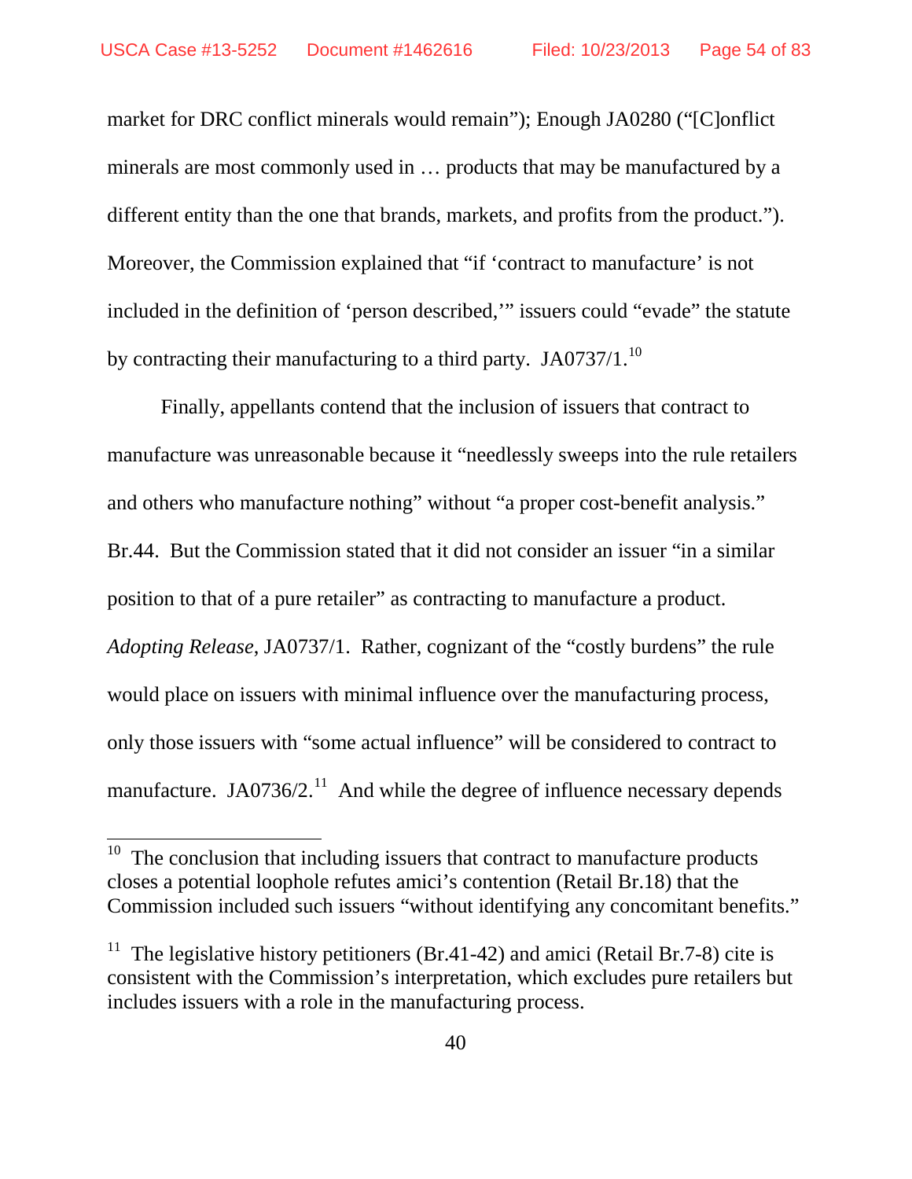market for DRC conflict minerals would remain"); Enough JA0280 ("[C]onflict minerals are most commonly used in … products that may be manufactured by a different entity than the one that brands, markets, and profits from the product."). Moreover, the Commission explained that "if 'contract to manufacture' is not included in the definition of 'person described,'" issuers could "evade" the statute by contracting their manufacturing to a third party. JA0737/1.[10]

Finally, appellants contend that the inclusion of issuers that contract to manufacture was unreasonable because it "needlessly sweeps into the rule retailers and others who manufacture nothing" without "a proper cost-benefit analysis." Br.44. But the Commission stated that it did not consider an issuer "in a similar position to that of a pure retailer" as contracting to manufacture a product. *Adopting Release*, JA0737/1. Rather, cognizant of the "costly burdens" the rule would place on issuers with minimal influence over the manufacturing process, only those issuers with "some actual influence" will be considered to contract to manufacture. JA0736/2.[11] And while the degree of influence necessary depends

---

[10] The conclusion that including issuers that contract to manufacture products closes a potential loophole refutes amici's contention (Retail Br.18) that the Commission included such issuers "without identifying any concomitant benefits."

[11] The legislative history petitioners (Br.41-42) and amici (Retail Br.7-8) cite is consistent with the Commission's interpretation, which excludes pure retailers but includes issuers with a role in the manufacturing process.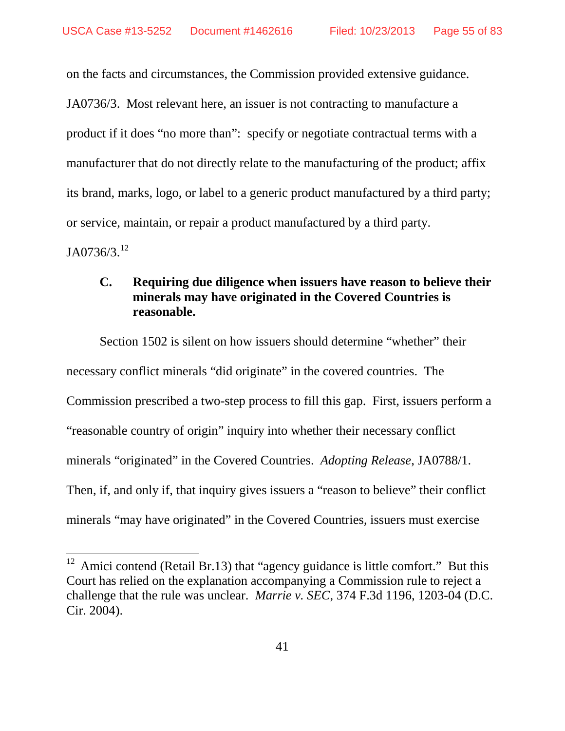on the facts and circumstances, the Commission provided extensive guidance. JA0736/3. Most relevant here, an issuer is not contracting to manufacture a product if it does "no more than": specify or negotiate contractual terms with a manufacturer that do not directly relate to the manufacturing of the product; affix its brand, marks, logo, or label to a generic product manufactured by a third party; or service, maintain, or repair a product manufactured by a third party. JA0736/3.[12]

### C. Requiring due diligence when issuers have reason to believe their minerals may have originated in the Covered Countries is reasonable.

Section 1502 is silent on how issuers should determine "whether" their necessary conflict minerals "did originate" in the covered countries. The Commission prescribed a two-step process to fill this gap. First, issuers perform a "reasonable country of origin" inquiry into whether their necessary conflict minerals "originated" in the Covered Countries. *Adopting Release*, JA0788/1. Then, if, and only if, that inquiry gives issuers a "reason to believe" their conflict minerals "may have originated" in the Covered Countries, issuers must exercise

---

[12] Amici contend (Retail Br.13) that "agency guidance is little comfort." But this Court has relied on the explanation accompanying a Commission rule to reject a challenge that the rule was unclear. *Marrie v. SEC*, 374 F.3d 1196, 1203-04 (D.C. Cir. 2004).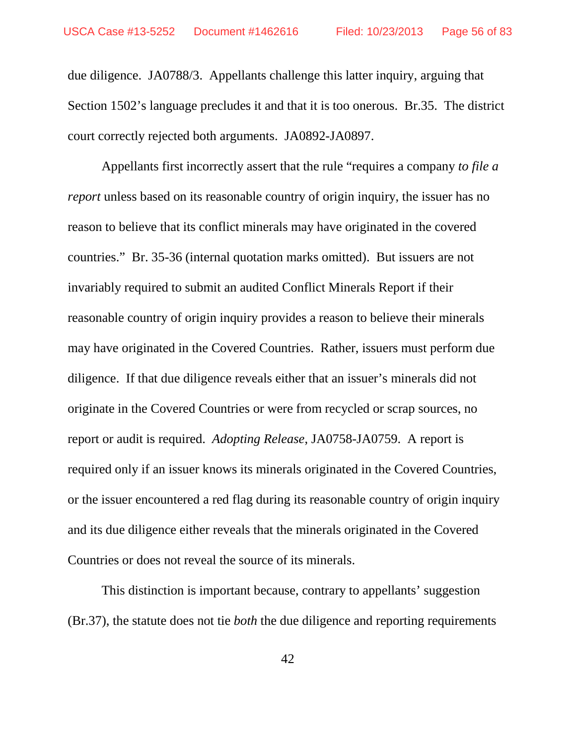due diligence. JA0788/3. Appellants challenge this latter inquiry, arguing that Section 1502's language precludes it and that it is too onerous. Br.35. The district court correctly rejected both arguments. JA0892-JA0897.

Appellants first incorrectly assert that the rule "requires a company *to file a report* unless based on its reasonable country of origin inquiry, the issuer has no reason to believe that its conflict minerals may have originated in the covered countries." Br. 35-36 (internal quotation marks omitted). But issuers are not invariably required to submit an audited Conflict Minerals Report if their reasonable country of origin inquiry provides a reason to believe their minerals may have originated in the Covered Countries. Rather, issuers must perform due diligence. If that due diligence reveals either that an issuer's minerals did not originate in the Covered Countries or were from recycled or scrap sources, no report or audit is required. *Adopting Release*, JA0758-JA0759. A report is required only if an issuer knows its minerals originated in the Covered Countries, or the issuer encountered a red flag during its reasonable country of origin inquiry and its due diligence either reveals that the minerals originated in the Covered Countries or does not reveal the source of its minerals.

This distinction is important because, contrary to appellants' suggestion (Br.37), the statute does not tie *both* the due diligence and reporting requirements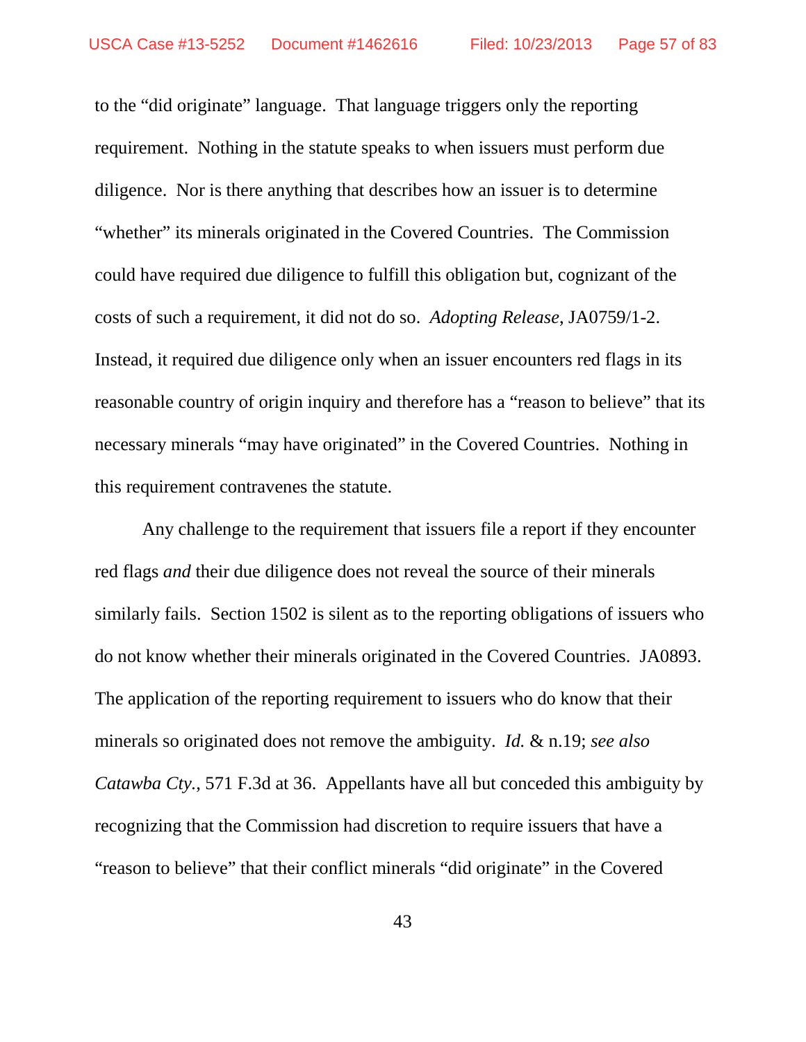to the "did originate" language. That language triggers only the reporting requirement. Nothing in the statute speaks to when issuers must perform due diligence. Nor is there anything that describes how an issuer is to determine "whether" its minerals originated in the Covered Countries. The Commission could have required due diligence to fulfill this obligation but, cognizant of the costs of such a requirement, it did not do so. *Adopting Release*, JA0759/1-2. Instead, it required due diligence only when an issuer encounters red flags in its reasonable country of origin inquiry and therefore has a "reason to believe" that its necessary minerals "may have originated" in the Covered Countries. Nothing in this requirement contravenes the statute.

Any challenge to the requirement that issuers file a report if they encounter red flags *and* their due diligence does not reveal the source of their minerals similarly fails. Section 1502 is silent as to the reporting obligations of issuers who do not know whether their minerals originated in the Covered Countries. JA0893. The application of the reporting requirement to issuers who do know that their minerals so originated does not remove the ambiguity. *Id.* & n.19; *see also Catawba Cty.*, 571 F.3d at 36. Appellants have all but conceded this ambiguity by recognizing that the Commission had discretion to require issuers that have a "reason to believe" that their conflict minerals "did originate" in the Covered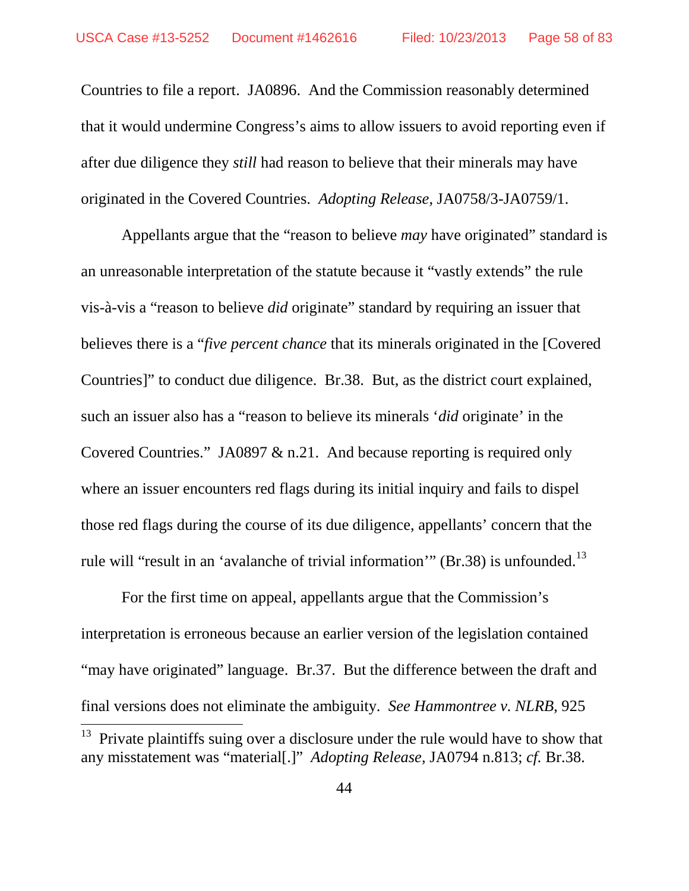Countries to file a report. JA0896. And the Commission reasonably determined that it would undermine Congress's aims to allow issuers to avoid reporting even if after due diligence they *still* had reason to believe that their minerals may have originated in the Covered Countries. *Adopting Release*, JA0758/3-JA0759/1.

Appellants argue that the "reason to believe *may* have originated" standard is an unreasonable interpretation of the statute because it "vastly extends" the rule vis-à-vis a "reason to believe *did* originate" standard by requiring an issuer that believes there is a "*five percent chance* that its minerals originated in the [Covered Countries]" to conduct due diligence. Br.38. But, as the district court explained, such an issuer also has a "reason to believe its minerals '*did* originate' in the Covered Countries." JA0897 & n.21. And because reporting is required only where an issuer encounters red flags during its initial inquiry and fails to dispel those red flags during the course of its due diligence, appellants' concern that the rule will "result in an 'avalanche of trivial information'" (Br.38) is unfounded.[13]

For the first time on appeal, appellants argue that the Commission's interpretation is erroneous because an earlier version of the legislation contained "may have originated" language. Br.37. But the difference between the draft and final versions does not eliminate the ambiguity. *See Hammontree v. NLRB*, 925

---

[13] Private plaintiffs suing over a disclosure under the rule would have to show that any misstatement was "material[.]" *Adopting Release*, JA0794 n.813; *cf.* Br.38.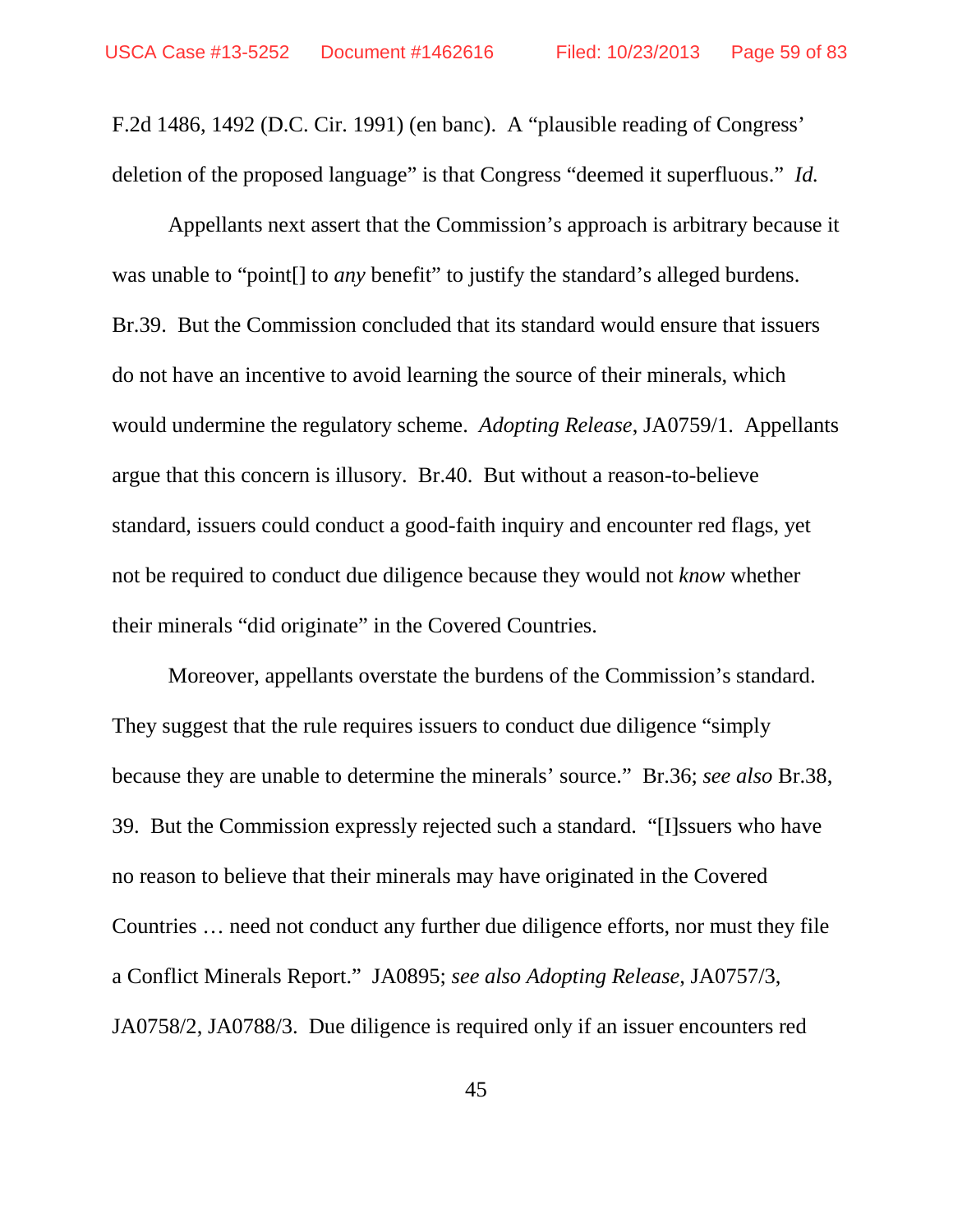F.2d 1486, 1492 (D.C. Cir. 1991) (en banc). A "plausible reading of Congress' deletion of the proposed language" is that Congress "deemed it superfluous." *Id.*

Appellants next assert that the Commission's approach is arbitrary because it was unable to "point[] to *any* benefit" to justify the standard's alleged burdens. Br.39. But the Commission concluded that its standard would ensure that issuers do not have an incentive to avoid learning the source of their minerals, which would undermine the regulatory scheme. *Adopting Release*, JA0759/1. Appellants argue that this concern is illusory. Br.40. But without a reason-to-believe standard, issuers could conduct a good-faith inquiry and encounter red flags, yet not be required to conduct due diligence because they would not *know* whether their minerals "did originate" in the Covered Countries.

Moreover, appellants overstate the burdens of the Commission's standard. They suggest that the rule requires issuers to conduct due diligence "simply because they are unable to determine the minerals' source." Br.36; *see also* Br.38, 39. But the Commission expressly rejected such a standard. "[I]ssuers who have no reason to believe that their minerals may have originated in the Covered Countries … need not conduct any further due diligence efforts, nor must they file a Conflict Minerals Report." JA0895; *see also Adopting Release*, JA0757/3, JA0758/2, JA0788/3. Due diligence is required only if an issuer encounters red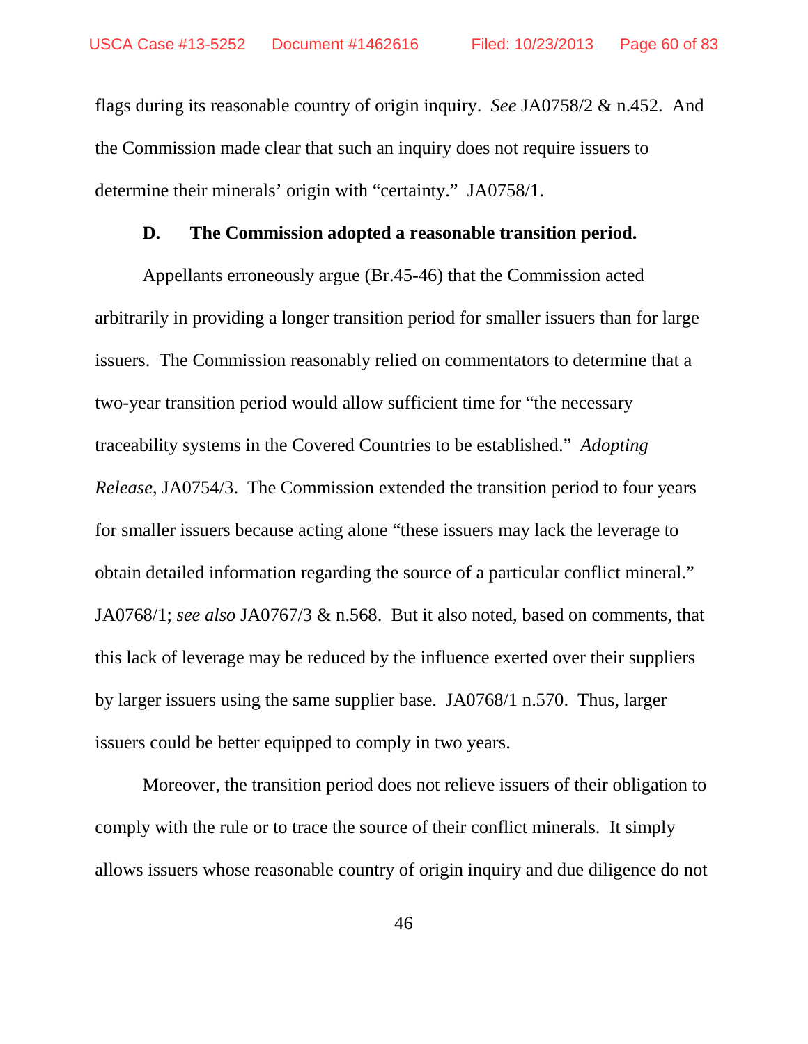flags during its reasonable country of origin inquiry. *See* JA0758/2 & n.452. And the Commission made clear that such an inquiry does not require issuers to determine their minerals' origin with "certainty." JA0758/1.

### D. The Commission adopted a reasonable transition period.

Appellants erroneously argue (Br.45-46) that the Commission acted arbitrarily in providing a longer transition period for smaller issuers than for large issuers. The Commission reasonably relied on commentators to determine that a two-year transition period would allow sufficient time for "the necessary traceability systems in the Covered Countries to be established." *Adopting Release*, JA0754/3. The Commission extended the transition period to four years for smaller issuers because acting alone "these issuers may lack the leverage to obtain detailed information regarding the source of a particular conflict mineral." JA0768/1; *see also* JA0767/3 & n.568. But it also noted, based on comments, that this lack of leverage may be reduced by the influence exerted over their suppliers by larger issuers using the same supplier base. JA0768/1 n.570. Thus, larger issuers could be better equipped to comply in two years.

Moreover, the transition period does not relieve issuers of their obligation to comply with the rule or to trace the source of their conflict minerals. It simply allows issuers whose reasonable country of origin inquiry and due diligence do not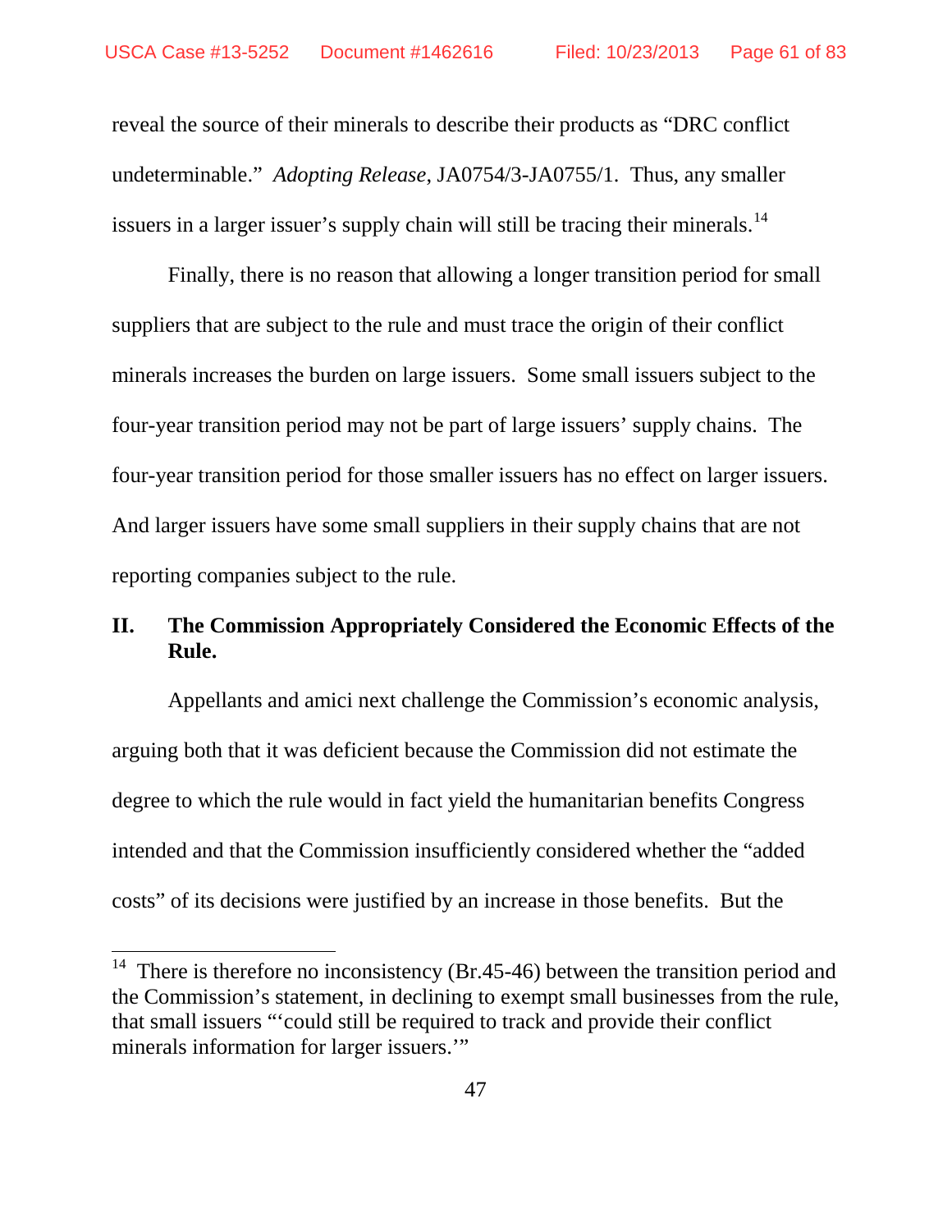reveal the source of their minerals to describe their products as "DRC conflict undeterminable." *Adopting Release*, JA0754/3-JA0755/1. Thus, any smaller issuers in a larger issuer's supply chain will still be tracing their minerals.[14]

Finally, there is no reason that allowing a longer transition period for small suppliers that are subject to the rule and must trace the origin of their conflict minerals increases the burden on large issuers. Some small issuers subject to the four-year transition period may not be part of large issuers' supply chains. The four-year transition period for those smaller issuers has no effect on larger issuers. And larger issuers have some small suppliers in their supply chains that are not reporting companies subject to the rule.

## II. The Commission Appropriately Considered the Economic Effects of the Rule.

Appellants and amici next challenge the Commission's economic analysis, arguing both that it was deficient because the Commission did not estimate the degree to which the rule would in fact yield the humanitarian benefits Congress intended and that the Commission insufficiently considered whether the "added costs" of its decisions were justified by an increase in those benefits. But the

---

[14] There is therefore no inconsistency (Br.45-46) between the transition period and the Commission's statement, in declining to exempt small businesses from the rule, that small issuers "'could still be required to track and provide their conflict minerals information for larger issuers.'"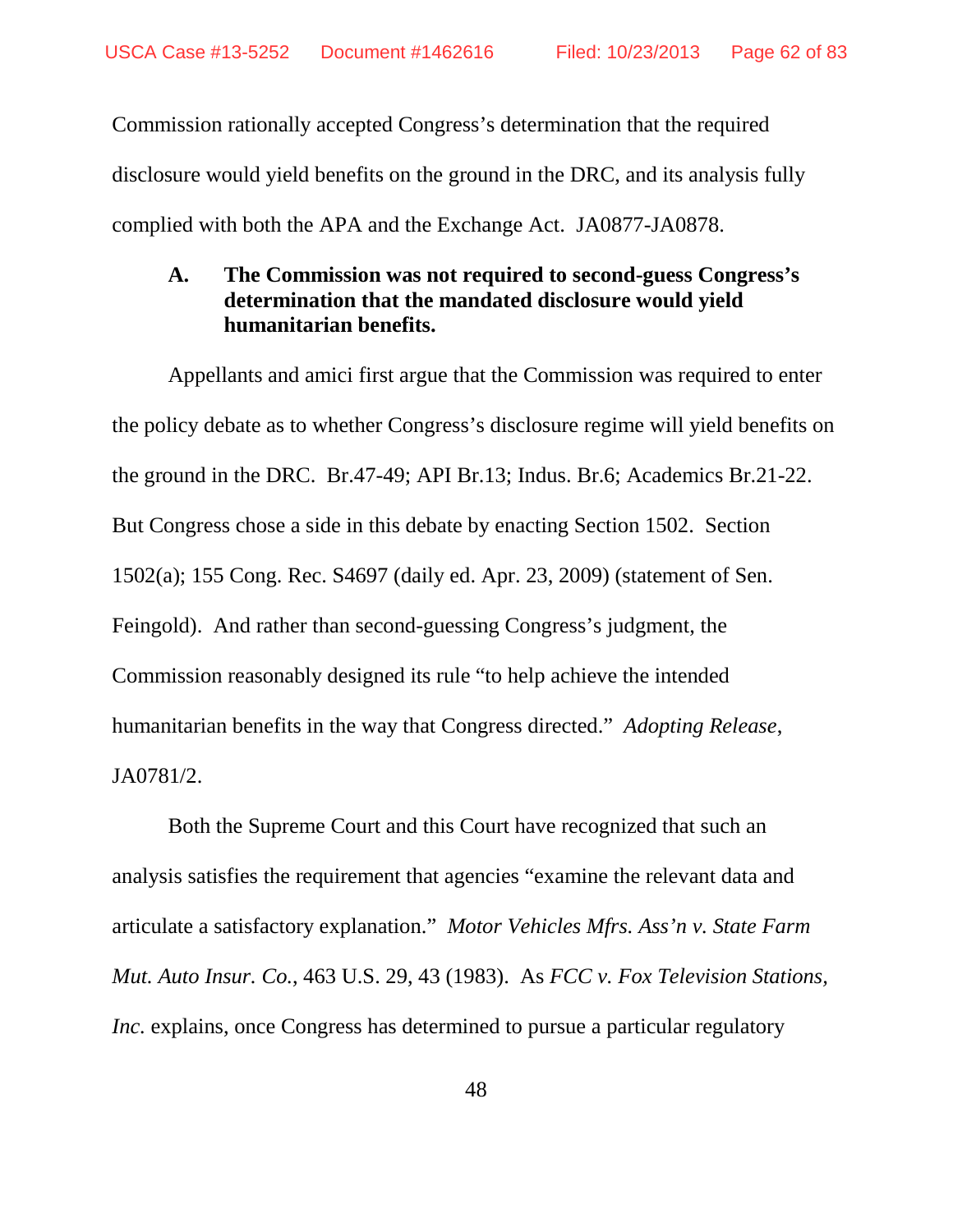Commission rationally accepted Congress's determination that the required disclosure would yield benefits on the ground in the DRC, and its analysis fully complied with both the APA and the Exchange Act. JA0877-JA0878.

### A. The Commission was not required to second-guess Congress's determination that the mandated disclosure would yield humanitarian benefits.

Appellants and amici first argue that the Commission was required to enter the policy debate as to whether Congress's disclosure regime will yield benefits on the ground in the DRC. Br.47-49; API Br.13; Indus. Br.6; Academics Br.21-22. But Congress chose a side in this debate by enacting Section 1502. Section 1502(a); 155 Cong. Rec. S4697 (daily ed. Apr. 23, 2009) (statement of Sen. Feingold). And rather than second-guessing Congress's judgment, the Commission reasonably designed its rule "to help achieve the intended humanitarian benefits in the way that Congress directed." *Adopting Release*, JA0781/2.

Both the Supreme Court and this Court have recognized that such an analysis satisfies the requirement that agencies "examine the relevant data and articulate a satisfactory explanation." *Motor Vehicles Mfrs. Ass'n v. State Farm Mut. Auto Insur. Co.*, 463 U.S. 29, 43 (1983). As *FCC v. Fox Television Stations, Inc.* explains, once Congress has determined to pursue a particular regulatory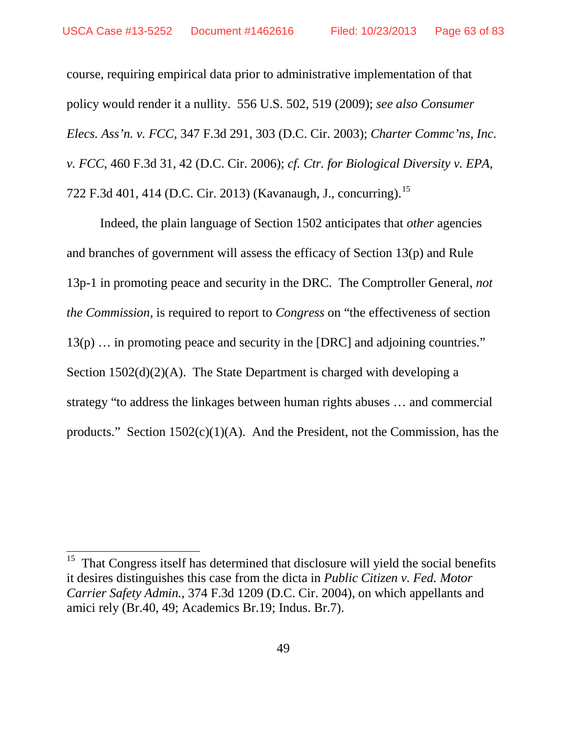course, requiring empirical data prior to administrative implementation of that policy would render it a nullity. 556 U.S. 502, 519 (2009); *see also Consumer Elecs. Ass'n. v. FCC*, 347 F.3d 291, 303 (D.C. Cir. 2003); *Charter Commc'ns, Inc. v. FCC*, 460 F.3d 31, 42 (D.C. Cir. 2006); *cf. Ctr. for Biological Diversity v. EPA*, 722 F.3d 401, 414 (D.C. Cir. 2013) (Kavanaugh, J., concurring).[15]

Indeed, the plain language of Section 1502 anticipates that *other* agencies and branches of government will assess the efficacy of Section 13(p) and Rule 13p-1 in promoting peace and security in the DRC. The Comptroller General, *not the Commission*, is required to report to *Congress* on "the effectiveness of section 13(p) … in promoting peace and security in the [DRC] and adjoining countries." Section 1502(d)(2)(A). The State Department is charged with developing a strategy "to address the linkages between human rights abuses … and commercial products." Section 1502(c)(1)(A). And the President, not the Commission, has the

---

[15] That Congress itself has determined that disclosure will yield the social benefits it desires distinguishes this case from the dicta in *Public Citizen v. Fed. Motor Carrier Safety Admin.*, 374 F.3d 1209 (D.C. Cir. 2004), on which appellants and amici rely (Br.40, 49; Academics Br.19; Indus. Br.7).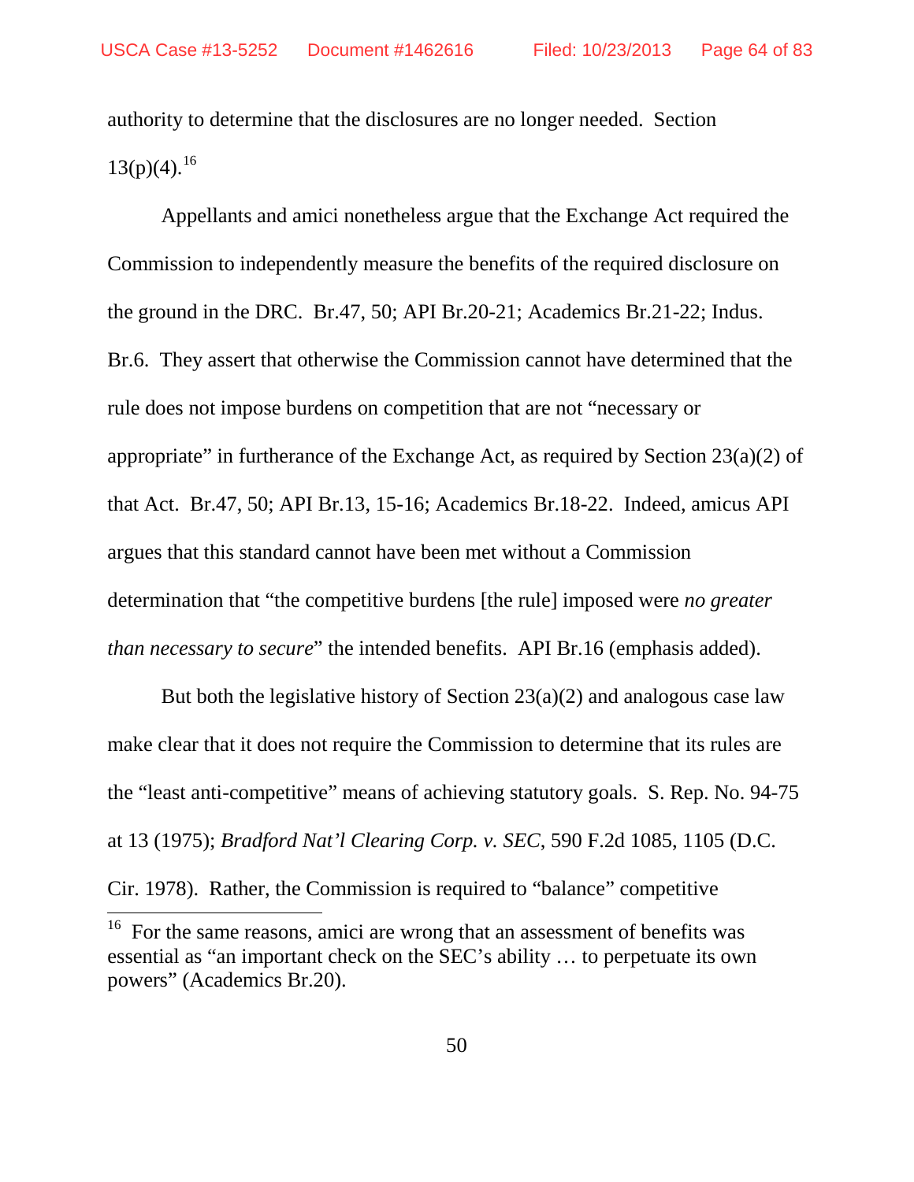authority to determine that the disclosures are no longer needed. Section 13(p)(4).[16]

Appellants and amici nonetheless argue that the Exchange Act required the Commission to independently measure the benefits of the required disclosure on the ground in the DRC. Br.47, 50; API Br.20-21; Academics Br.21-22; Indus. Br.6. They assert that otherwise the Commission cannot have determined that the rule does not impose burdens on competition that are not "necessary or appropriate" in furtherance of the Exchange Act, as required by Section 23(a)(2) of that Act. Br.47, 50; API Br.13, 15-16; Academics Br.18-22. Indeed, amicus API argues that this standard cannot have been met without a Commission determination that "the competitive burdens [the rule] imposed were *no greater than necessary to secure*" the intended benefits. API Br.16 (emphasis added).

But both the legislative history of Section 23(a)(2) and analogous case law make clear that it does not require the Commission to determine that its rules are the "least anti-competitive" means of achieving statutory goals. S. Rep. No. 94-75 at 13 (1975); *Bradford Nat'l Clearing Corp. v. SEC*, 590 F.2d 1085, 1105 (D.C. Cir. 1978). Rather, the Commission is required to "balance" competitive

[16] For the same reasons, amici are wrong that an assessment of benefits was essential as "an important check on the SEC's ability … to perpetuate its own powers" (Academics Br.20).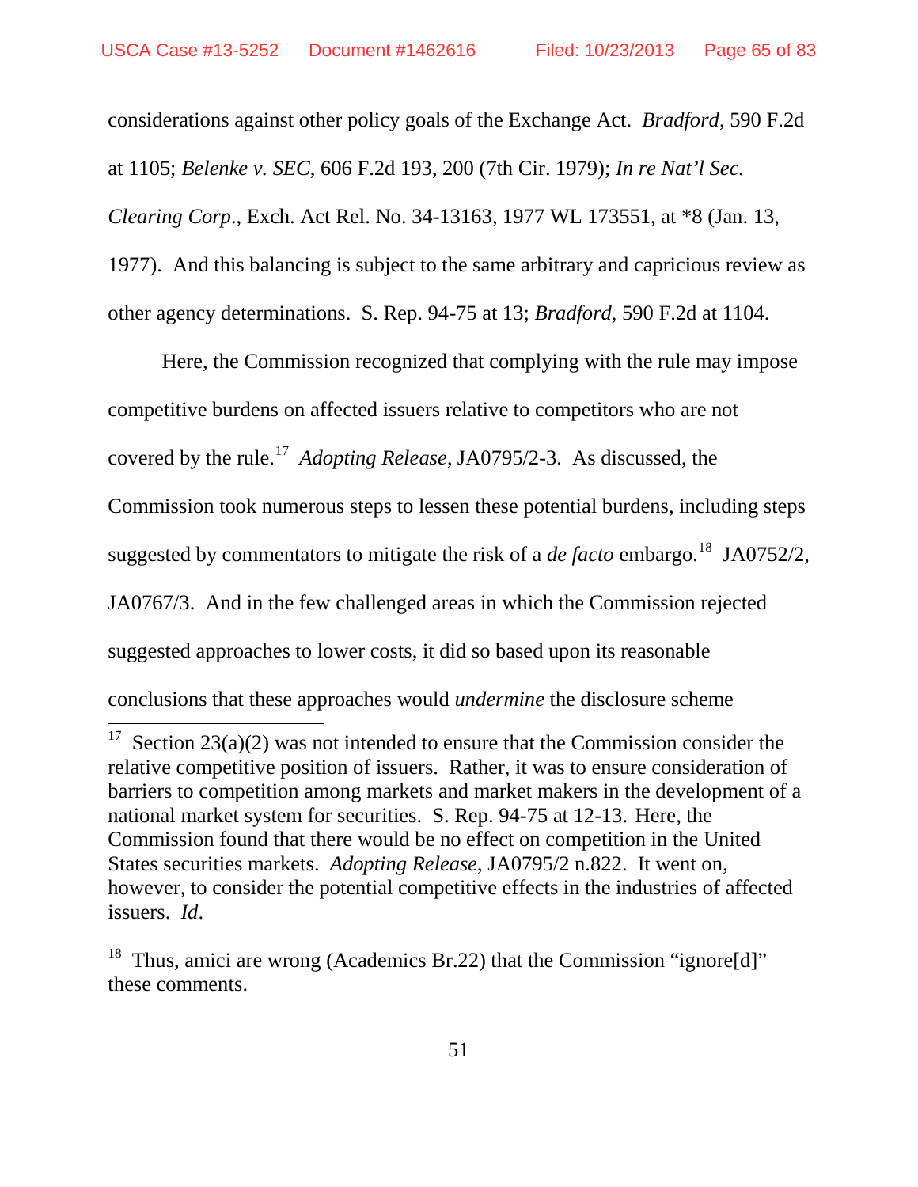considerations against other policy goals of the Exchange Act. *Bradford*, 590 F.2d at 1105; *Belenke v. SEC*, 606 F.2d 193, 200 (7th Cir. 1979); *In re Nat'l Sec. Clearing Corp*., Exch. Act Rel. No. 34-13163, 1977 WL 173551, at *8 (Jan. 13, 1977). And this balancing is subject to the same arbitrary and capricious review as other agency determinations. S. Rep. 94-75 at 13; *Bradford*, 590 F.2d at 1104.

Here, the Commission recognized that complying with the rule may impose competitive burdens on affected issuers relative to competitors who are not covered by the rule.[17] *Adopting Release*, JA0795/2-3. As discussed, the Commission took numerous steps to lessen these potential burdens, including steps suggested by commentators to mitigate the risk of a *de facto* embargo.[18] JA0752/2, JA0767/3. And in the few challenged areas in which the Commission rejected suggested approaches to lower costs, it did so based upon its reasonable conclusions that these approaches would *undermine* the disclosure scheme

---

[17] Section 23(a)(2) was not intended to ensure that the Commission consider the relative competitive position of issuers. Rather, it was to ensure consideration of barriers to competition among markets and market makers in the development of a national market system for securities. S. Rep. 94-75 at 12-13. Here, the Commission found that there would be no effect on competition in the United States securities markets. *Adopting Release*, JA0795/2 n.822. It went on, however, to consider the potential competitive effects in the industries of affected issuers. *Id*.

[18] Thus, amici are wrong (Academics Br.22) that the Commission "ignore[d]" these comments.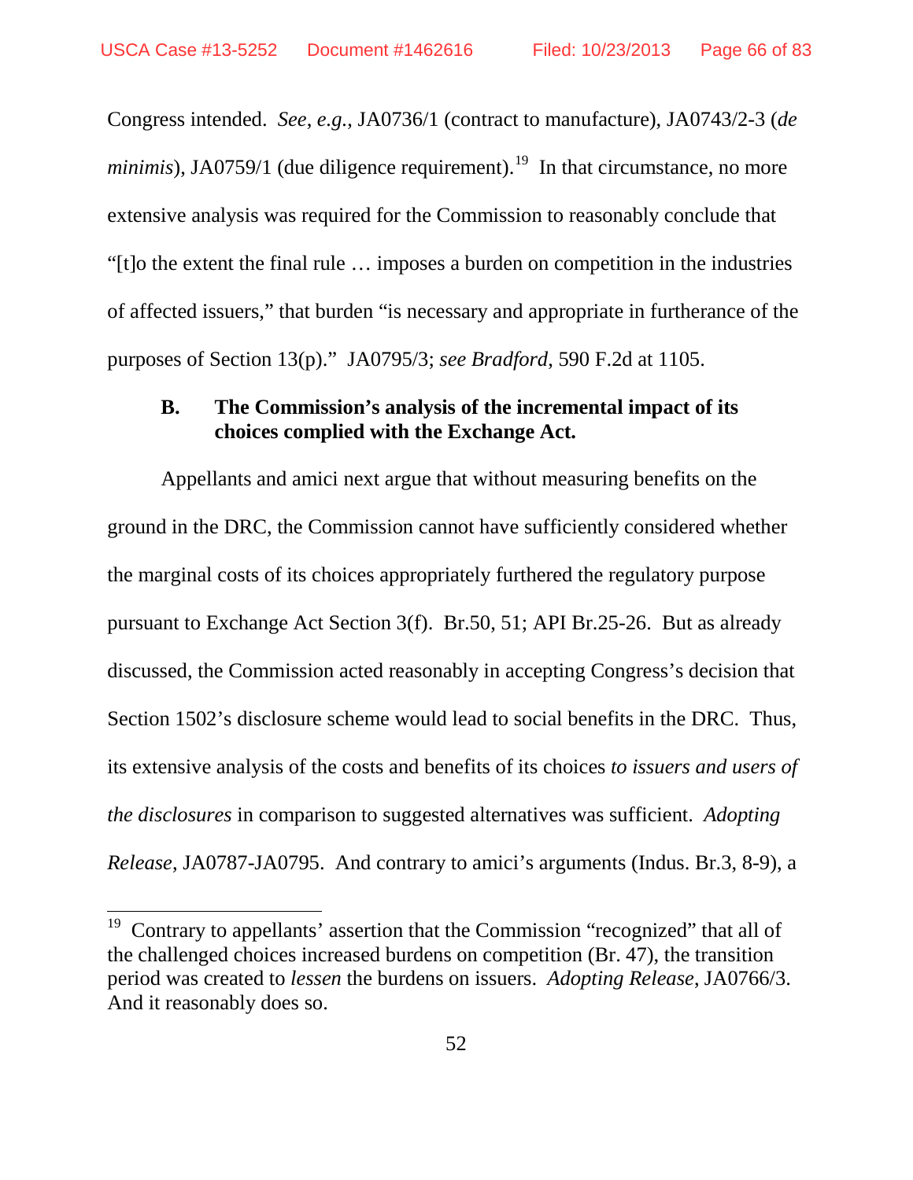Congress intended. *See, e.g.*, JA0736/1 (contract to manufacture), JA0743/2-3 (*de minimis*), JA0759/1 (due diligence requirement).[19] In that circumstance, no more extensive analysis was required for the Commission to reasonably conclude that "[t]o the extent the final rule … imposes a burden on competition in the industries of affected issuers," that burden "is necessary and appropriate in furtherance of the purposes of Section 13(p)." JA0795/3; *see Bradford*, 590 F.2d at 1105.

### B. The Commission's analysis of the incremental impact of its choices complied with the Exchange Act.

Appellants and amici next argue that without measuring benefits on the ground in the DRC, the Commission cannot have sufficiently considered whether the marginal costs of its choices appropriately furthered the regulatory purpose pursuant to Exchange Act Section 3(f). Br.50, 51; API Br.25-26. But as already discussed, the Commission acted reasonably in accepting Congress's decision that Section 1502's disclosure scheme would lead to social benefits in the DRC. Thus, its extensive analysis of the costs and benefits of its choices *to issuers and users of the disclosures* in comparison to suggested alternatives was sufficient. *Adopting Release*, JA0787-JA0795. And contrary to amici's arguments (Indus. Br.3, 8-9), a

---

[19] Contrary to appellants' assertion that the Commission "recognized" that all of the challenged choices increased burdens on competition (Br. 47), the transition period was created to *lessen* the burdens on issuers. *Adopting Release*, JA0766/3. And it reasonably does so.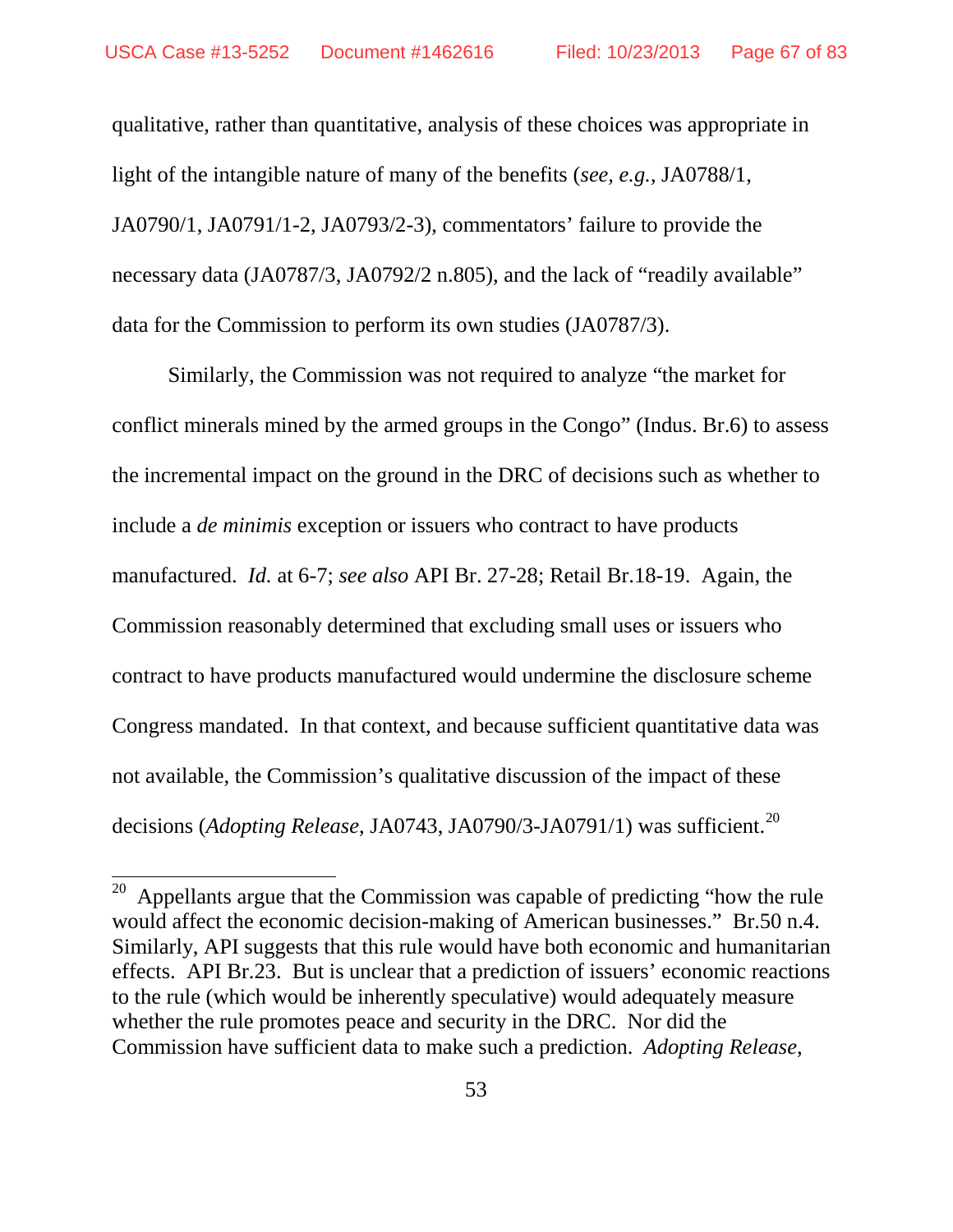qualitative, rather than quantitative, analysis of these choices was appropriate in light of the intangible nature of many of the benefits (*see, e.g.*, JA0788/1, JA0790/1, JA0791/1-2, JA0793/2-3), commentators' failure to provide the necessary data (JA0787/3, JA0792/2 n.805), and the lack of "readily available" data for the Commission to perform its own studies (JA0787/3).

Similarly, the Commission was not required to analyze "the market for conflict minerals mined by the armed groups in the Congo" (Indus. Br.6) to assess the incremental impact on the ground in the DRC of decisions such as whether to include a *de minimis* exception or issuers who contract to have products manufactured. *Id.* at 6-7; *see also* API Br. 27-28; Retail Br.18-19. Again, the Commission reasonably determined that excluding small uses or issuers who contract to have products manufactured would undermine the disclosure scheme Congress mandated. In that context, and because sufficient quantitative data was not available, the Commission's qualitative discussion of the impact of these decisions (*Adopting Release*, JA0743, JA0790/3-JA0791/1) was sufficient.[20]

---

[20] Appellants argue that the Commission was capable of predicting "how the rule would affect the economic decision-making of American businesses." Br.50 n.4. Similarly, API suggests that this rule would have both economic and humanitarian effects. API Br.23. But is unclear that a prediction of issuers' economic reactions to the rule (which would be inherently speculative) would adequately measure whether the rule promotes peace and security in the DRC. Nor did the Commission have sufficient data to make such a prediction. *Adopting Release*,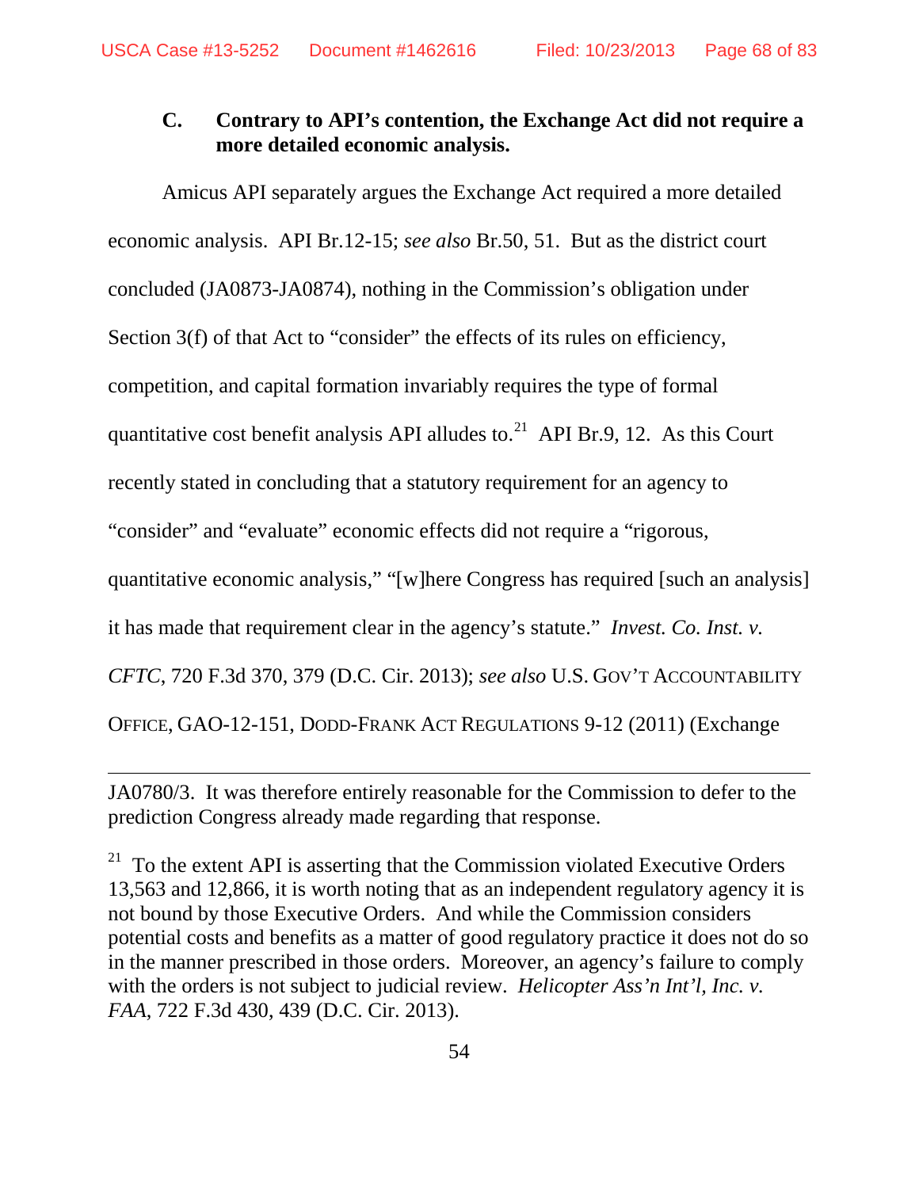### C. Contrary to API's contention, the Exchange Act did not require a more detailed economic analysis.

Amicus API separately argues the Exchange Act required a more detailed economic analysis. API Br.12-15; *see also* Br.50, 51. But as the district court concluded (JA0873-JA0874), nothing in the Commission's obligation under Section 3(f) of that Act to "consider" the effects of its rules on efficiency, competition, and capital formation invariably requires the type of formal quantitative cost benefit analysis API alludes to.[21] API Br.9, 12. As this Court recently stated in concluding that a statutory requirement for an agency to "consider" and "evaluate" economic effects did not require a "rigorous, quantitative economic analysis," "[w]here Congress has required [such an analysis] it has made that requirement clear in the agency's statute." *Invest. Co. Inst. v. CFTC*, 720 F.3d 370, 379 (D.C. Cir. 2013); *see also* U.S. GOV'T ACCOUNTABILITY OFFICE, GAO-12-151, DODD-FRANK ACT REGULATIONS 9-12 (2011) (Exchange

---

JA0780/3. It was therefore entirely reasonable for the Commission to defer to the prediction Congress already made regarding that response.

[21] To the extent API is asserting that the Commission violated Executive Orders 13,563 and 12,866, it is worth noting that as an independent regulatory agency it is not bound by those Executive Orders. And while the Commission considers potential costs and benefits as a matter of good regulatory practice it does not do so in the manner prescribed in those orders. Moreover, an agency's failure to comply with the orders is not subject to judicial review. *Helicopter Ass'n Int'l, Inc. v. FAA*, 722 F.3d 430, 439 (D.C. Cir. 2013).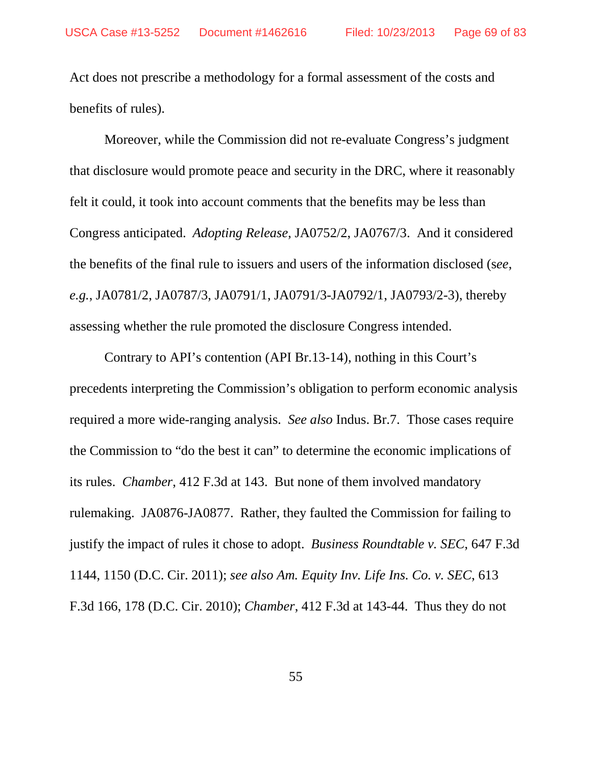Act does not prescribe a methodology for a formal assessment of the costs and benefits of rules).

Moreover, while the Commission did not re-evaluate Congress's judgment that disclosure would promote peace and security in the DRC, where it reasonably felt it could, it took into account comments that the benefits may be less than Congress anticipated. *Adopting Release*, JA0752/2, JA0767/3. And it considered the benefits of the final rule to issuers and users of the information disclosed (*see, e.g.*, JA0781/2, JA0787/3, JA0791/1, JA0791/3-JA0792/1, JA0793/2-3), thereby assessing whether the rule promoted the disclosure Congress intended.

Contrary to API's contention (API Br.13-14), nothing in this Court's precedents interpreting the Commission's obligation to perform economic analysis required a more wide-ranging analysis. *See also* Indus. Br.7. Those cases require the Commission to "do the best it can" to determine the economic implications of its rules. *Chamber*, 412 F.3d at 143. But none of them involved mandatory rulemaking. JA0876-JA0877. Rather, they faulted the Commission for failing to justify the impact of rules it chose to adopt. *Business Roundtable v. SEC*, 647 F.3d 1144, 1150 (D.C. Cir. 2011); *see also Am. Equity Inv. Life Ins. Co. v. SEC*, 613 F.3d 166, 178 (D.C. Cir. 2010); *Chamber*, 412 F.3d at 143-44. Thus they do not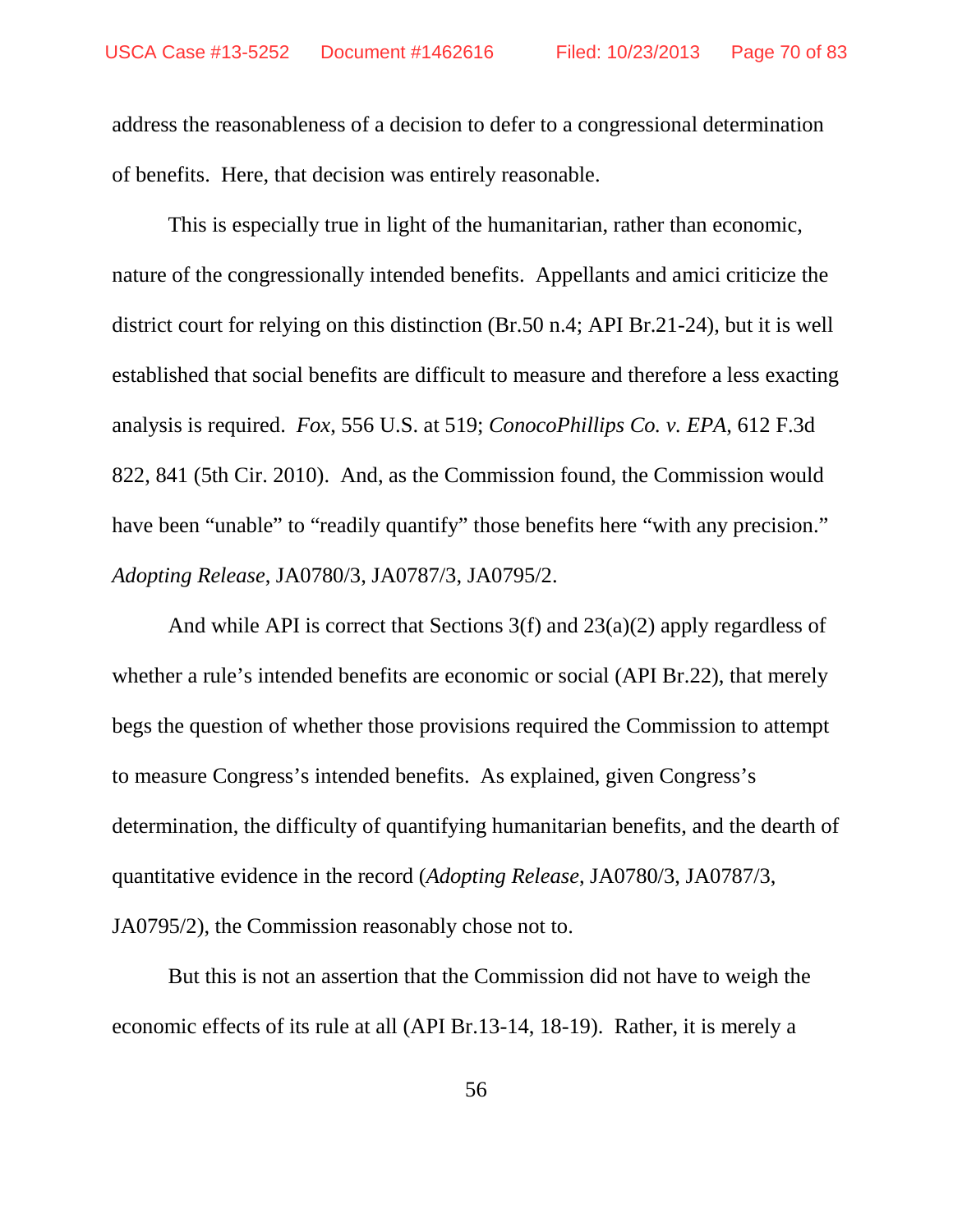address the reasonableness of a decision to defer to a congressional determination of benefits. Here, that decision was entirely reasonable.

This is especially true in light of the humanitarian, rather than economic, nature of the congressionally intended benefits. Appellants and amici criticize the district court for relying on this distinction (Br.50 n.4; API Br.21-24), but it is well established that social benefits are difficult to measure and therefore a less exacting analysis is required. *Fox*, 556 U.S. at 519; *ConocoPhillips Co. v. EPA*, 612 F.3d 822, 841 (5th Cir. 2010). And, as the Commission found, the Commission would have been "unable" to "readily quantify" those benefits here "with any precision." *Adopting Release*, JA0780/3, JA0787/3, JA0795/2.

And while API is correct that Sections 3(f) and 23(a)(2) apply regardless of whether a rule's intended benefits are economic or social (API Br.22), that merely begs the question of whether those provisions required the Commission to attempt to measure Congress's intended benefits. As explained, given Congress's determination, the difficulty of quantifying humanitarian benefits, and the dearth of quantitative evidence in the record (*Adopting Release*, JA0780/3, JA0787/3, JA0795/2), the Commission reasonably chose not to.

But this is not an assertion that the Commission did not have to weigh the economic effects of its rule at all (API Br.13-14, 18-19). Rather, it is merely a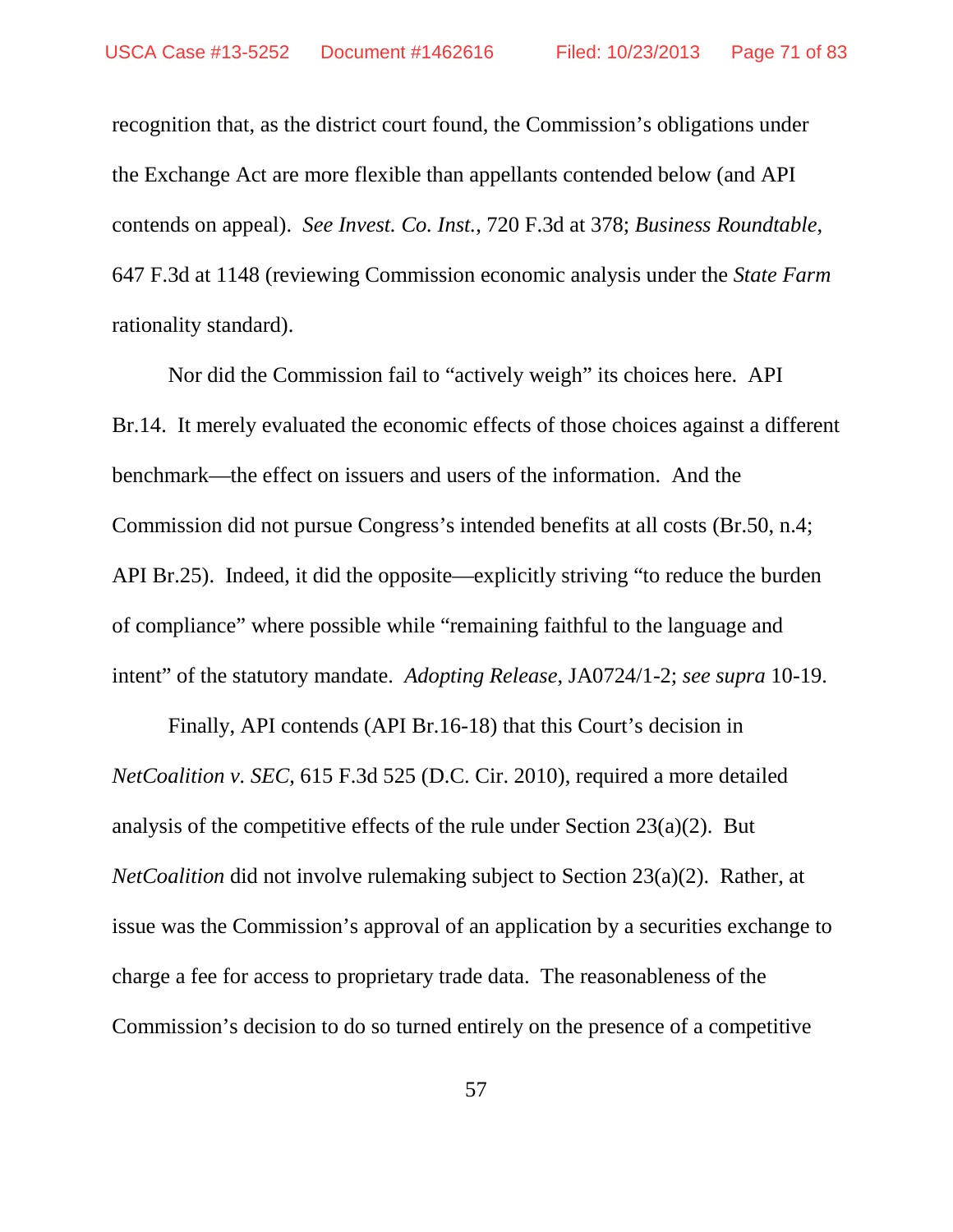recognition that, as the district court found, the Commission's obligations under the Exchange Act are more flexible than appellants contended below (and API contends on appeal). *See Invest. Co. Inst.*, 720 F.3d at 378; *Business Roundtable*, 647 F.3d at 1148 (reviewing Commission economic analysis under the *State Farm* rationality standard).

Nor did the Commission fail to "actively weigh" its choices here. API Br.14. It merely evaluated the economic effects of those choices against a different benchmark—the effect on issuers and users of the information. And the Commission did not pursue Congress's intended benefits at all costs (Br.50, n.4; API Br.25). Indeed, it did the opposite—explicitly striving "to reduce the burden of compliance" where possible while "remaining faithful to the language and intent" of the statutory mandate. *Adopting Release*, JA0724/1-2; *see supra* 10-19.

Finally, API contends (API Br.16-18) that this Court's decision in *NetCoalition v. SEC*, 615 F.3d 525 (D.C. Cir. 2010), required a more detailed analysis of the competitive effects of the rule under Section 23(a)(2). But *NetCoalition* did not involve rulemaking subject to Section 23(a)(2). Rather, at issue was the Commission's approval of an application by a securities exchange to charge a fee for access to proprietary trade data. The reasonableness of the Commission's decision to do so turned entirely on the presence of a competitive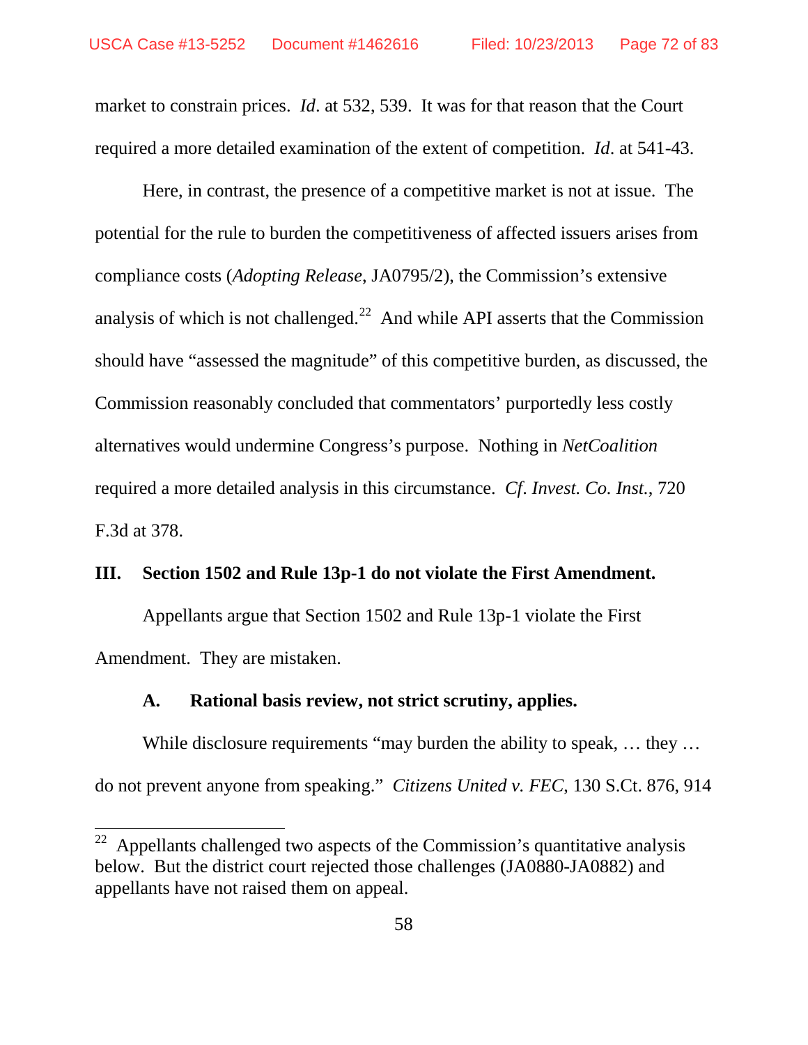market to constrain prices. *Id*. at 532, 539. It was for that reason that the Court required a more detailed examination of the extent of competition. *Id*. at 541-43.

Here, in contrast, the presence of a competitive market is not at issue. The potential for the rule to burden the competitiveness of affected issuers arises from compliance costs (*Adopting Release*, JA0795/2), the Commission's extensive analysis of which is not challenged.[22] And while API asserts that the Commission should have "assessed the magnitude" of this competitive burden, as discussed, the Commission reasonably concluded that commentators' purportedly less costly alternatives would undermine Congress's purpose. Nothing in *NetCoalition* required a more detailed analysis in this circumstance. *Cf*. *Invest. Co. Inst.*, 720 F.3d at 378.

## III. Section 1502 and Rule 13p-1 do not violate the First Amendment.

Appellants argue that Section 1502 and Rule 13p-1 violate the First Amendment. They are mistaken.

### A. Rational basis review, not strict scrutiny, applies.

While disclosure requirements "may burden the ability to speak, … they … do not prevent anyone from speaking." *Citizens United v. FEC*, 130 S.Ct. 876, 914

---

[22] Appellants challenged two aspects of the Commission's quantitative analysis below. But the district court rejected those challenges (JA0880-JA0882) and appellants have not raised them on appeal.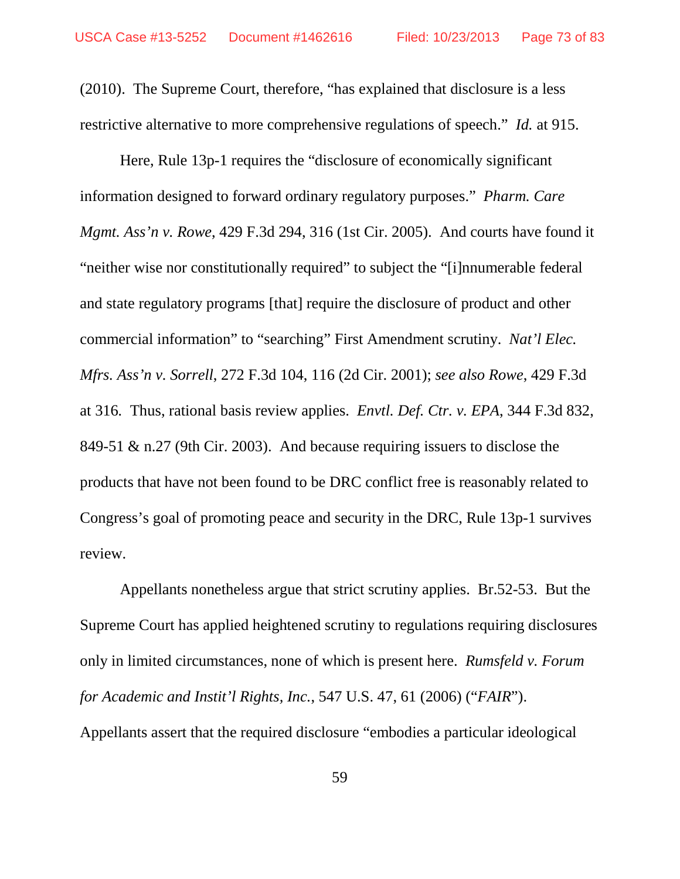(2010). The Supreme Court, therefore, "has explained that disclosure is a less restrictive alternative to more comprehensive regulations of speech." *Id.* at 915.

Here, Rule 13p-1 requires the "disclosure of economically significant information designed to forward ordinary regulatory purposes." *Pharm. Care Mgmt. Ass'n v. Rowe*, 429 F.3d 294, 316 (1st Cir. 2005). And courts have found it "neither wise nor constitutionally required" to subject the "[i]nnumerable federal and state regulatory programs [that] require the disclosure of product and other commercial information" to "searching" First Amendment scrutiny. *Nat'l Elec. Mfrs. Ass'n v. Sorrell*, 272 F.3d 104, 116 (2d Cir. 2001); *see also Rowe*, 429 F.3d at 316. Thus, rational basis review applies. *Envtl. Def. Ctr. v. EPA*, 344 F.3d 832, 849-51 & n.27 (9th Cir. 2003). And because requiring issuers to disclose the products that have not been found to be DRC conflict free is reasonably related to Congress's goal of promoting peace and security in the DRC, Rule 13p-1 survives review.

Appellants nonetheless argue that strict scrutiny applies. Br.52-53. But the Supreme Court has applied heightened scrutiny to regulations requiring disclosures only in limited circumstances, none of which is present here. *Rumsfeld v. Forum for Academic and Instit'l Rights, Inc.*, 547 U.S. 47, 61 (2006) ("*FAIR*"). Appellants assert that the required disclosure "embodies a particular ideological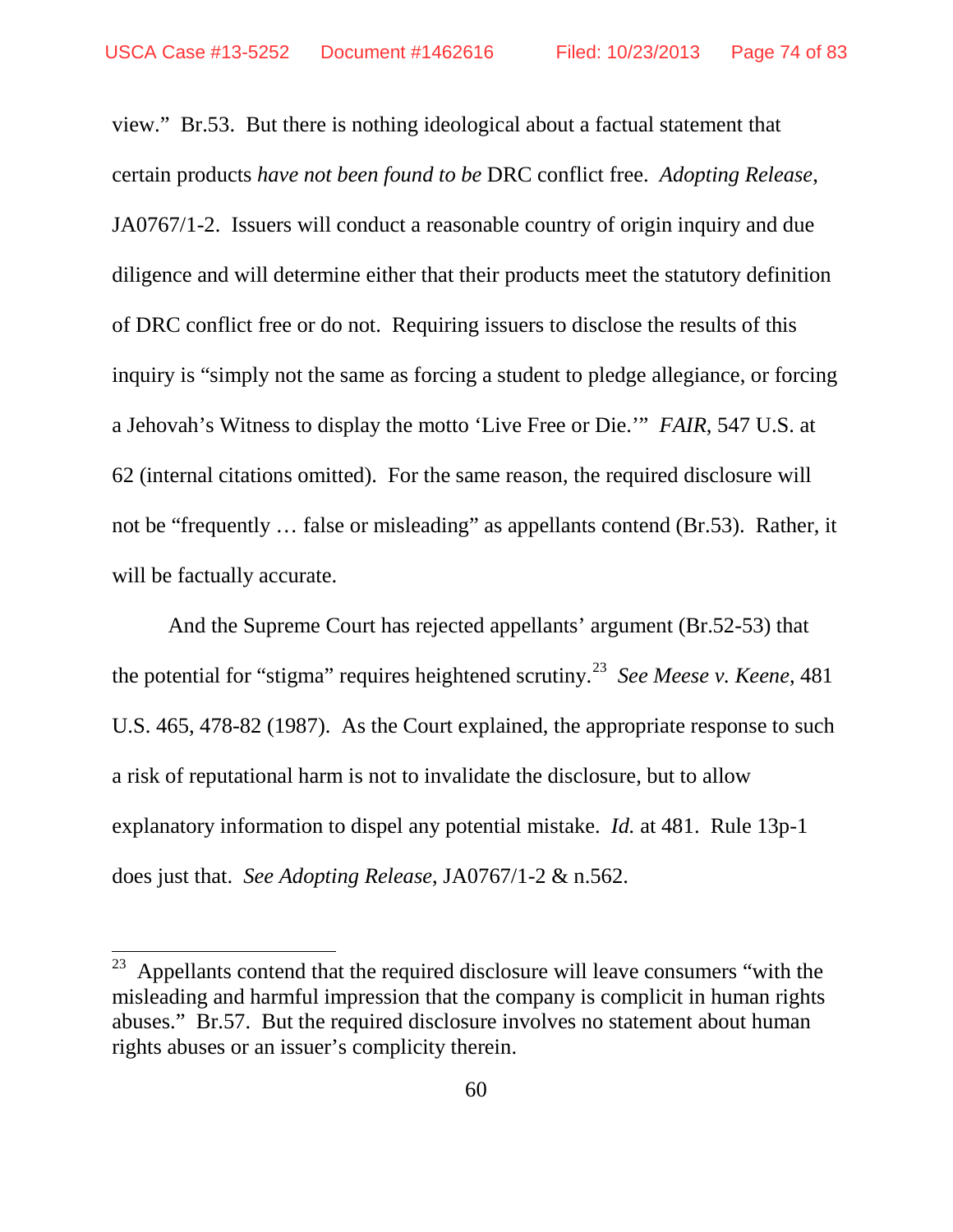view." Br.53. But there is nothing ideological about a factual statement that certain products *have not been found to be* DRC conflict free. *Adopting Release*, JA0767/1-2. Issuers will conduct a reasonable country of origin inquiry and due diligence and will determine either that their products meet the statutory definition of DRC conflict free or do not. Requiring issuers to disclose the results of this inquiry is "simply not the same as forcing a student to pledge allegiance, or forcing a Jehovah's Witness to display the motto 'Live Free or Die.'" *FAIR*, 547 U.S. at 62 (internal citations omitted). For the same reason, the required disclosure will not be "frequently … false or misleading" as appellants contend (Br.53). Rather, it will be factually accurate.

And the Supreme Court has rejected appellants' argument (Br.52-53) that the potential for "stigma" requires heightened scrutiny.[23] *See Meese v. Keene*, 481 U.S. 465, 478-82 (1987). As the Court explained, the appropriate response to such a risk of reputational harm is not to invalidate the disclosure, but to allow explanatory information to dispel any potential mistake. *Id.* at 481. Rule 13p-1 does just that. *See Adopting Release*, JA0767/1-2 & n.562.

---

[23] Appellants contend that the required disclosure will leave consumers "with the misleading and harmful impression that the company is complicit in human rights abuses." Br.57. But the required disclosure involves no statement about human rights abuses or an issuer's complicity therein.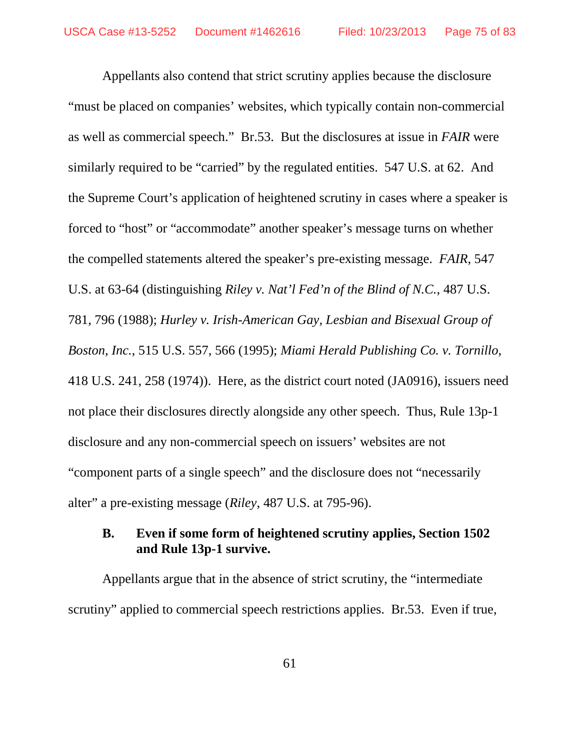Appellants also contend that strict scrutiny applies because the disclosure "must be placed on companies' websites, which typically contain non-commercial as well as commercial speech." Br.53. But the disclosures at issue in *FAIR* were similarly required to be "carried" by the regulated entities. 547 U.S. at 62. And the Supreme Court's application of heightened scrutiny in cases where a speaker is forced to "host" or "accommodate" another speaker's message turns on whether the compelled statements altered the speaker's pre-existing message. *FAIR*, 547 U.S. at 63-64 (distinguishing *Riley v. Nat'l Fed'n of the Blind of N.C.*, 487 U.S. 781, 796 (1988); *Hurley v. Irish-American Gay, Lesbian and Bisexual Group of Boston, Inc.*, 515 U.S. 557, 566 (1995); *Miami Herald Publishing Co. v. Tornillo*, 418 U.S. 241, 258 (1974)). Here, as the district court noted (JA0916), issuers need not place their disclosures directly alongside any other speech. Thus, Rule 13p-1 disclosure and any non-commercial speech on issuers' websites are not "component parts of a single speech" and the disclosure does not "necessarily alter" a pre-existing message (*Riley*, 487 U.S. at 795-96).

### B. Even if some form of heightened scrutiny applies, Section 1502 and Rule 13p-1 survive.

Appellants argue that in the absence of strict scrutiny, the "intermediate scrutiny" applied to commercial speech restrictions applies. Br.53. Even if true,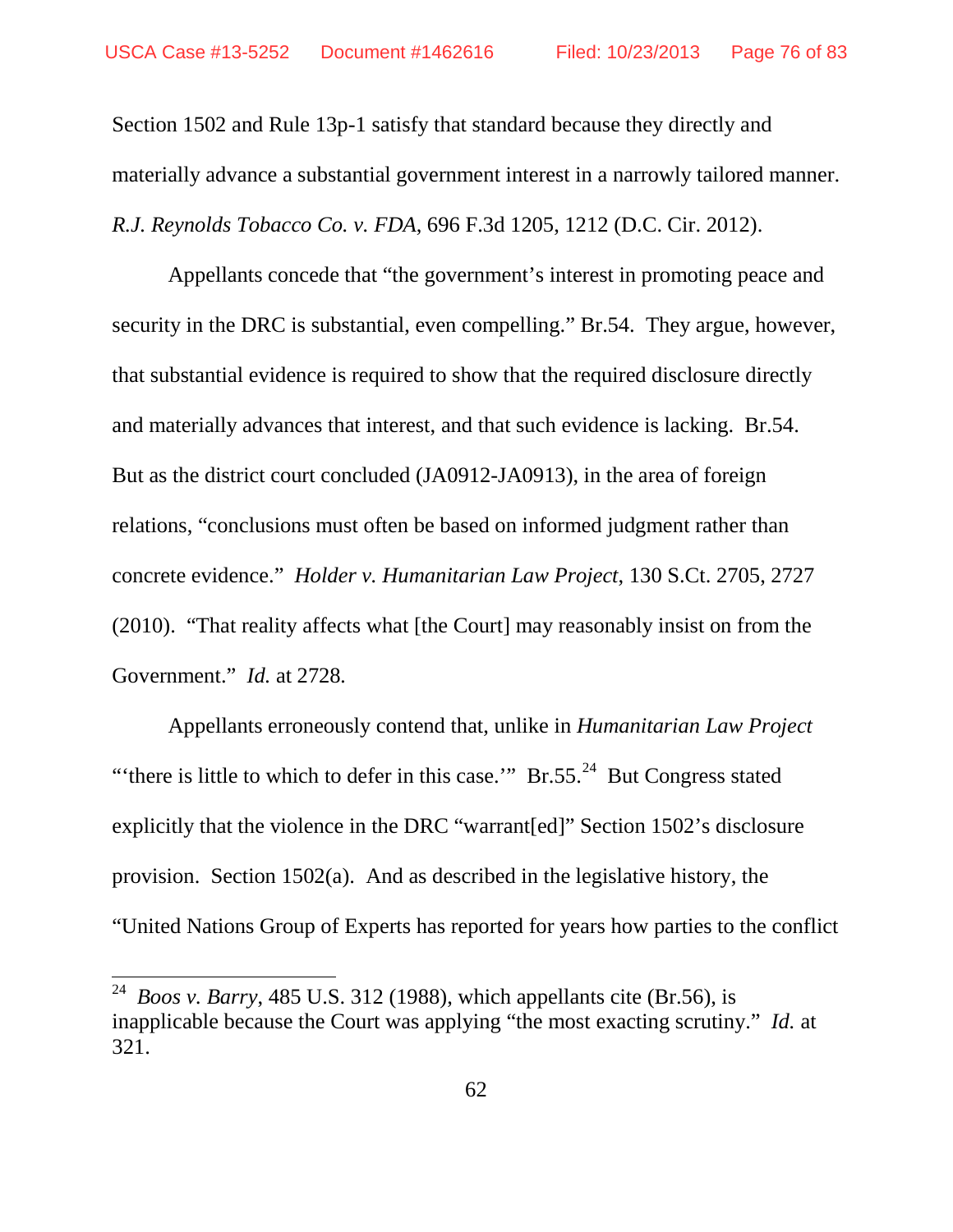Section 1502 and Rule 13p-1 satisfy that standard because they directly and materially advance a substantial government interest in a narrowly tailored manner. *R.J. Reynolds Tobacco Co. v. FDA*, 696 F.3d 1205, 1212 (D.C. Cir. 2012).

Appellants concede that "the government's interest in promoting peace and security in the DRC is substantial, even compelling." Br.54. They argue, however, that substantial evidence is required to show that the required disclosure directly and materially advances that interest, and that such evidence is lacking. Br.54. But as the district court concluded (JA0912-JA0913), in the area of foreign relations, "conclusions must often be based on informed judgment rather than concrete evidence." *Holder v. Humanitarian Law Project*, 130 S.Ct. 2705, 2727 (2010). "That reality affects what [the Court] may reasonably insist on from the Government." *Id.* at 2728.

Appellants erroneously contend that, unlike in *Humanitarian Law Project* "'there is little to which to defer in this case.'" Br.55.[24] But Congress stated explicitly that the violence in the DRC "warrant[ed]" Section 1502's disclosure provision. Section 1502(a). And as described in the legislative history, the "United Nations Group of Experts has reported for years how parties to the conflict

---

[24] *Boos v. Barry*, 485 U.S. 312 (1988), which appellants cite (Br.56), is inapplicable because the Court was applying "the most exacting scrutiny." *Id.* at 321.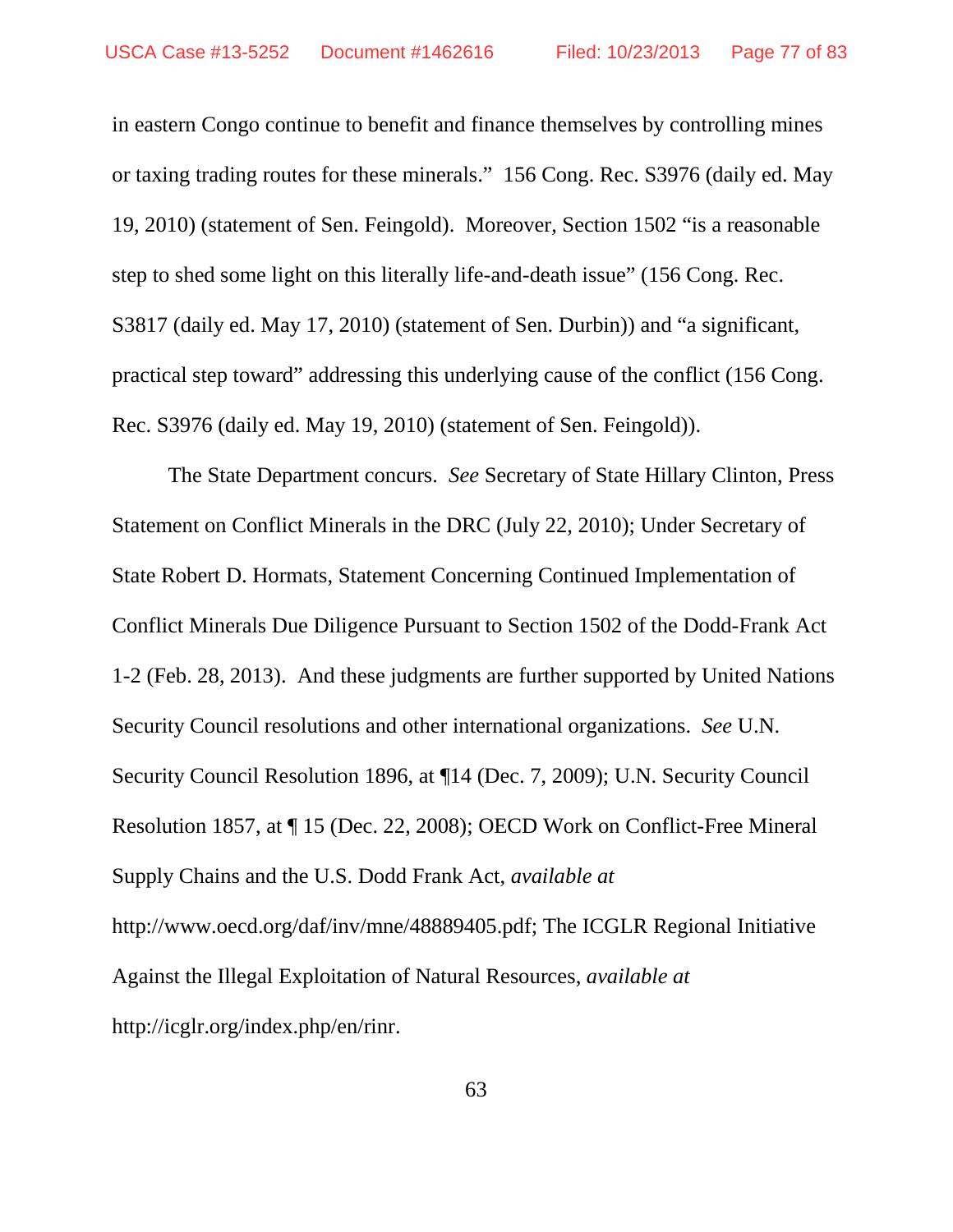in eastern Congo continue to benefit and finance themselves by controlling mines or taxing trading routes for these minerals." 156 Cong. Rec. S3976 (daily ed. May 19, 2010) (statement of Sen. Feingold). Moreover, Section 1502 "is a reasonable step to shed some light on this literally life-and-death issue" (156 Cong. Rec. S3817 (daily ed. May 17, 2010) (statement of Sen. Durbin)) and "a significant, practical step toward" addressing this underlying cause of the conflict (156 Cong. Rec. S3976 (daily ed. May 19, 2010) (statement of Sen. Feingold)).

The State Department concurs. *See* Secretary of State Hillary Clinton, Press Statement on Conflict Minerals in the DRC (July 22, 2010); Under Secretary of State Robert D. Hormats, Statement Concerning Continued Implementation of Conflict Minerals Due Diligence Pursuant to Section 1502 of the Dodd-Frank Act 1-2 (Feb. 28, 2013). And these judgments are further supported by United Nations Security Council resolutions and other international organizations. *See* U.N. Security Council Resolution 1896, at ¶14 (Dec. 7, 2009); U.N. Security Council Resolution 1857, at ¶ 15 (Dec. 22, 2008); OECD Work on Conflict-Free Mineral Supply Chains and the U.S. Dodd Frank Act, *available at* http://www.oecd.org/daf/inv/mne/48889405.pdf; The ICGLR Regional Initiative Against the Illegal Exploitation of Natural Resources, *available at* http://icglr.org/index.php/en/rinr.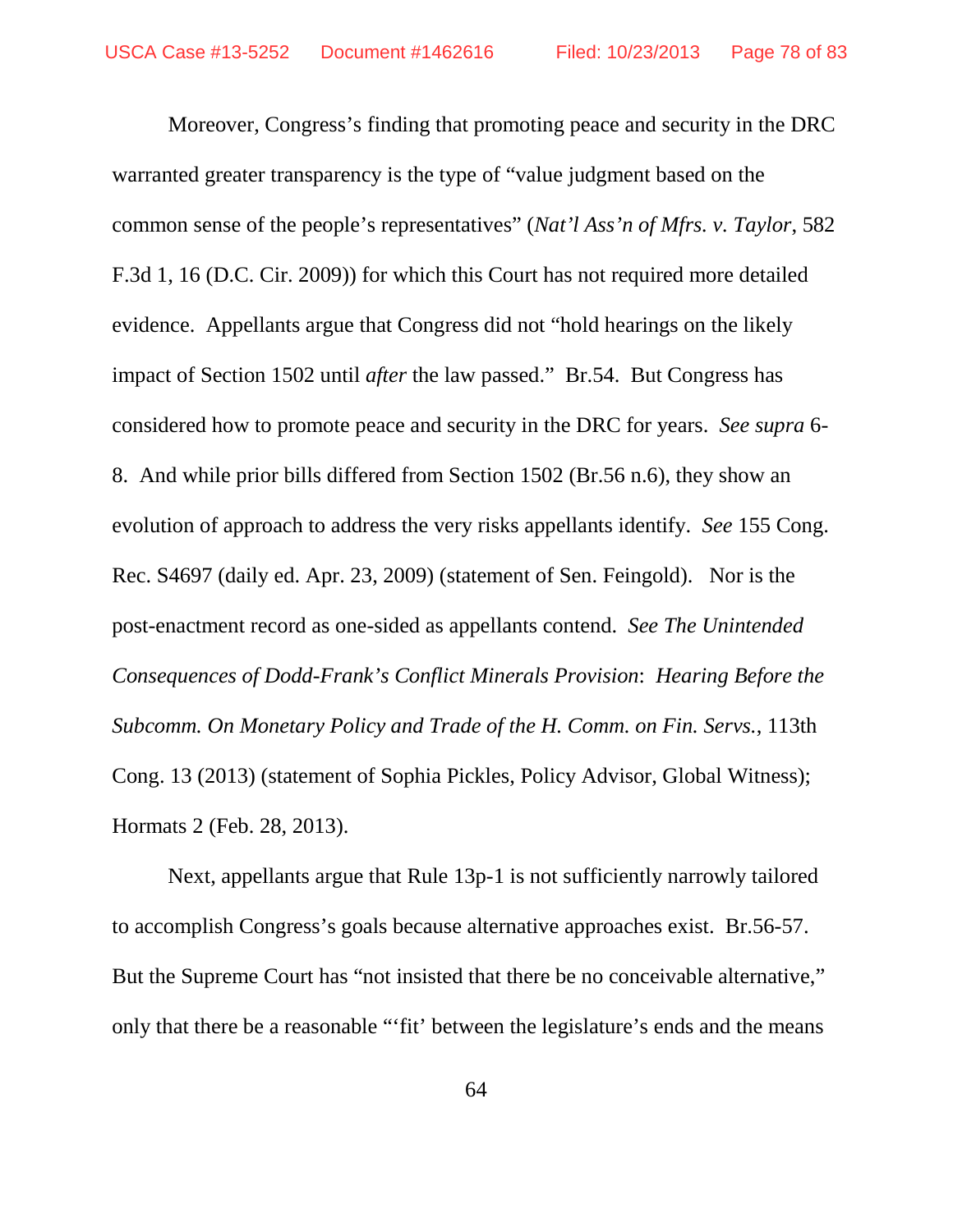Moreover, Congress's finding that promoting peace and security in the DRC warranted greater transparency is the type of "value judgment based on the common sense of the people's representatives" (*Nat'l Ass'n of Mfrs. v. Taylor*, 582 F.3d 1, 16 (D.C. Cir. 2009)) for which this Court has not required more detailed evidence. Appellants argue that Congress did not "hold hearings on the likely impact of Section 1502 until *after* the law passed." Br.54. But Congress has considered how to promote peace and security in the DRC for years. *See supra* 6-8. And while prior bills differed from Section 1502 (Br.56 n.6), they show an evolution of approach to address the very risks appellants identify. *See* 155 Cong. Rec. S4697 (daily ed. Apr. 23, 2009) (statement of Sen. Feingold). Nor is the post-enactment record as one-sided as appellants contend. *See The Unintended Consequences of Dodd-Frank's Conflict Minerals Provision*: *Hearing Before the Subcomm. On Monetary Policy and Trade of the H. Comm. on Fin. Servs.*, 113th Cong. 13 (2013) (statement of Sophia Pickles, Policy Advisor, Global Witness); Hormats 2 (Feb. 28, 2013).

Next, appellants argue that Rule 13p-1 is not sufficiently narrowly tailored to accomplish Congress's goals because alternative approaches exist. Br.56-57. But the Supreme Court has "not insisted that there be no conceivable alternative," only that there be a reasonable "'fit' between the legislature's ends and the means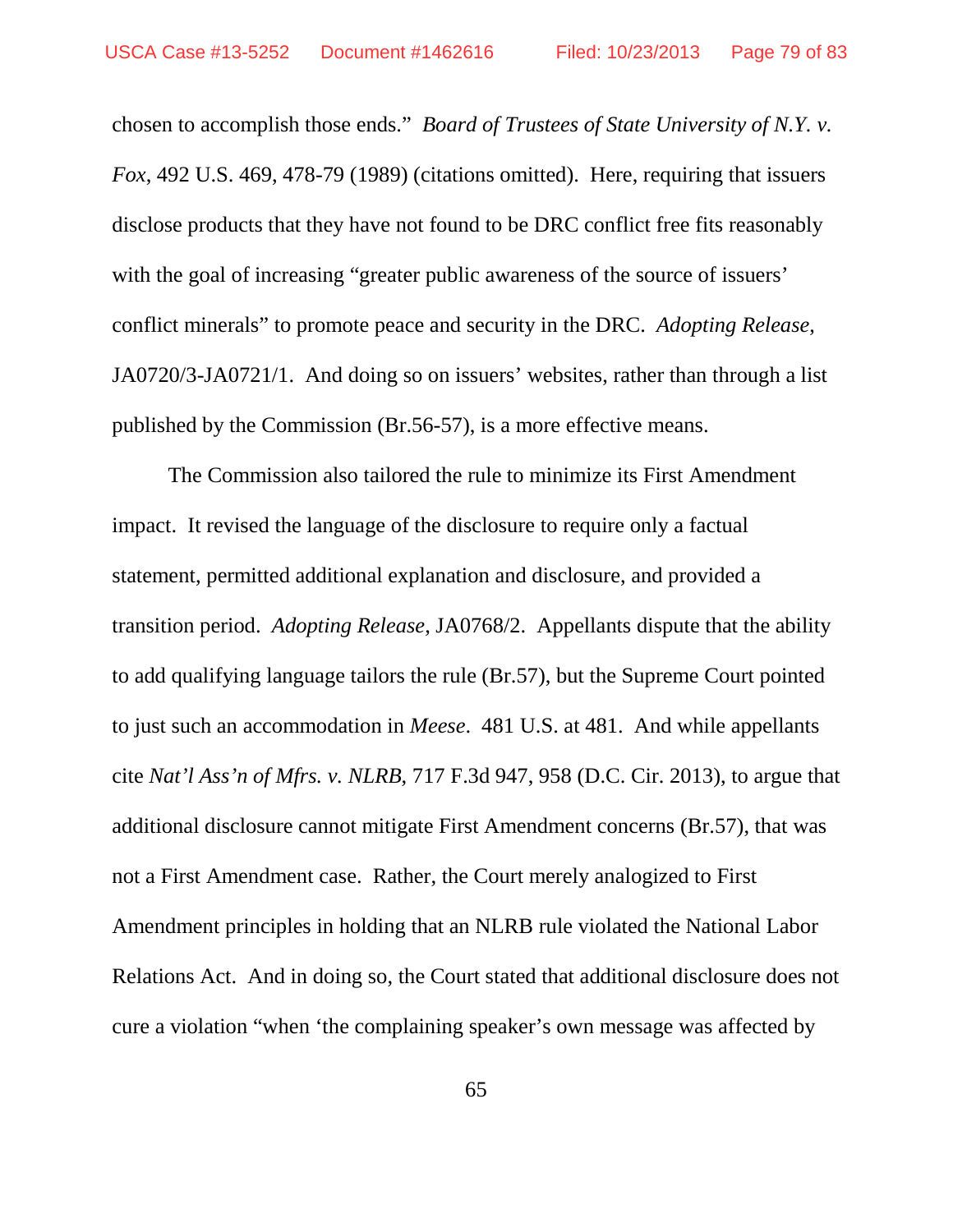chosen to accomplish those ends." *Board of Trustees of State University of N.Y. v. Fox*, 492 U.S. 469, 478-79 (1989) (citations omitted). Here, requiring that issuers disclose products that they have not found to be DRC conflict free fits reasonably with the goal of increasing "greater public awareness of the source of issuers' conflict minerals" to promote peace and security in the DRC. *Adopting Release*, JA0720/3-JA0721/1. And doing so on issuers' websites, rather than through a list published by the Commission (Br.56-57), is a more effective means.

The Commission also tailored the rule to minimize its First Amendment impact. It revised the language of the disclosure to require only a factual statement, permitted additional explanation and disclosure, and provided a transition period. *Adopting Release*, JA0768/2. Appellants dispute that the ability to add qualifying language tailors the rule (Br.57), but the Supreme Court pointed to just such an accommodation in *Meese*. 481 U.S. at 481. And while appellants cite *Nat'l Ass'n of Mfrs. v. NLRB*, 717 F.3d 947, 958 (D.C. Cir. 2013), to argue that additional disclosure cannot mitigate First Amendment concerns (Br.57), that was not a First Amendment case. Rather, the Court merely analogized to First Amendment principles in holding that an NLRB rule violated the National Labor Relations Act. And in doing so, the Court stated that additional disclosure does not cure a violation "when 'the complaining speaker's own message was affected by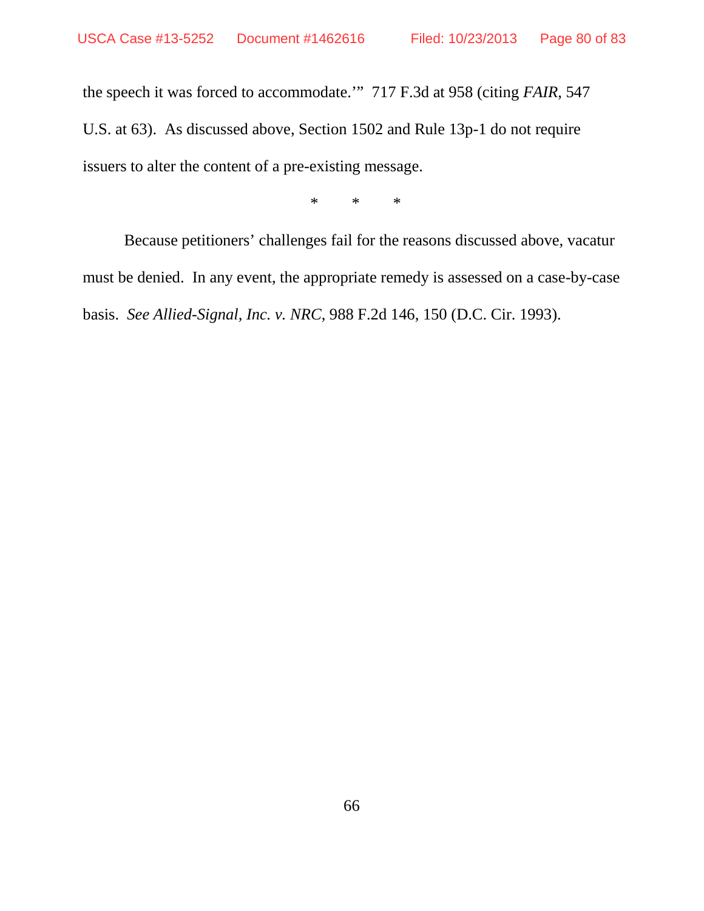the speech it was forced to accommodate.'" 717 F.3d at 958 (citing *FAIR*, 547 U.S. at 63). As discussed above, Section 1502 and Rule 13p-1 do not require issuers to alter the content of a pre-existing message.

\* \* \*

Because petitioners' challenges fail for the reasons discussed above, vacatur must be denied. In any event, the appropriate remedy is assessed on a case-by-case basis. *See Allied-Signal, Inc. v. NRC*, 988 F.2d 146, 150 (D.C. Cir. 1993).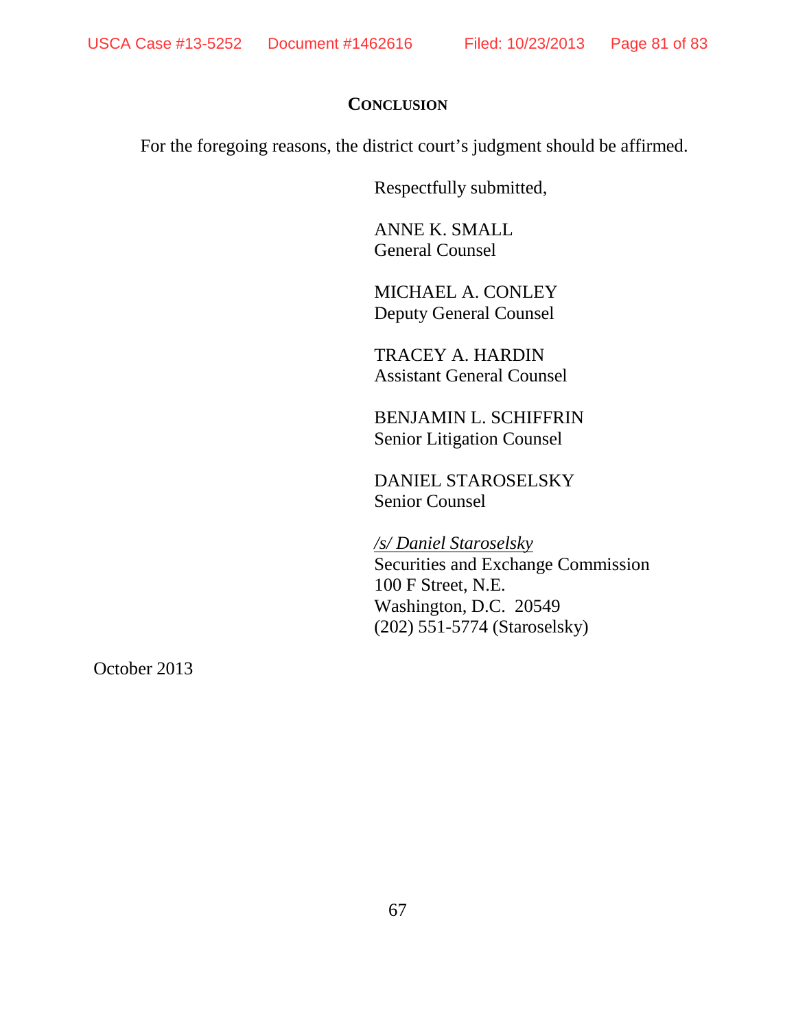## CONCLUSION

For the foregoing reasons, the district court's judgment should be affirmed.

Respectfully submitted,

ANNE K. SMALL
General Counsel

MICHAEL A. CONLEY
Deputy General Counsel

TRACEY A. HARDIN
Assistant General Counsel

BENJAMIN L. SCHIFFRIN
Senior Litigation Counsel

DANIEL STAROSELSKY
Senior Counsel

*/s/ Daniel Staroselsky*
Securities and Exchange Commission
100 F Street, N.E.
Washington, D.C. 20549
(202) 551-5774 (Staroselsky)

October 2013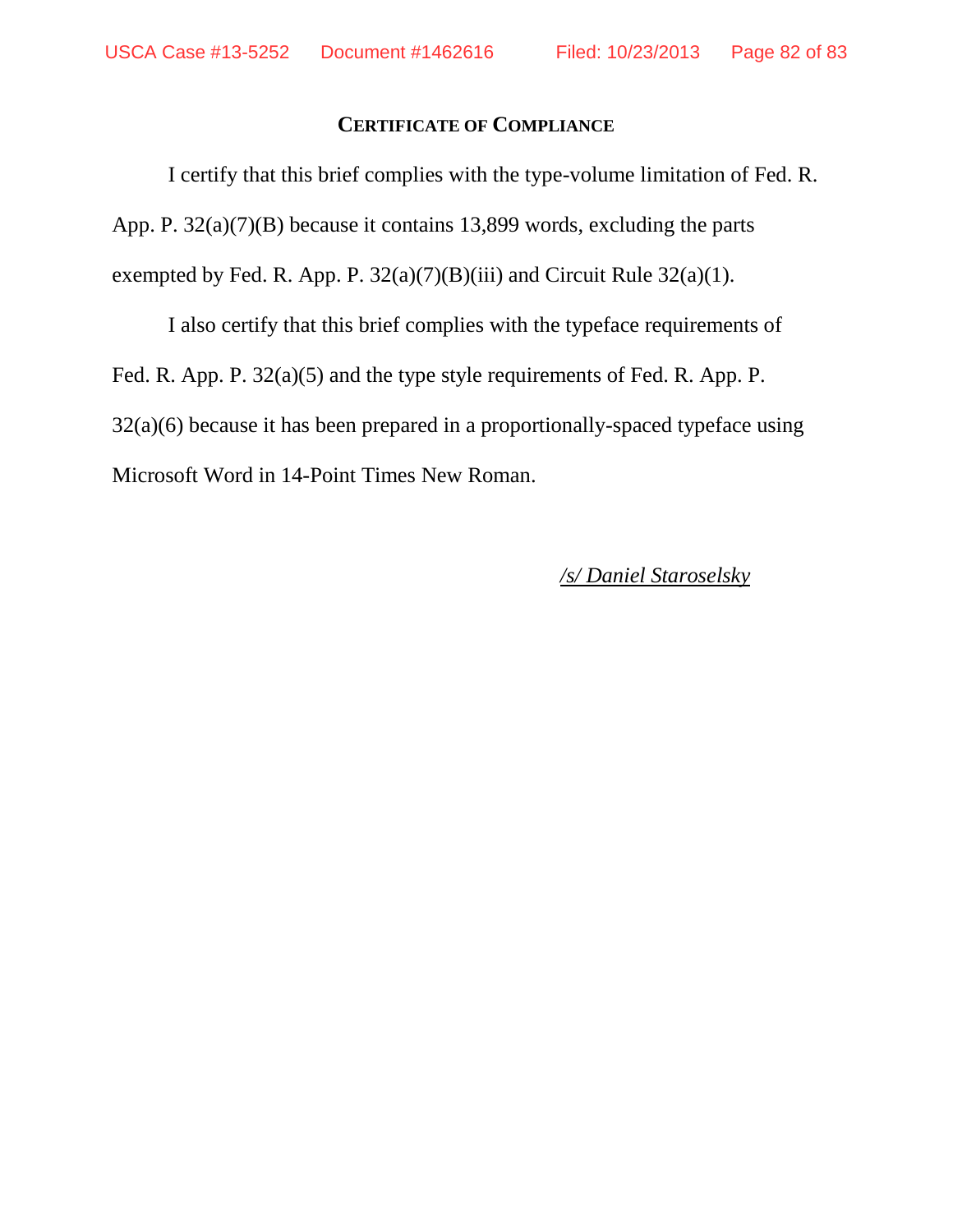## CERTIFICATE OF COMPLIANCE

I certify that this brief complies with the type-volume limitation of Fed. R. App. P. 32(a)(7)(B) because it contains 13,899 words, excluding the parts exempted by Fed. R. App. P. 32(a)(7)(B)(iii) and Circuit Rule 32(a)(1).

I also certify that this brief complies with the typeface requirements of Fed. R. App. P. 32(a)(5) and the type style requirements of Fed. R. App. P. 32(a)(6) because it has been prepared in a proportionally-spaced typeface using Microsoft Word in 14-Point Times New Roman.

*/s/ Daniel Staroselsky*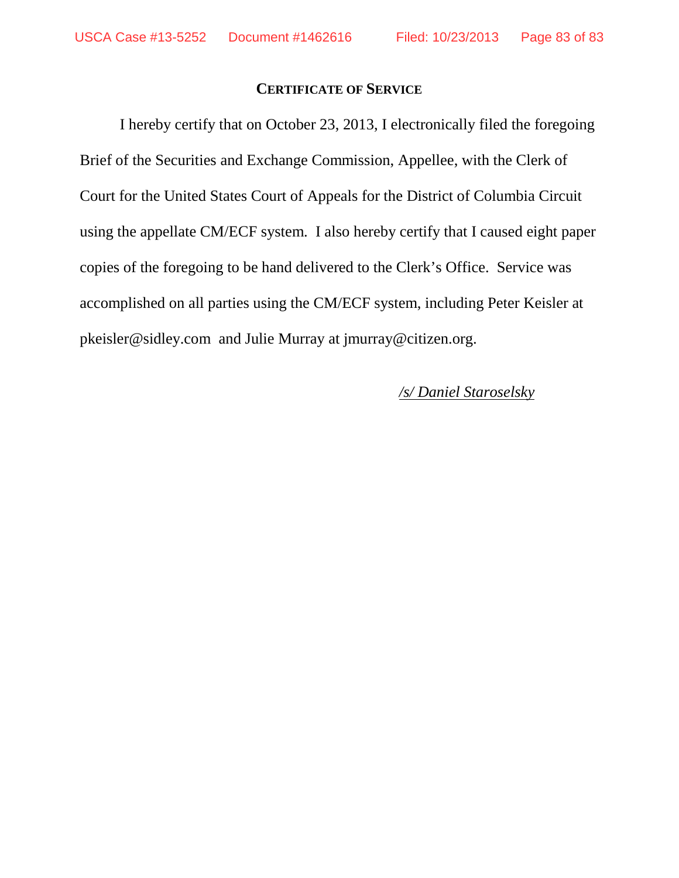## CERTIFICATE OF SERVICE

I hereby certify that on October 23, 2013, I electronically filed the foregoing Brief of the Securities and Exchange Commission, Appellee, with the Clerk of Court for the United States Court of Appeals for the District of Columbia Circuit using the appellate CM/ECF system. I also hereby certify that I caused eight paper copies of the foregoing to be hand delivered to the Clerk's Office. Service was accomplished on all parties using the CM/ECF system, including Peter Keisler at pkeisler@sidley.com and Julie Murray at jmurray@citizen.org.

*/s/ Daniel Staroselsky*